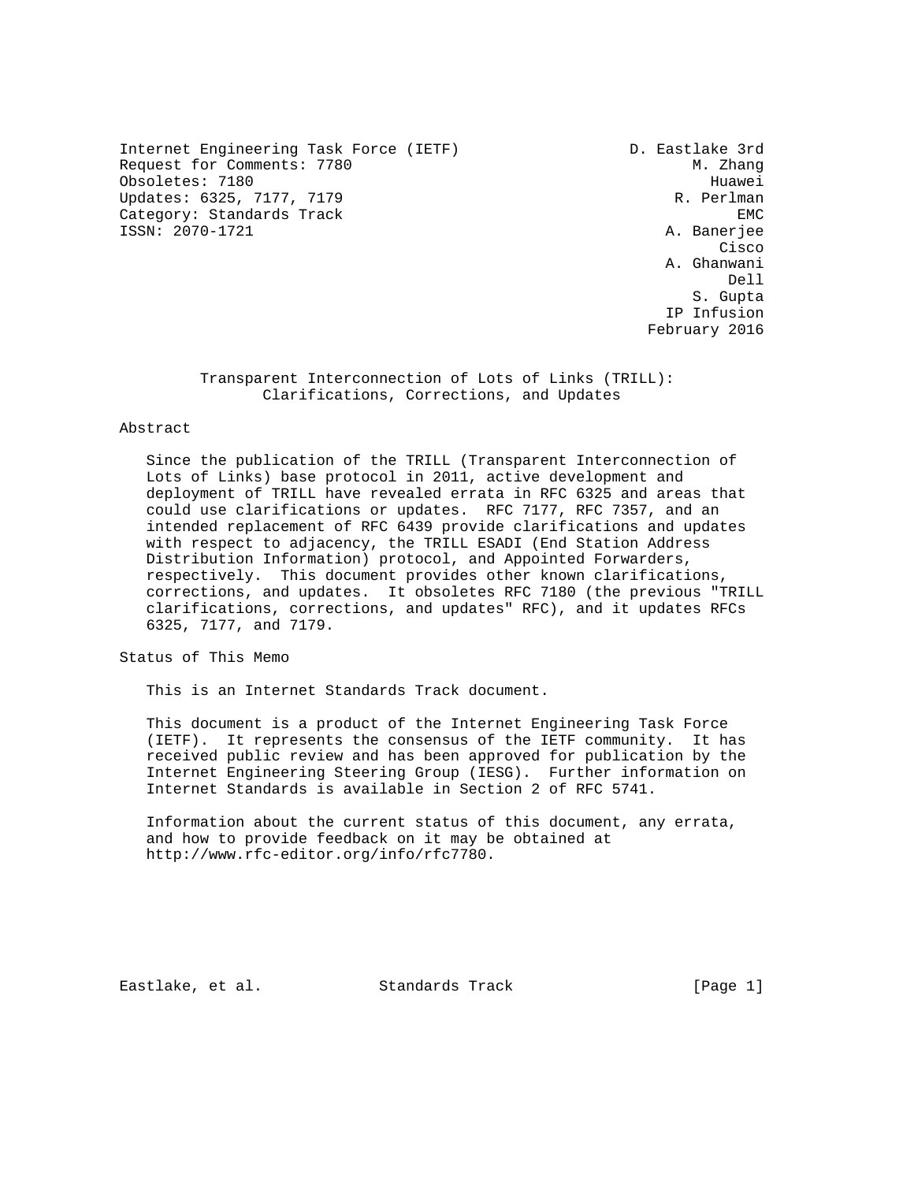Internet Engineering Task Force (IETF)  
Request for Comments: 7780  
Obsoletes: 7180  
Updates: 6325, 7177, 7179  
Category: Standards Track  
ISSN: 2070-1721

D. Eastlake 3rd  
M. Zhang  
Huawei  
R. Perlman  
EMC  
A. Banerjee  
Cisco  
A. Ghanwani  
Dell  
S. Gupta  
IP Infusion  
February 2016

# Transparent Interconnection of Lots of Links (TRILL): Clarifications, Corrections, and Updates

## Abstract

Since the publication of the TRILL (Transparent Interconnection of Lots of Links) base protocol in 2011, active development and deployment of TRILL have revealed errata in RFC 6325 and areas that could use clarifications or updates. RFC 7177, RFC 7357, and an intended replacement of RFC 6439 provide clarifications and updates with respect to adjacency, the TRILL ESADI (End Station Address Distribution Information) protocol, and Appointed Forwarders, respectively. This document provides other known clarifications, corrections, and updates. It obsoletes RFC 7180 (the previous "TRILL clarifications, corrections, and updates" RFC), and it updates RFCs 6325, 7177, and 7179.

## Status of This Memo

This is an Internet Standards Track document.

This document is a product of the Internet Engineering Task Force (IETF). It represents the consensus of the IETF community. It has received public review and has been approved for publication by the Internet Engineering Steering Group (IESG). Further information on Internet Standards is available in Section 2 of RFC 5741.

Information about the current status of this document, any errata, and how to provide feedback on it may be obtained at http://www.rfc-editor.org/info/rfc7780.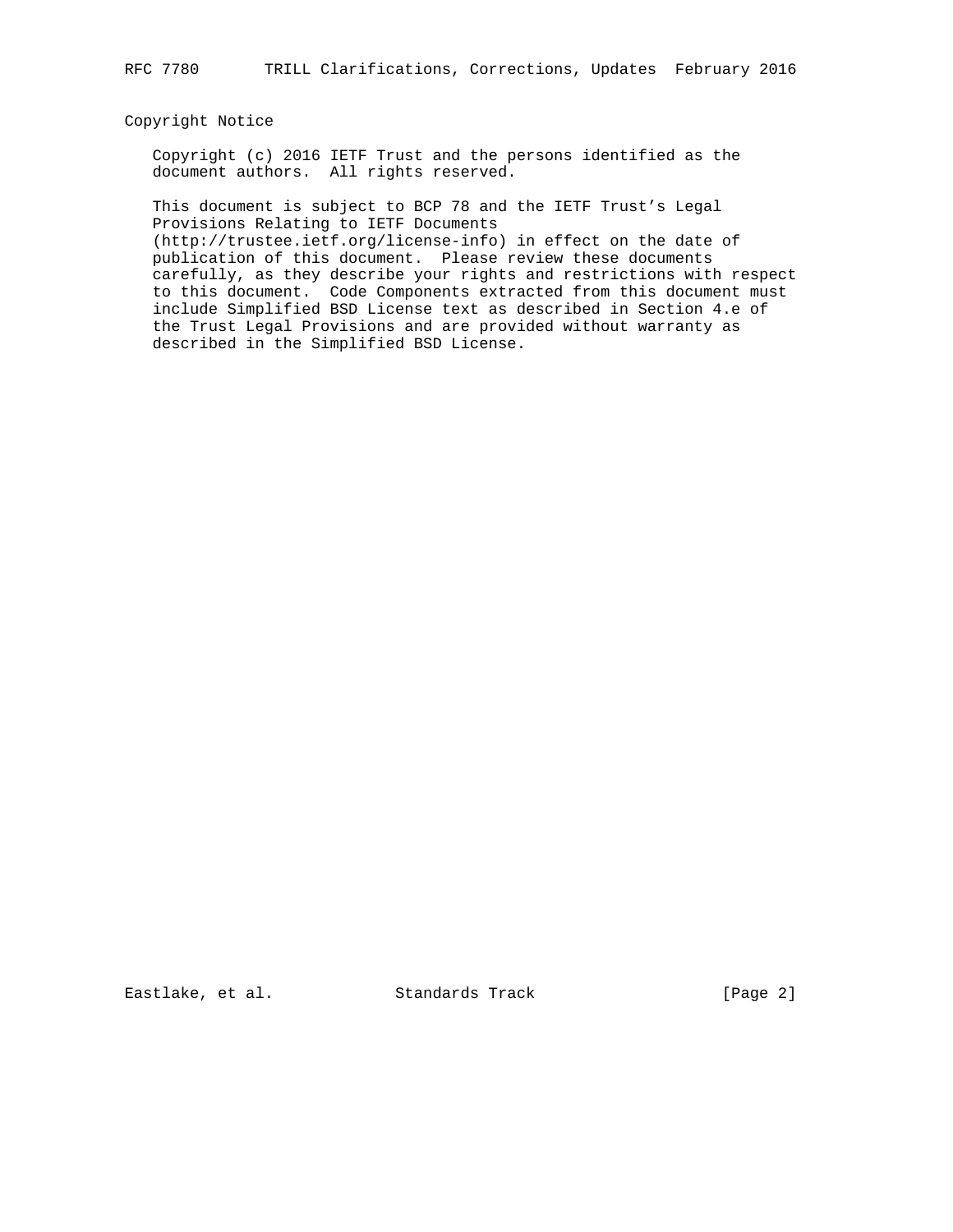## Copyright Notice

Copyright (c) 2016 IETF Trust and the persons identified as the document authors. All rights reserved.

This document is subject to BCP 78 and the IETF Trust's Legal Provisions Relating to IETF Documents (http://trustee.ietf.org/license-info) in effect on the date of publication of this document. Please review these documents carefully, as they describe your rights and restrictions with respect to this document. Code Components extracted from this document must include Simplified BSD License text as described in Section 4.e of the Trust Legal Provisions and are provided without warranty as described in the Simplified BSD License.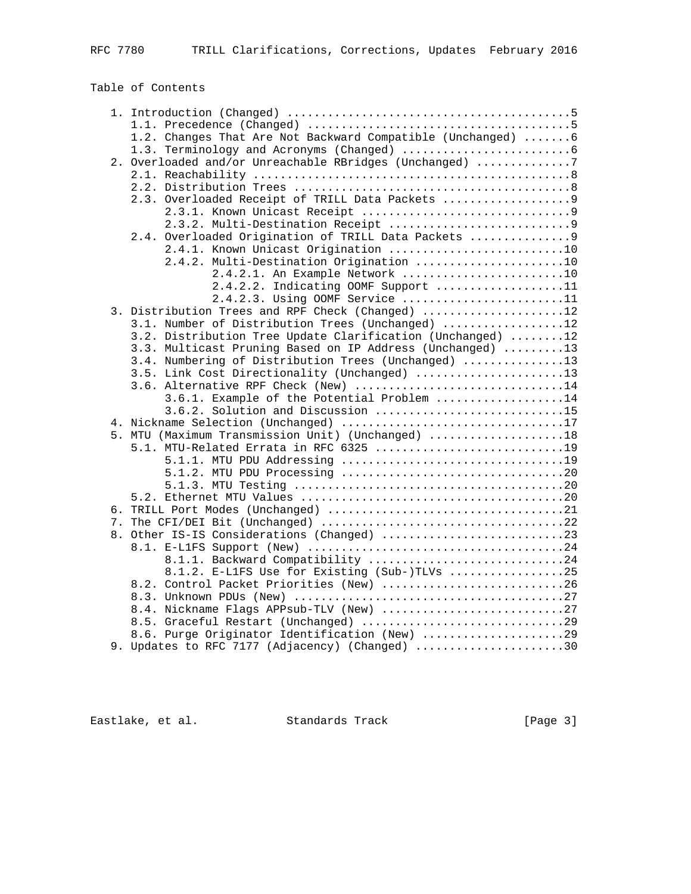Table of Contents

```
   1. Introduction (Changed) .........................................5
      1.1. Precedence (Changed) ......................................5
      1.2. Changes That Are Not Backward Compatible (Unchanged) .......6
      1.3. Terminology and Acronyms (Changed) .........................6
   2. Overloaded and/or Unreachable RBridges (Unchanged) .............7
      2.1. Reachability ..............................................8
      2.2. Distribution Trees ........................................8
      2.3. Overloaded Receipt of TRILL Data Packets ..................9
           2.3.1. Known Unicast Receipt ..............................9
           2.3.2. Multi-Destination Receipt ..........................9
      2.4. Overloaded Origination of TRILL Data Packets ..............9
           2.4.1. Known Unicast Origination .........................10
           2.4.2. Multi-Destination Origination .....................10
                  2.4.2.1. An Example Network .......................10
                  2.4.2.2. Indicating OOMF Support ..................11
                  2.4.2.3. Using OOMF Service .......................11
   3. Distribution Trees and RPF Check (Changed) ....................12
      3.1. Number of Distribution Trees (Unchanged) .................12
      3.2. Distribution Tree Update Clarification (Unchanged) ........12
      3.3. Multicast Pruning Based on IP Address (Unchanged) .........13
      3.4. Numbering of Distribution Trees (Unchanged) ...............13
      3.5. Link Cost Directionality (Unchanged) ......................13
      3.6. Alternative RPF Check (New) ...............................14
           3.6.1. Example of the Potential Problem ..................14
           3.6.2. Solution and Discussion ...........................15
   4. Nickname Selection (Unchanged) ................................17
   5. MTU (Maximum Transmission Unit) (Unchanged) ...................18
      5.1. MTU-Related Errata in RFC 6325 ............................19
           5.1.1. MTU PDU Addressing ................................19
           5.1.2. MTU PDU Processing ................................20
           5.1.3. MTU Testing .......................................20
      5.2. Ethernet MTU Values .......................................20
   6. TRILL Port Modes (Unchanged) ..................................21
   7. The CFI/DEI Bit (Unchanged) ...................................22
   8. Other IS-IS Considerations (Changed) ..........................23
      8.1. E-L1FS Support (New) ......................................24
           8.1.1. Backward Compatibility ............................24
           8.1.2. E-L1FS Use for Existing (Sub-)TLVs ................25
      8.2. Control Packet Priorities (New) ...........................26
      8.3. Unknown PDUs (New) ........................................27
      8.4. Nickname Flags APPsub-TLV (New) ...........................27
      8.5. Graceful Restart (Unchanged) ..............................29
      8.6. Purge Originator Identification (New) .....................29
   9. Updates to RFC 7177 (Adjacency) (Changed) .....................30
```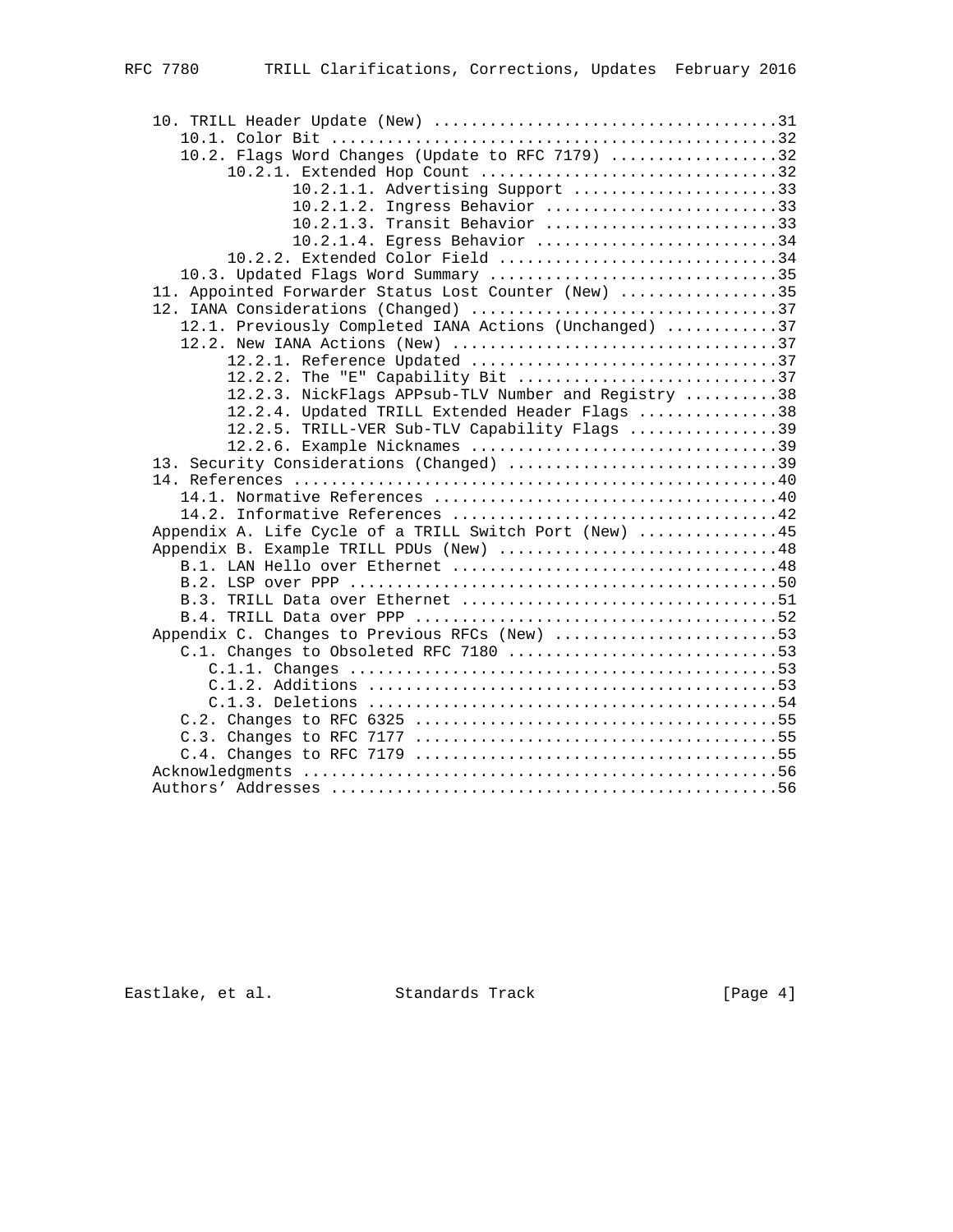```
   10. TRILL Header Update (New) ....................................31
      10.1. Color Bit ...............................................32
      10.2. Flags Word Changes (Update to RFC 7179) ..................32
           10.2.1. Extended Hop Count ...............................32
                  10.2.1.1. Advertising Support .....................33
                  10.2.1.2. Ingress Behavior ........................33
                  10.2.1.3. Transit Behavior ........................33
                  10.2.1.4. Egress Behavior .........................34
           10.2.2. Extended Color Field .............................34
      10.3. Updated Flags Word Summary ..............................35
   11. Appointed Forwarder Status Lost Counter (New) ................35
   12. IANA Considerations (Changed) ................................37
      12.1. Previously Completed IANA Actions (Unchanged) ...........37
      12.2. New IANA Actions (New) ..................................37
           12.2.1. Reference Updated ................................37
           12.2.2. The "E" Capability Bit ...........................37
           12.2.3. NickFlags APPsub-TLV Number and Registry .........38
           12.2.4. Updated TRILL Extended Header Flags ..............38
           12.2.5. TRILL-VER Sub-TLV Capability Flags ...............39
           12.2.6. Example Nicknames ................................39
   13. Security Considerations (Changed) ............................39
   14. References ...................................................40
      14.1. Normative References ....................................40
      14.2. Informative References ..................................42
   Appendix A. Life Cycle of a TRILL Switch Port (New) ..............45
   Appendix B. Example TRILL PDUs (New) .............................48
      B.1. LAN Hello over Ethernet ..................................48
      B.2. LSP over PPP .............................................50
      B.3. TRILL Data over Ethernet .................................51
      B.4. TRILL Data over PPP ......................................52
   Appendix C. Changes to Previous RFCs (New) .......................53
      C.1. Changes to Obsoleted RFC 7180 ............................53
         C.1.1. Changes .............................................53
         C.1.2. Additions ...........................................53
         C.1.3. Deletions ...........................................54
      C.2. Changes to RFC 6325 ......................................55
      C.3. Changes to RFC 7177 ......................................55
      C.4. Changes to RFC 7179 ......................................55
   Acknowledgments ..................................................56
   Authors' Addresses ...............................................56
```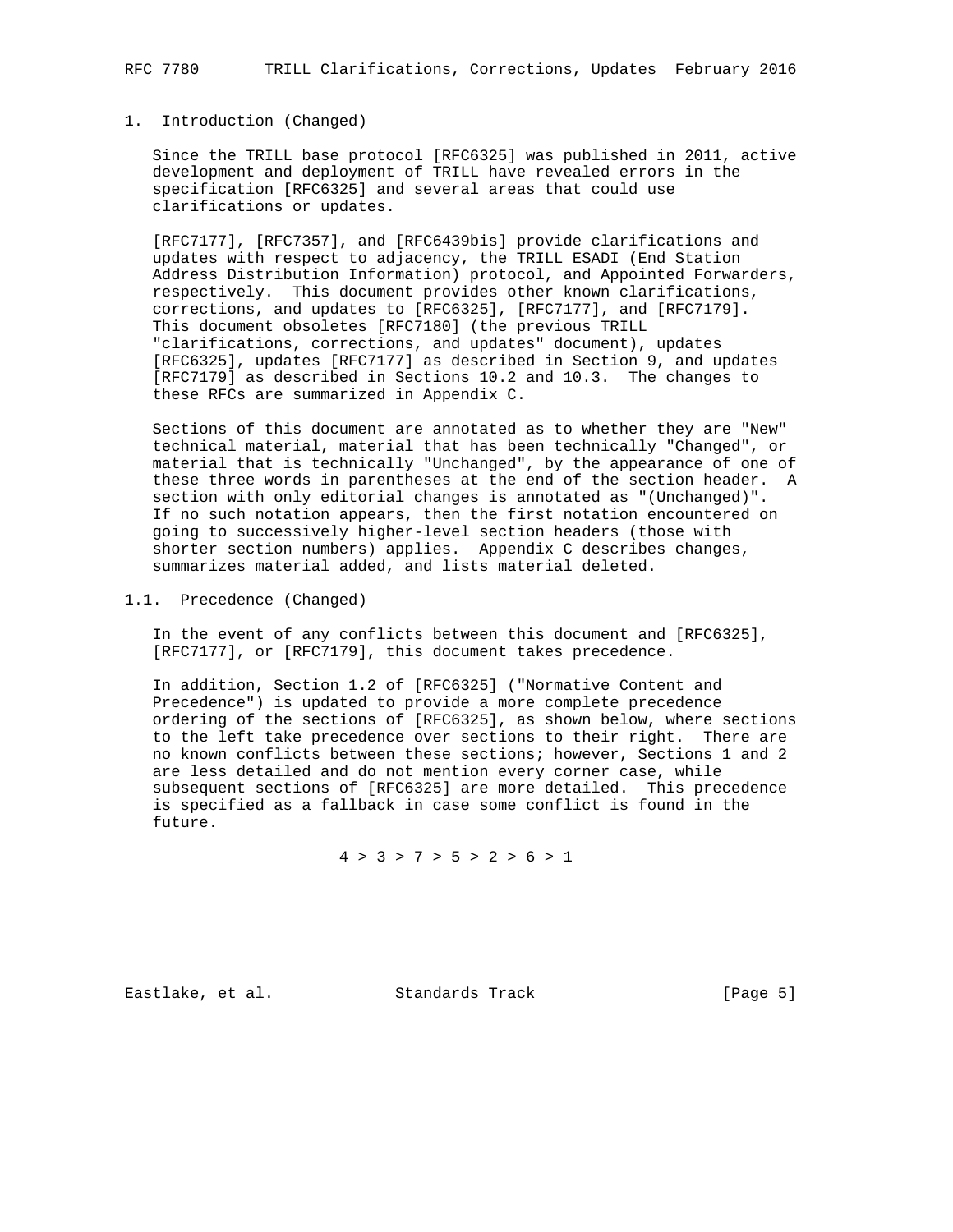# 1. Introduction (Changed)

Since the TRILL base protocol [RFC6325] was published in 2011, active development and deployment of TRILL have revealed errors in the specification [RFC6325] and several areas that could use clarifications or updates.

[RFC7177], [RFC7357], and [RFC6439bis] provide clarifications and updates with respect to adjacency, the TRILL ESADI (End Station Address Distribution Information) protocol, and Appointed Forwarders, respectively. This document provides other known clarifications, corrections, and updates to [RFC6325], [RFC7177], and [RFC7179]. This document obsoletes [RFC7180] (the previous TRILL "clarifications, corrections, and updates" document), updates [RFC6325], updates [RFC7177] as described in Section 9, and updates [RFC7179] as described in Sections 10.2 and 10.3. The changes to these RFCs are summarized in Appendix C.

Sections of this document are annotated as to whether they are "New" technical material, material that has been technically "Changed", or material that is technically "Unchanged", by the appearance of one of these three words in parentheses at the end of the section header. A section with only editorial changes is annotated as "(Unchanged)". If no such notation appears, then the first notation encountered on going to successively higher-level section headers (those with shorter section numbers) applies. Appendix C describes changes, summarizes material added, and lists material deleted.

## 1.1. Precedence (Changed)

In the event of any conflicts between this document and [RFC6325], [RFC7177], or [RFC7179], this document takes precedence.

In addition, Section 1.2 of [RFC6325] ("Normative Content and Precedence") is updated to provide a more complete precedence ordering of the sections of [RFC6325], as shown below, where sections to the left take precedence over sections to their right. There are no known conflicts between these sections; however, Sections 1 and 2 are less detailed and do not mention every corner case, while subsequent sections of [RFC6325] are more detailed. This precedence is specified as a fallback in case some conflict is found in the future.

4 > 3 > 7 > 5 > 2 > 6 > 1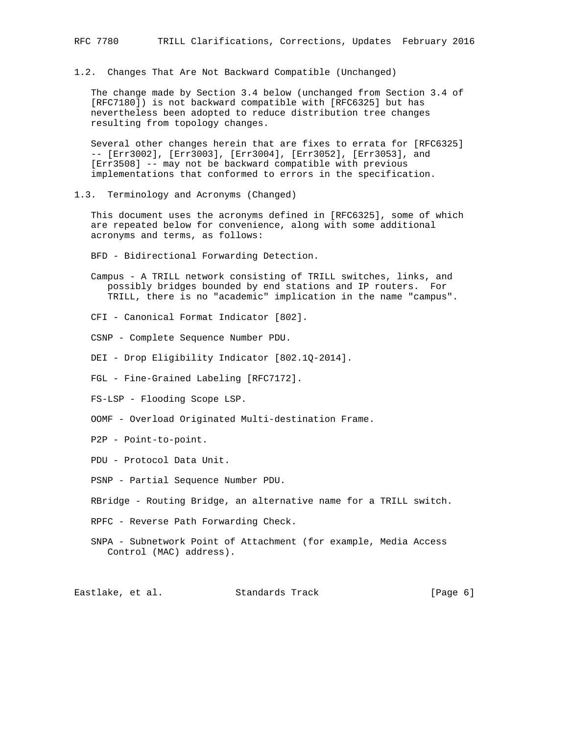## 1.2. Changes That Are Not Backward Compatible (Unchanged)

The change made by Section 3.4 below (unchanged from Section 3.4 of [RFC7180]) is not backward compatible with [RFC6325] but has nevertheless been adopted to reduce distribution tree changes resulting from topology changes.

Several other changes herein that are fixes to errata for [RFC6325] -- [Err3002], [Err3003], [Err3004], [Err3052], [Err3053], and [Err3508] -- may not be backward compatible with previous implementations that conformed to errors in the specification.

## 1.3. Terminology and Acronyms (Changed)

This document uses the acronyms defined in [RFC6325], some of which are repeated below for convenience, along with some additional acronyms and terms, as follows:

BFD - Bidirectional Forwarding Detection.

Campus - A TRILL network consisting of TRILL switches, links, and possibly bridges bounded by end stations and IP routers. For TRILL, there is no "academic" implication in the name "campus".

CFI - Canonical Format Indicator [802].

CSNP - Complete Sequence Number PDU.

DEI - Drop Eligibility Indicator [802.1Q-2014].

FGL - Fine-Grained Labeling [RFC7172].

FS-LSP - Flooding Scope LSP.

OOMF - Overload Originated Multi-destination Frame.

P2P - Point-to-point.

PDU - Protocol Data Unit.

PSNP - Partial Sequence Number PDU.

RBridge - Routing Bridge, an alternative name for a TRILL switch.

RPFC - Reverse Path Forwarding Check.

SNPA - Subnetwork Point of Attachment (for example, Media Access Control (MAC) address).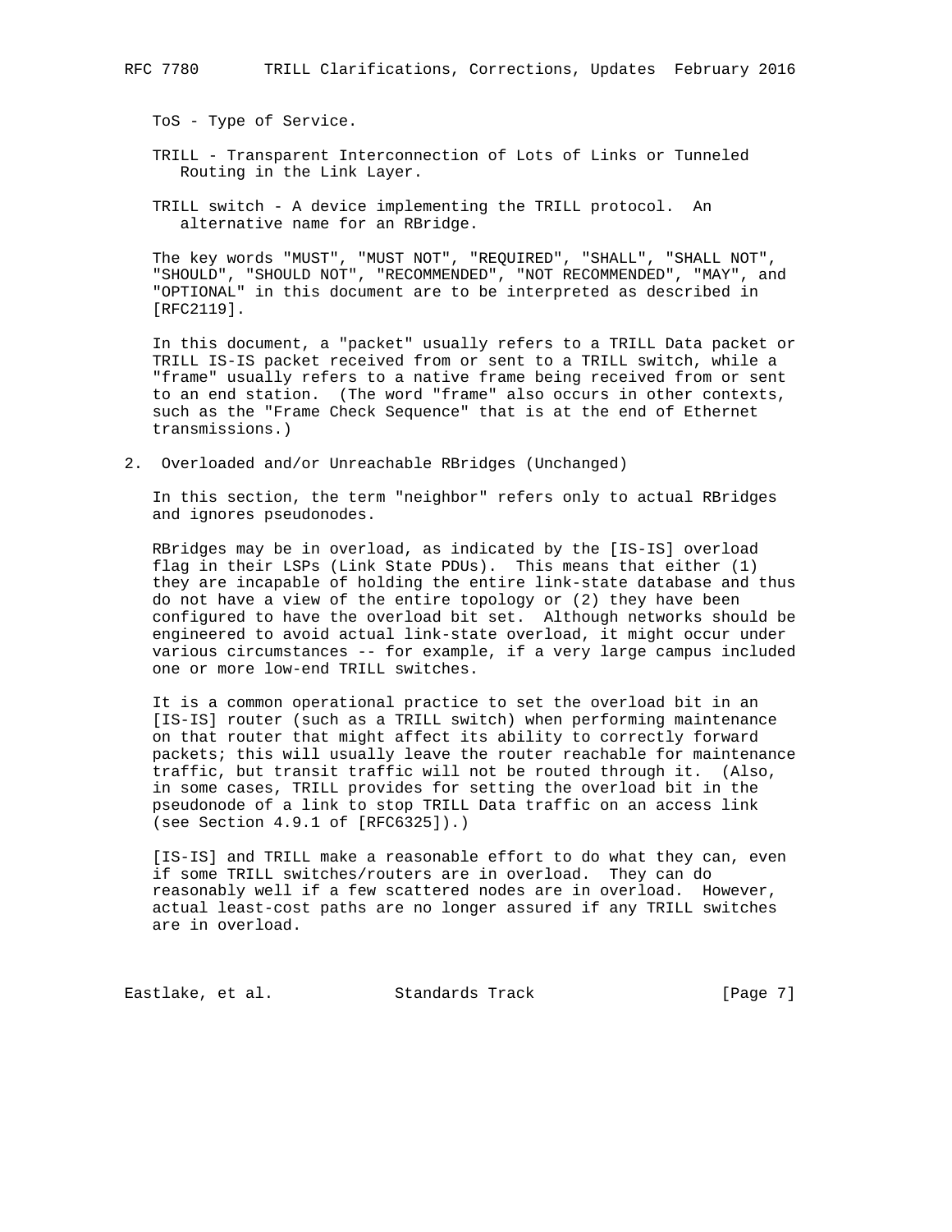ToS - Type of Service.

TRILL - Transparent Interconnection of Lots of Links or Tunneled Routing in the Link Layer.

TRILL switch - A device implementing the TRILL protocol. An alternative name for an RBridge.

The key words "MUST", "MUST NOT", "REQUIRED", "SHALL", "SHALL NOT", "SHOULD", "SHOULD NOT", "RECOMMENDED", "NOT RECOMMENDED", "MAY", and "OPTIONAL" in this document are to be interpreted as described in [RFC2119].

In this document, a "packet" usually refers to a TRILL Data packet or TRILL IS-IS packet received from or sent to a TRILL switch, while a "frame" usually refers to a native frame being received from or sent to an end station. (The word "frame" also occurs in other contexts, such as the "Frame Check Sequence" that is at the end of Ethernet transmissions.)

## 2. Overloaded and/or Unreachable RBridges (Unchanged)

In this section, the term "neighbor" refers only to actual RBridges and ignores pseudonodes.

RBridges may be in overload, as indicated by the [IS-IS] overload flag in their LSPs (Link State PDUs). This means that either (1) they are incapable of holding the entire link-state database and thus do not have a view of the entire topology or (2) they have been configured to have the overload bit set. Although networks should be engineered to avoid actual link-state overload, it might occur under various circumstances -- for example, if a very large campus included one or more low-end TRILL switches.

It is a common operational practice to set the overload bit in an [IS-IS] router (such as a TRILL switch) when performing maintenance on that router that might affect its ability to correctly forward packets; this will usually leave the router reachable for maintenance traffic, but transit traffic will not be routed through it. (Also, in some cases, TRILL provides for setting the overload bit in the pseudonode of a link to stop TRILL Data traffic on an access link (see Section 4.9.1 of [RFC6325]).)

[IS-IS] and TRILL make a reasonable effort to do what they can, even if some TRILL switches/routers are in overload. They can do reasonably well if a few scattered nodes are in overload. However, actual least-cost paths are no longer assured if any TRILL switches are in overload.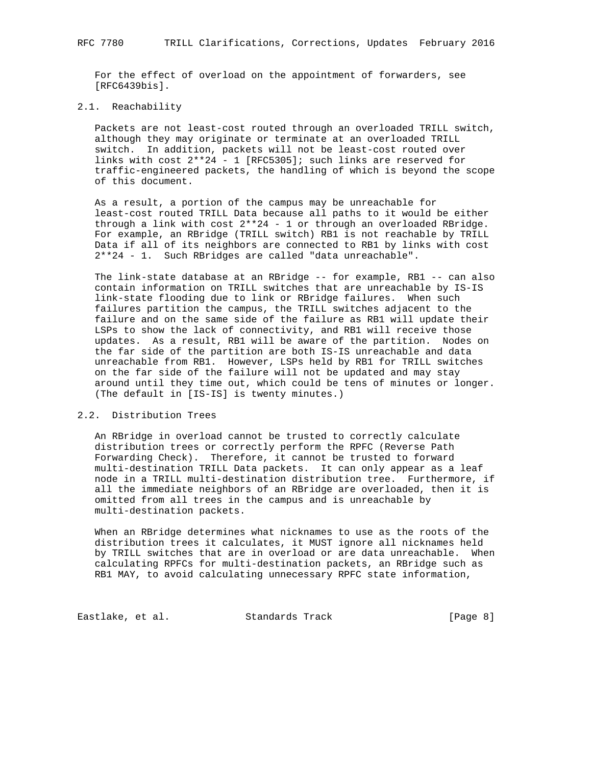For the effect of overload on the appointment of forwarders, see [RFC6439bis].

### 2.1. Reachability

Packets are not least-cost routed through an overloaded TRILL switch, although they may originate or terminate at an overloaded TRILL switch. In addition, packets will not be least-cost routed over links with cost $2^{24} - 1$ [RFC5305]; such links are reserved for traffic-engineered packets, the handling of which is beyond the scope of this document.

As a result, a portion of the campus may be unreachable for least-cost routed TRILL Data because all paths to it would be either through a link with cost $2^{24} - 1$ or through an overloaded RBridge. For example, an RBridge (TRILL switch) RB1 is not reachable by TRILL Data if all of its neighbors are connected to RB1 by links with cost $2^{24} - 1$. Such RBridges are called "data unreachable".

The link-state database at an RBridge -- for example, RB1 -- can also contain information on TRILL switches that are unreachable by IS-IS link-state flooding due to link or RBridge failures. When such failures partition the campus, the TRILL switches adjacent to the failure and on the same side of the failure as RB1 will update their LSPs to show the lack of connectivity, and RB1 will receive those updates. As a result, RB1 will be aware of the partition. Nodes on the far side of the partition are both IS-IS unreachable and data unreachable from RB1. However, LSPs held by RB1 for TRILL switches on the far side of the failure will not be updated and may stay around until they time out, which could be tens of minutes or longer. (The default in [IS-IS] is twenty minutes.)

### 2.2. Distribution Trees

An RBridge in overload cannot be trusted to correctly calculate distribution trees or correctly perform the RPFC (Reverse Path Forwarding Check). Therefore, it cannot be trusted to forward multi-destination TRILL Data packets. It can only appear as a leaf node in a TRILL multi-destination distribution tree. Furthermore, if all the immediate neighbors of an RBridge are overloaded, then it is omitted from all trees in the campus and is unreachable by multi-destination packets.

When an RBridge determines what nicknames to use as the roots of the distribution trees it calculates, it MUST ignore all nicknames held by TRILL switches that are in overload or are data unreachable. When calculating RPFCs for multi-destination packets, an RBridge such as RB1 MAY, to avoid calculating unnecessary RPFC state information,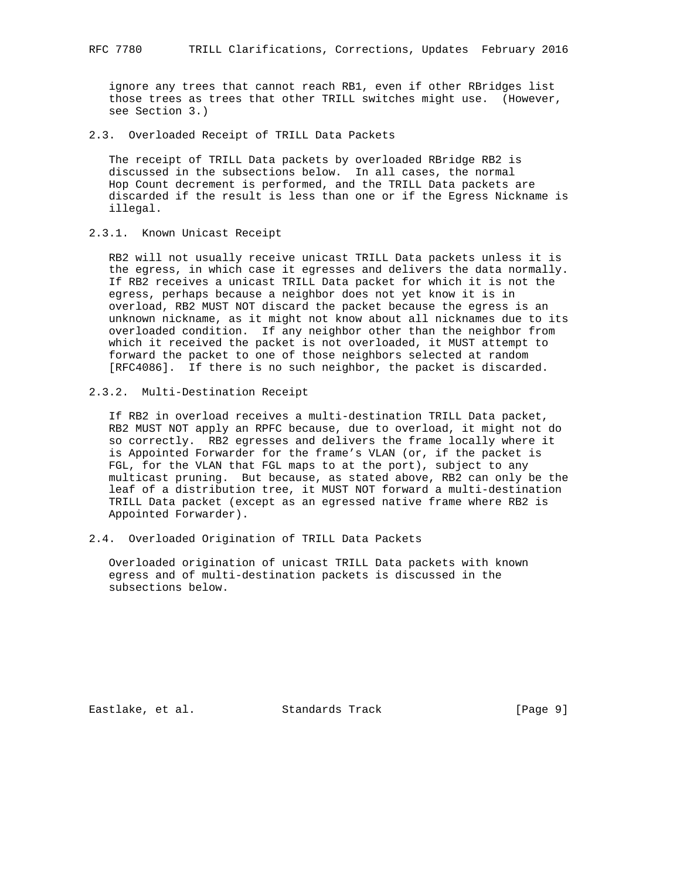ignore any trees that cannot reach RB1, even if other RBridges list those trees as trees that other TRILL switches might use. (However, see Section 3.)

### 2.3. Overloaded Receipt of TRILL Data Packets

The receipt of TRILL Data packets by overloaded RBridge RB2 is discussed in the subsections below. In all cases, the normal Hop Count decrement is performed, and the TRILL Data packets are discarded if the result is less than one or if the Egress Nickname is illegal.

#### 2.3.1. Known Unicast Receipt

RB2 will not usually receive unicast TRILL Data packets unless it is the egress, in which case it egresses and delivers the data normally. If RB2 receives a unicast TRILL Data packet for which it is not the egress, perhaps because a neighbor does not yet know it is in overload, RB2 MUST NOT discard the packet because the egress is an unknown nickname, as it might not know about all nicknames due to its overloaded condition. If any neighbor other than the neighbor from which it received the packet is not overloaded, it MUST attempt to forward the packet to one of those neighbors selected at random [RFC4086]. If there is no such neighbor, the packet is discarded.

#### 2.3.2. Multi-Destination Receipt

If RB2 in overload receives a multi-destination TRILL Data packet, RB2 MUST NOT apply an RPFC because, due to overload, it might not do so correctly. RB2 egresses and delivers the frame locally where it is Appointed Forwarder for the frame's VLAN (or, if the packet is FGL, for the VLAN that FGL maps to at the port), subject to any multicast pruning. But because, as stated above, RB2 can only be the leaf of a distribution tree, it MUST NOT forward a multi-destination TRILL Data packet (except as an egressed native frame where RB2 is Appointed Forwarder).

### 2.4. Overloaded Origination of TRILL Data Packets

Overloaded origination of unicast TRILL Data packets with known egress and of multi-destination packets is discussed in the subsections below.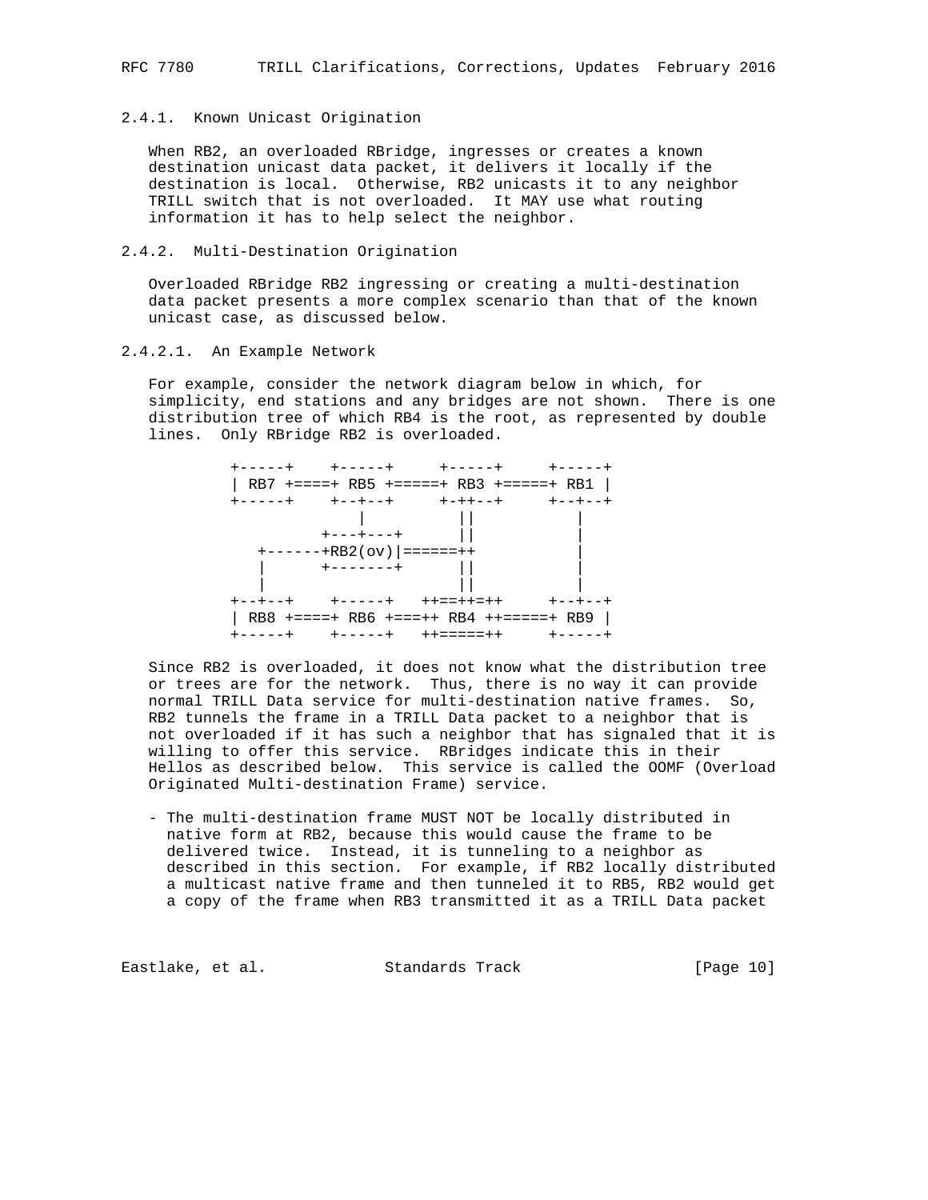### 2.4.1. Known Unicast Origination

When RB2, an overloaded RBridge, ingresses or creates a known destination unicast data packet, it delivers it locally if the destination is local. Otherwise, RB2 unicasts it to any neighbor TRILL switch that is not overloaded. It MAY use what routing information it has to help select the neighbor.

### 2.4.2. Multi-Destination Origination

Overloaded RBridge RB2 ingressing or creating a multi-destination data packet presents a more complex scenario than that of the known unicast case, as discussed below.

#### 2.4.2.1. An Example Network

For example, consider the network diagram below in which, for simplicity, end stations and any bridges are not shown. There is one distribution tree of which RB4 is the root, as represented by double lines. Only RBridge RB2 is overloaded.

```
+-----+    +-----+     +-----+     +-----+
| RB7 +====+ RB5 +=====+ RB3 +=====+ RB1 |
+-----+    +--+--+     +-++--+     +--+--+
              |          ||           |
          +---+---+      ||           |
   +------+RB2(ov)|======++           |
   |      +-------+      ||           |
   |                     ||           |
+--+--+    +-----+   ++==++=++     +--+--+
| RB8 +====+ RB6 +===++ RB4 ++=====+ RB9 |
+-----+    +-----+   ++=====++     +-----+
```

Since RB2 is overloaded, it does not know what the distribution tree or trees are for the network. Thus, there is no way it can provide normal TRILL Data service for multi-destination native frames. So, RB2 tunnels the frame in a TRILL Data packet to a neighbor that is not overloaded if it has such a neighbor that has signaled that it is willing to offer this service. RBridges indicate this in their Hellos as described below. This service is called the OOMF (Overload Originated Multi-destination Frame) service.

- The multi-destination frame MUST NOT be locally distributed in native form at RB2, because this would cause the frame to be delivered twice. Instead, it is tunneling to a neighbor as described in this section. For example, if RB2 locally distributed a multicast native frame and then tunneled it to RB5, RB2 would get a copy of the frame when RB3 transmitted it as a TRILL Data packet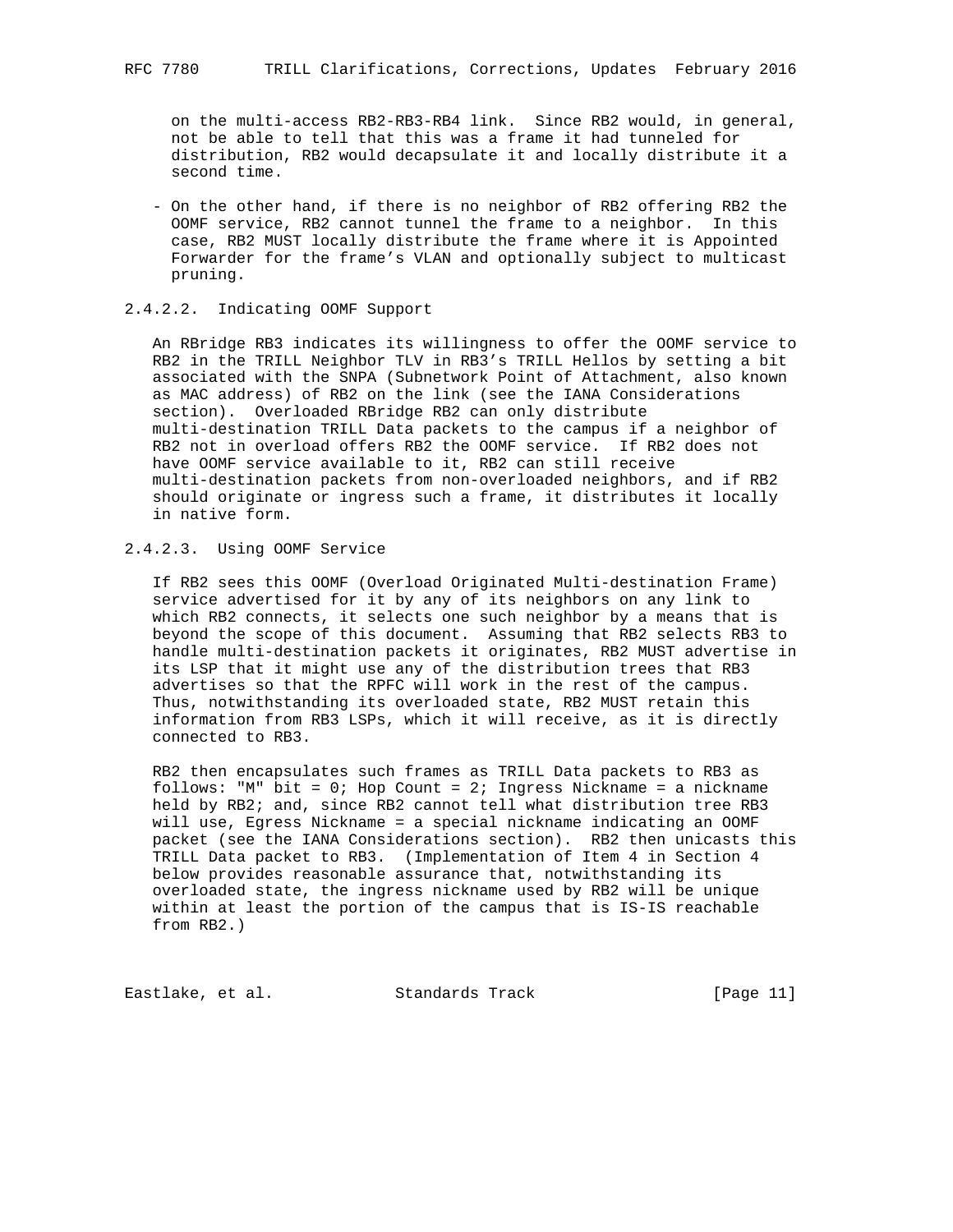on the multi-access RB2-RB3-RB4 link. Since RB2 would, in general, not be able to tell that this was a frame it had tunneled for distribution, RB2 would decapsulate it and locally distribute it a second time.

- On the other hand, if there is no neighbor of RB2 offering RB2 the OOMF service, RB2 cannot tunnel the frame to a neighbor. In this case, RB2 MUST locally distribute the frame where it is Appointed Forwarder for the frame's VLAN and optionally subject to multicast pruning.

#### 2.4.2.2. Indicating OOMF Support

An RBridge RB3 indicates its willingness to offer the OOMF service to RB2 in the TRILL Neighbor TLV in RB3's TRILL Hellos by setting a bit associated with the SNPA (Subnetwork Point of Attachment, also known as MAC address) of RB2 on the link (see the IANA Considerations section). Overloaded RBridge RB2 can only distribute multi-destination TRILL Data packets to the campus if a neighbor of RB2 not in overload offers RB2 the OOMF service. If RB2 does not have OOMF service available to it, RB2 can still receive multi-destination packets from non-overloaded neighbors, and if RB2 should originate or ingress such a frame, it distributes it locally in native form.

#### 2.4.2.3. Using OOMF Service

If RB2 sees this OOMF (Overload Originated Multi-destination Frame) service advertised for it by any of its neighbors on any link to which RB2 connects, it selects one such neighbor by a means that is beyond the scope of this document. Assuming that RB2 selects RB3 to handle multi-destination packets it originates, RB2 MUST advertise in its LSP that it might use any of the distribution trees that RB3 advertises so that the RPFC will work in the rest of the campus. Thus, notwithstanding its overloaded state, RB2 MUST retain this information from RB3 LSPs, which it will receive, as it is directly connected to RB3.

RB2 then encapsulates such frames as TRILL Data packets to RB3 as follows: "M" bit = 0; Hop Count = 2; Ingress Nickname = a nickname held by RB2; and, since RB2 cannot tell what distribution tree RB3 will use, Egress Nickname = a special nickname indicating an OOMF packet (see the IANA Considerations section). RB2 then unicasts this TRILL Data packet to RB3. (Implementation of Item 4 in Section 4 below provides reasonable assurance that, notwithstanding its overloaded state, the ingress nickname used by RB2 will be unique within at least the portion of the campus that is IS-IS reachable from RB2.)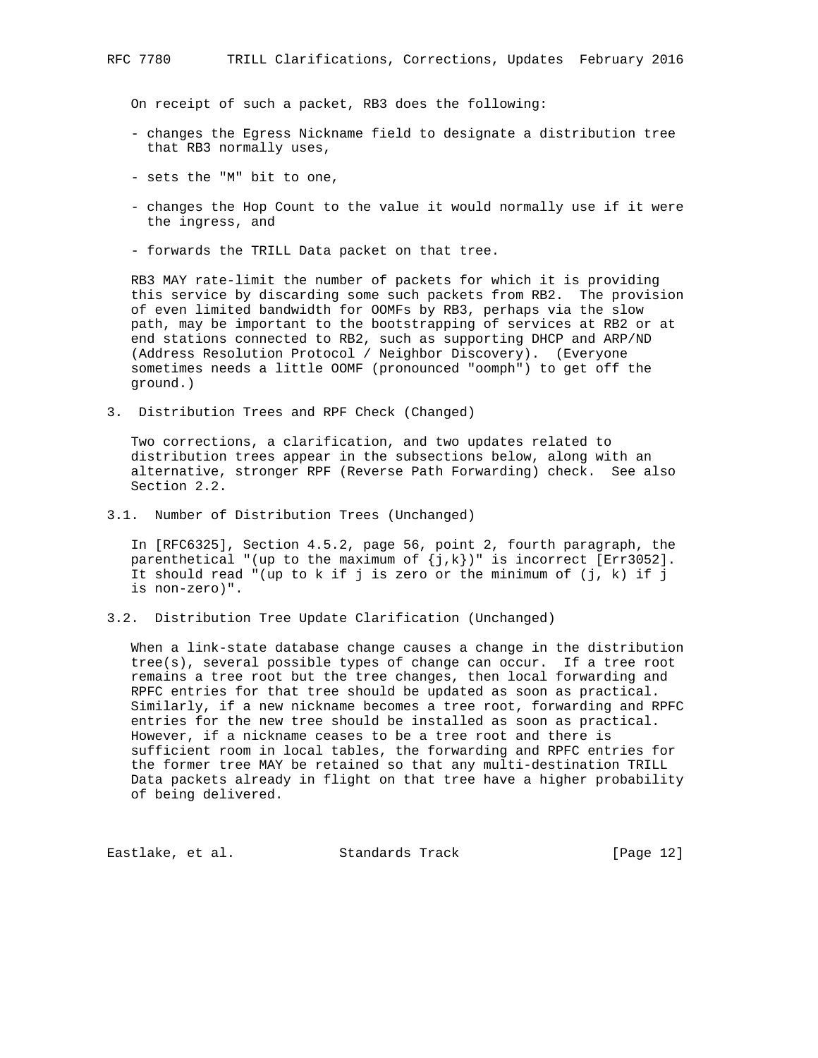On receipt of such a packet, RB3 does the following:

- changes the Egress Nickname field to designate a distribution tree that RB3 normally uses,
- sets the "M" bit to one,
- changes the Hop Count to the value it would normally use if it were the ingress, and
- forwards the TRILL Data packet on that tree.

RB3 MAY rate-limit the number of packets for which it is providing this service by discarding some such packets from RB2. The provision of even limited bandwidth for OOMFs by RB3, perhaps via the slow path, may be important to the bootstrapping of services at RB2 or at end stations connected to RB2, such as supporting DHCP and ARP/ND (Address Resolution Protocol / Neighbor Discovery). (Everyone sometimes needs a little OOMF (pronounced "oomph") to get off the ground.)

## 3. Distribution Trees and RPF Check (Changed)

Two corrections, a clarification, and two updates related to distribution trees appear in the subsections below, along with an alternative, stronger RPF (Reverse Path Forwarding) check. See also Section 2.2.

### 3.1. Number of Distribution Trees (Unchanged)

In [RFC6325], Section 4.5.2, page 56, point 2, fourth paragraph, the parenthetical "(up to the maximum of {j,k})" is incorrect [Err3052]. It should read "(up to k if j is zero or the minimum of (j, k) if j is non-zero)".

### 3.2. Distribution Tree Update Clarification (Unchanged)

When a link-state database change causes a change in the distribution tree(s), several possible types of change can occur. If a tree root remains a tree root but the tree changes, then local forwarding and RPFC entries for that tree should be updated as soon as practical. Similarly, if a new nickname becomes a tree root, forwarding and RPFC entries for the new tree should be installed as soon as practical. However, if a nickname ceases to be a tree root and there is sufficient room in local tables, the forwarding and RPFC entries for the former tree MAY be retained so that any multi-destination TRILL Data packets already in flight on that tree have a higher probability of being delivered.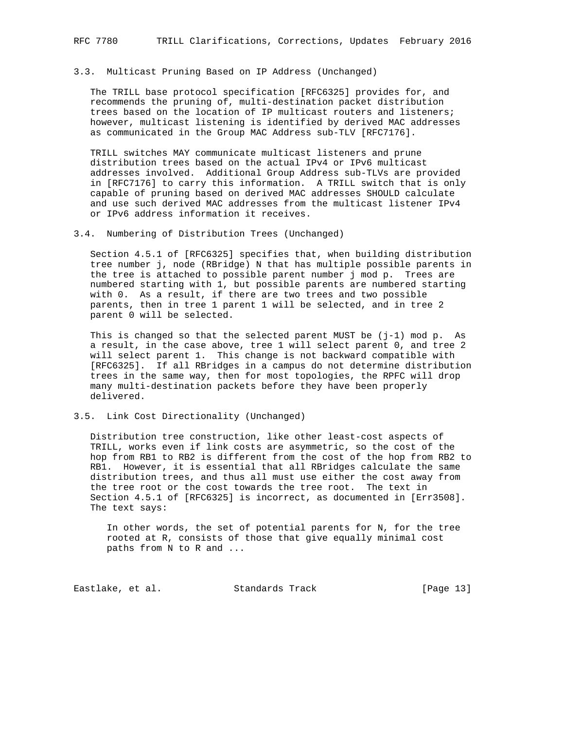### 3.3. Multicast Pruning Based on IP Address (Unchanged)

The TRILL base protocol specification [RFC6325] provides for, and recommends the pruning of, multi-destination packet distribution trees based on the location of IP multicast routers and listeners; however, multicast listening is identified by derived MAC addresses as communicated in the Group MAC Address sub-TLV [RFC7176].

TRILL switches MAY communicate multicast listeners and prune distribution trees based on the actual IPv4 or IPv6 multicast addresses involved. Additional Group Address sub-TLVs are provided in [RFC7176] to carry this information. A TRILL switch that is only capable of pruning based on derived MAC addresses SHOULD calculate and use such derived MAC addresses from the multicast listener IPv4 or IPv6 address information it receives.

### 3.4. Numbering of Distribution Trees (Unchanged)

Section 4.5.1 of [RFC6325] specifies that, when building distribution tree number j, node (RBridge) N that has multiple possible parents in the tree is attached to possible parent number j mod p. Trees are numbered starting with 1, but possible parents are numbered starting with 0. As a result, if there are two trees and two possible parents, then in tree 1 parent 1 will be selected, and in tree 2 parent 0 will be selected.

This is changed so that the selected parent MUST be (j-1) mod p. As a result, in the case above, tree 1 will select parent 0, and tree 2 will select parent 1. This change is not backward compatible with [RFC6325]. If all RBridges in a campus do not determine distribution trees in the same way, then for most topologies, the RPFC will drop many multi-destination packets before they have been properly delivered.

### 3.5. Link Cost Directionality (Unchanged)

Distribution tree construction, like other least-cost aspects of TRILL, works even if link costs are asymmetric, so the cost of the hop from RB1 to RB2 is different from the cost of the hop from RB2 to RB1. However, it is essential that all RBridges calculate the same distribution trees, and thus all must use either the cost away from the tree root or the cost towards the tree root. The text in Section 4.5.1 of [RFC6325] is incorrect, as documented in [Err3508]. The text says:

> In other words, the set of potential parents for N, for the tree rooted at R, consists of those that give equally minimal cost paths from N to R and ...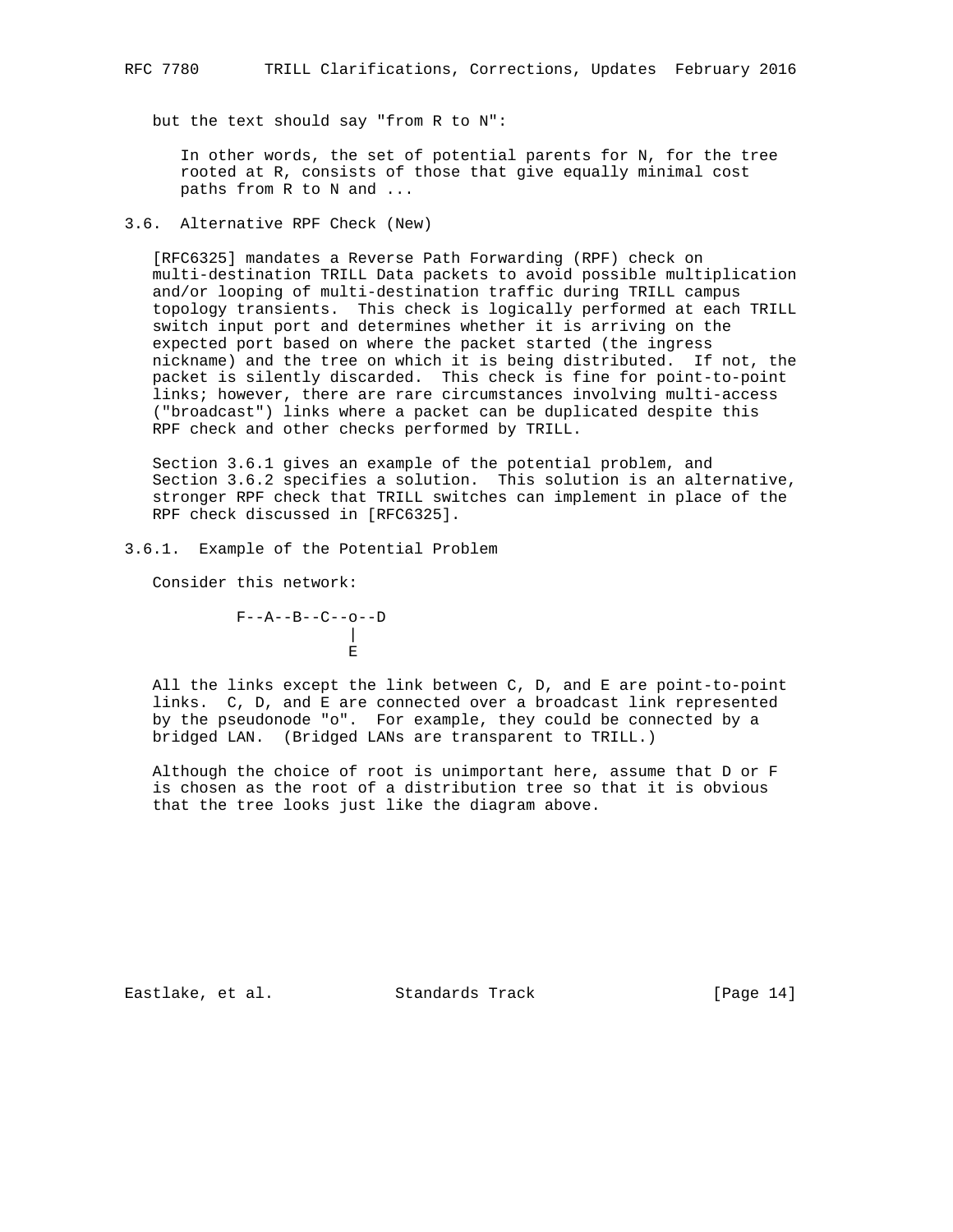but the text should say "from R to N":

> In other words, the set of potential parents for N, for the tree rooted at R, consists of those that give equally minimal cost paths from R to N and ...

### 3.6. Alternative RPF Check (New)

[RFC6325] mandates a Reverse Path Forwarding (RPF) check on multi-destination TRILL Data packets to avoid possible multiplication and/or looping of multi-destination traffic during TRILL campus topology transients. This check is logically performed at each TRILL switch input port and determines whether it is arriving on the expected port based on where the packet started (the ingress nickname) and the tree on which it is being distributed. If not, the packet is silently discarded. This check is fine for point-to-point links; however, there are rare circumstances involving multi-access ("broadcast") links where a packet can be duplicated despite this RPF check and other checks performed by TRILL.

Section 3.6.1 gives an example of the potential problem, and Section 3.6.2 specifies a solution. This solution is an alternative, stronger RPF check that TRILL switches can implement in place of the RPF check discussed in [RFC6325].

#### 3.6.1. Example of the Potential Problem

Consider this network:

```
F--A--B--C--o--D
            |
            E
```

All the links except the link between C, D, and E are point-to-point links. C, D, and E are connected over a broadcast link represented by the pseudonode "o". For example, they could be connected by a bridged LAN. (Bridged LANs are transparent to TRILL.)

Although the choice of root is unimportant here, assume that D or F is chosen as the root of a distribution tree so that it is obvious that the tree looks just like the diagram above.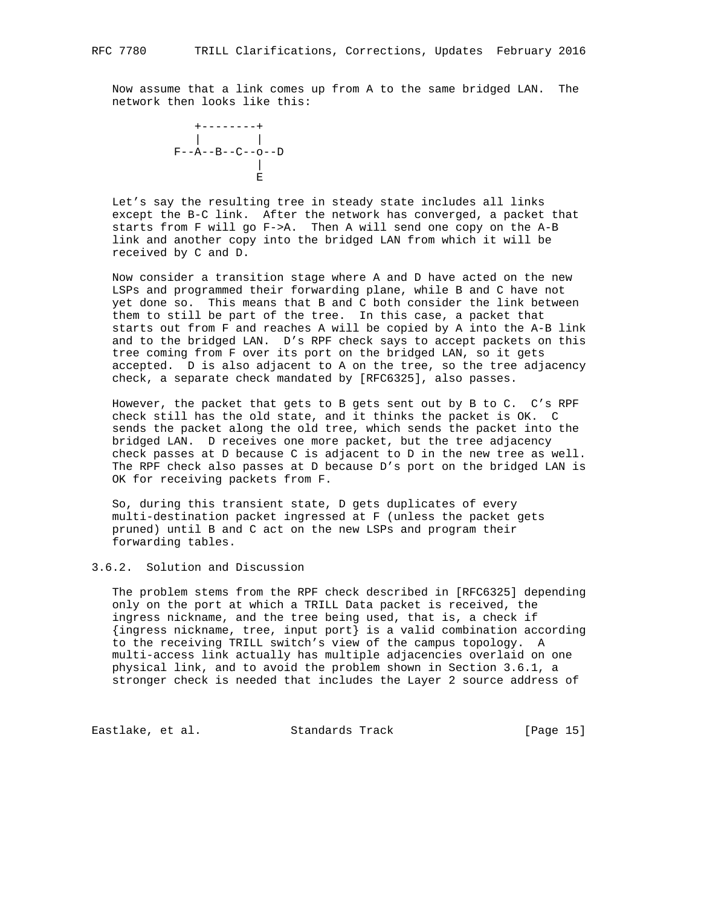Now assume that a link comes up from A to the same bridged LAN. The network then looks like this:

```
    +--------+
    |        |
 F--A--B--C--o--D
             |
             E
```

Let's say the resulting tree in steady state includes all links except the B-C link. After the network has converged, a packet that starts from F will go F->A. Then A will send one copy on the A-B link and another copy into the bridged LAN from which it will be received by C and D.

Now consider a transition stage where A and D have acted on the new LSPs and programmed their forwarding plane, while B and C have not yet done so. This means that B and C both consider the link between them to still be part of the tree. In this case, a packet that starts out from F and reaches A will be copied by A into the A-B link and to the bridged LAN. D's RPF check says to accept packets on this tree coming from F over its port on the bridged LAN, so it gets accepted. D is also adjacent to A on the tree, so the tree adjacency check, a separate check mandated by [RFC6325], also passes.

However, the packet that gets to B gets sent out by B to C. C's RPF check still has the old state, and it thinks the packet is OK. C sends the packet along the old tree, which sends the packet into the bridged LAN. D receives one more packet, but the tree adjacency check passes at D because C is adjacent to D in the new tree as well. The RPF check also passes at D because D's port on the bridged LAN is OK for receiving packets from F.

So, during this transient state, D gets duplicates of every multi-destination packet ingressed at F (unless the packet gets pruned) until B and C act on the new LSPs and program their forwarding tables.

### 3.6.2. Solution and Discussion

The problem stems from the RPF check described in [RFC6325] depending only on the port at which a TRILL Data packet is received, the ingress nickname, and the tree being used, that is, a check if {ingress nickname, tree, input port} is a valid combination according to the receiving TRILL switch's view of the campus topology. A multi-access link actually has multiple adjacencies overlaid on one physical link, and to avoid the problem shown in Section 3.6.1, a stronger check is needed that includes the Layer 2 source address of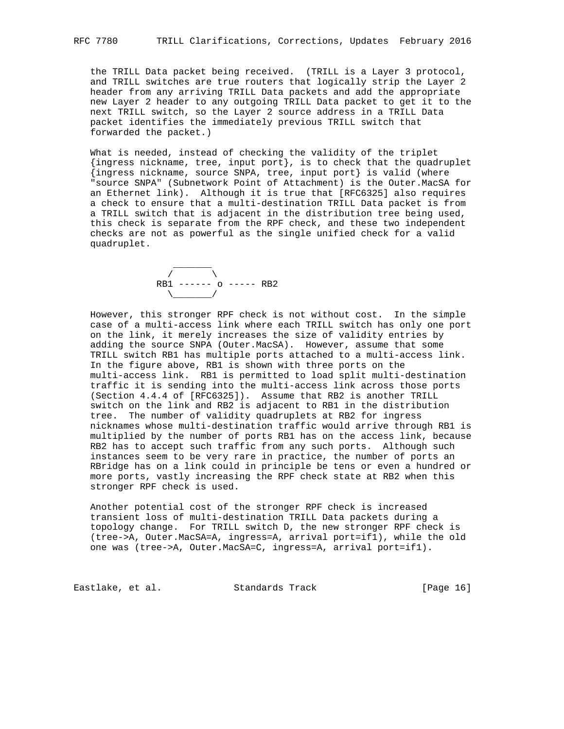the TRILL Data packet being received. (TRILL is a Layer 3 protocol, and TRILL switches are true routers that logically strip the Layer 2 header from any arriving TRILL Data packets and add the appropriate new Layer 2 header to any outgoing TRILL Data packet to get it to the next TRILL switch, so the Layer 2 source address in a TRILL Data packet identifies the immediately previous TRILL switch that forwarded the packet.)

What is needed, instead of checking the validity of the triplet {ingress nickname, tree, input port}, is to check that the quadruplet {ingress nickname, source SNPA, tree, input port} is valid (where "source SNPA" (Subnetwork Point of Attachment) is the Outer.MacSA for an Ethernet link). Although it is true that [RFC6325] also requires a check to ensure that a multi-destination TRILL Data packet is from a TRILL switch that is adjacent in the distribution tree being used, this check is separate from the RPF check, and these two independent checks are not as powerful as the single unified check for a valid quadruplet.

```
                 _______
                /       \
              RB1 ------ o ----- RB2
                \_______/
```

However, this stronger RPF check is not without cost. In the simple case of a multi-access link where each TRILL switch has only one port on the link, it merely increases the size of validity entries by adding the source SNPA (Outer.MacSA). However, assume that some TRILL switch RB1 has multiple ports attached to a multi-access link. In the figure above, RB1 is shown with three ports on the multi-access link. RB1 is permitted to load split multi-destination traffic it is sending into the multi-access link across those ports (Section 4.4.4 of [RFC6325]). Assume that RB2 is another TRILL switch on the link and RB2 is adjacent to RB1 in the distribution tree. The number of validity quadruplets at RB2 for ingress nicknames whose multi-destination traffic would arrive through RB1 is multiplied by the number of ports RB1 has on the access link, because RB2 has to accept such traffic from any such ports. Although such instances seem to be very rare in practice, the number of ports an RBridge has on a link could in principle be tens or even a hundred or more ports, vastly increasing the RPF check state at RB2 when this stronger RPF check is used.

Another potential cost of the stronger RPF check is increased transient loss of multi-destination TRILL Data packets during a topology change. For TRILL switch D, the new stronger RPF check is (tree->A, Outer.MacSA=A, ingress=A, arrival port=if1), while the old one was (tree->A, Outer.MacSA=C, ingress=A, arrival port=if1).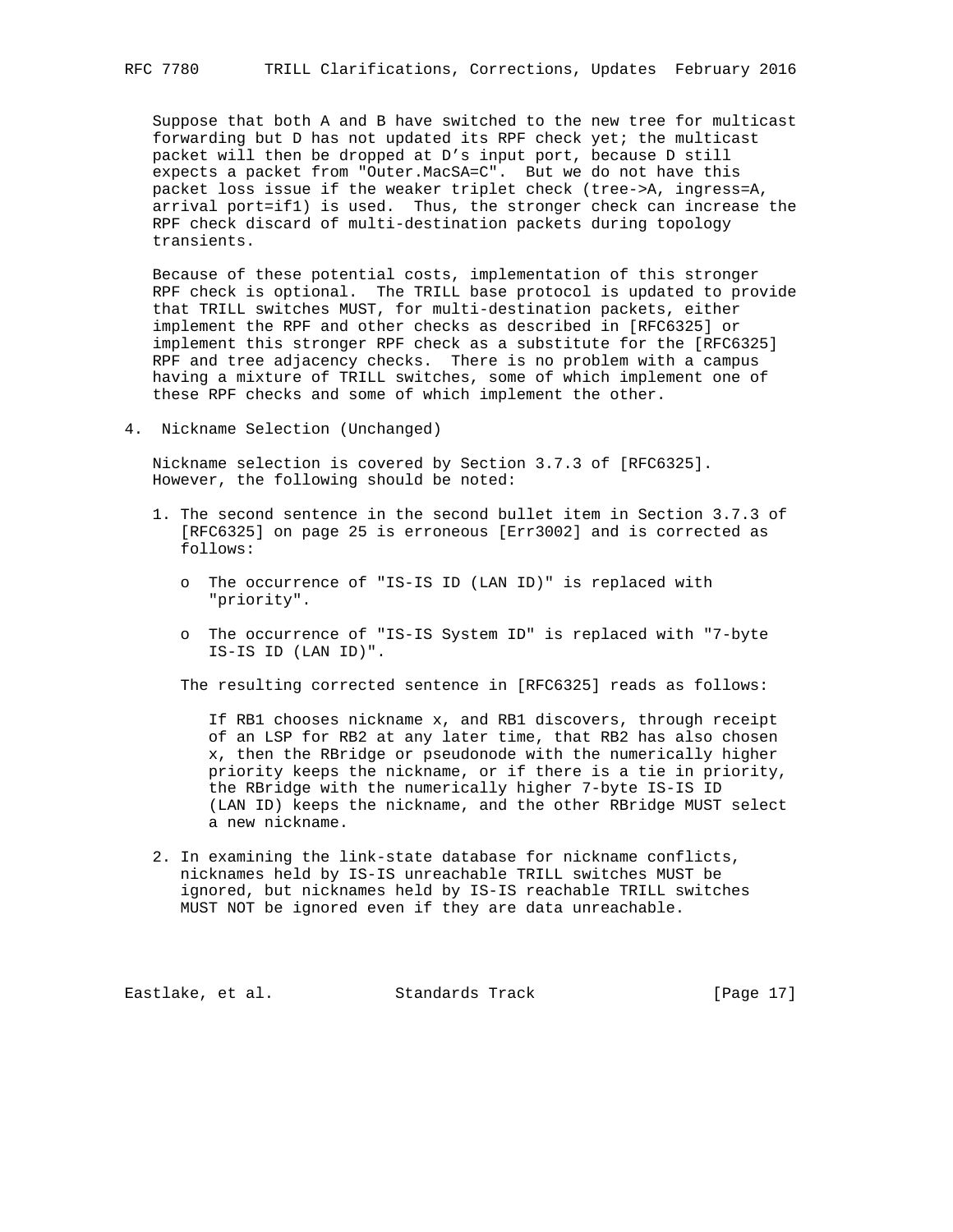Suppose that both A and B have switched to the new tree for multicast forwarding but D has not updated its RPF check yet; the multicast packet will then be dropped at D's input port, because D still expects a packet from "Outer.MacSA=C". But we do not have this packet loss issue if the weaker triplet check (tree->A, ingress=A, arrival port=if1) is used. Thus, the stronger check can increase the RPF check discard of multi-destination packets during topology transients.

Because of these potential costs, implementation of this stronger RPF check is optional. The TRILL base protocol is updated to provide that TRILL switches MUST, for multi-destination packets, either implement the RPF and other checks as described in [RFC6325] or implement this stronger RPF check as a substitute for the [RFC6325] RPF and tree adjacency checks. There is no problem with a campus having a mixture of TRILL switches, some of which implement one of these RPF checks and some of which implement the other.

## 4. Nickname Selection (Unchanged)

Nickname selection is covered by Section 3.7.3 of [RFC6325]. However, the following should be noted:

1. The second sentence in the second bullet item in Section 3.7.3 of [RFC6325] on page 25 is erroneous [Err3002] and is corrected as follows:

   - The occurrence of "IS-IS ID (LAN ID)" is replaced with "priority".

   - The occurrence of "IS-IS System ID" is replaced with "7-byte IS-IS ID (LAN ID)".

   The resulting corrected sentence in [RFC6325] reads as follows:

   > If RB1 chooses nickname x, and RB1 discovers, through receipt of an LSP for RB2 at any later time, that RB2 has also chosen x, then the RBridge or pseudonode with the numerically higher priority keeps the nickname, or if there is a tie in priority, the RBridge with the numerically higher 7-byte IS-IS ID (LAN ID) keeps the nickname, and the other RBridge MUST select a new nickname.

2. In examining the link-state database for nickname conflicts, nicknames held by IS-IS unreachable TRILL switches MUST be ignored, but nicknames held by IS-IS reachable TRILL switches MUST NOT be ignored even if they are data unreachable.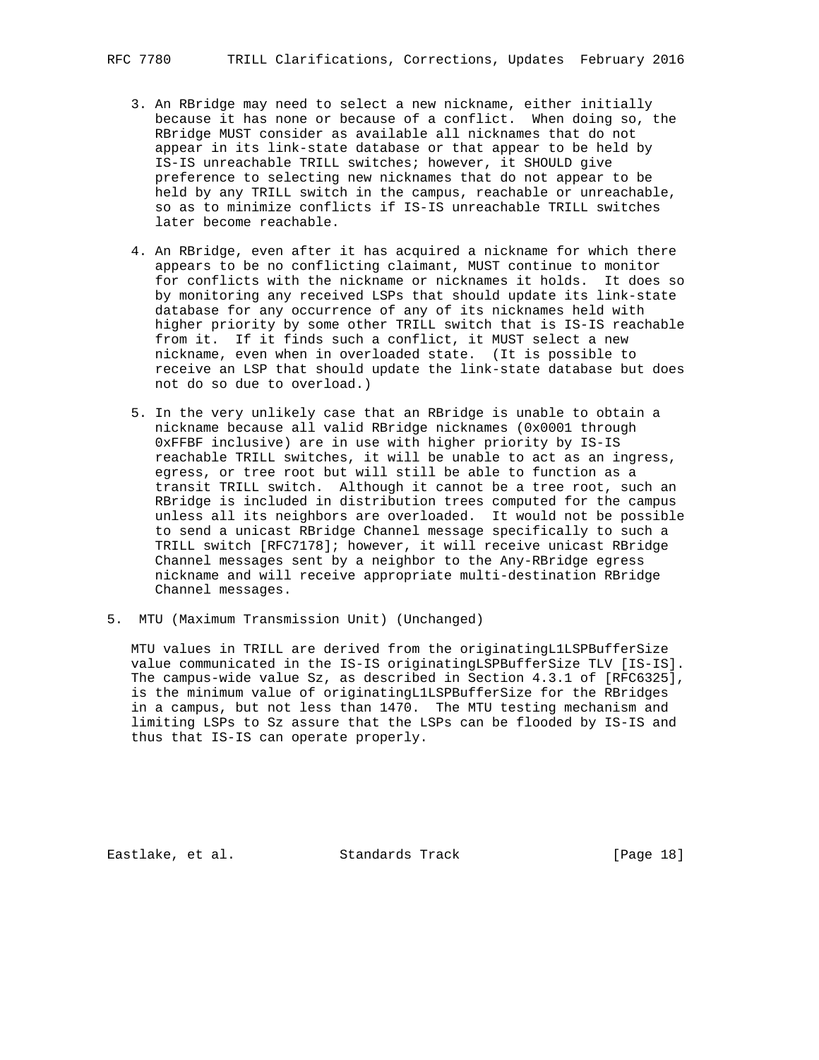3. An RBridge may need to select a new nickname, either initially because it has none or because of a conflict. When doing so, the RBridge MUST consider as available all nicknames that do not appear in its link-state database or that appear to be held by IS-IS unreachable TRILL switches; however, it SHOULD give preference to selecting new nicknames that do not appear to be held by any TRILL switch in the campus, reachable or unreachable, so as to minimize conflicts if IS-IS unreachable TRILL switches later become reachable.

4. An RBridge, even after it has acquired a nickname for which there appears to be no conflicting claimant, MUST continue to monitor for conflicts with the nickname or nicknames it holds. It does so by monitoring any received LSPs that should update its link-state database for any occurrence of any of its nicknames held with higher priority by some other TRILL switch that is IS-IS reachable from it. If it finds such a conflict, it MUST select a new nickname, even when in overloaded state. (It is possible to receive an LSP that should update the link-state database but does not do so due to overload.)

5. In the very unlikely case that an RBridge is unable to obtain a nickname because all valid RBridge nicknames (0x0001 through 0xFFBF inclusive) are in use with higher priority by IS-IS reachable TRILL switches, it will be unable to act as an ingress, egress, or tree root but will still be able to function as a transit TRILL switch. Although it cannot be a tree root, such an RBridge is included in distribution trees computed for the campus unless all its neighbors are overloaded. It would not be possible to send a unicast RBridge Channel message specifically to such a TRILL switch [RFC7178]; however, it will receive unicast RBridge Channel messages sent by a neighbor to the Any-RBridge egress nickname and will receive appropriate multi-destination RBridge Channel messages.

## 5. MTU (Maximum Transmission Unit) (Unchanged)

MTU values in TRILL are derived from the originatingL1LSPBufferSize value communicated in the IS-IS originatingLSPBufferSize TLV [IS-IS]. The campus-wide value Sz, as described in Section 4.3.1 of [RFC6325], is the minimum value of originatingL1LSPBufferSize for the RBridges in a campus, but not less than 1470. The MTU testing mechanism and limiting LSPs to Sz assure that the LSPs can be flooded by IS-IS and thus that IS-IS can operate properly.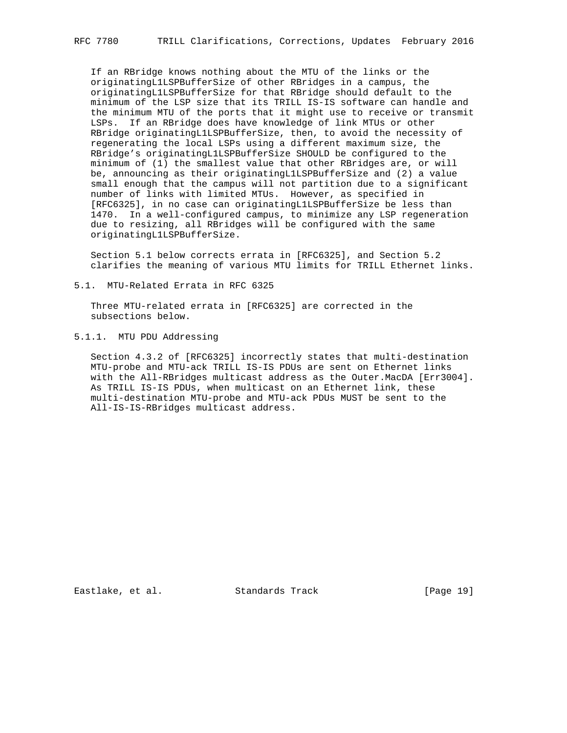If an RBridge knows nothing about the MTU of the links or the originatingL1LSPBufferSize of other RBridges in a campus, the originatingL1LSPBufferSize for that RBridge should default to the minimum of the LSP size that its TRILL IS-IS software can handle and the minimum MTU of the ports that it might use to receive or transmit LSPs. If an RBridge does have knowledge of link MTUs or other RBridge originatingL1LSPBufferSize, then, to avoid the necessity of regenerating the local LSPs using a different maximum size, the RBridge's originatingL1LSPBufferSize SHOULD be configured to the minimum of (1) the smallest value that other RBridges are, or will be, announcing as their originatingL1LSPBufferSize and (2) a value small enough that the campus will not partition due to a significant number of links with limited MTUs. However, as specified in [RFC6325], in no case can originatingL1LSPBufferSize be less than 1470. In a well-configured campus, to minimize any LSP regeneration due to resizing, all RBridges will be configured with the same originatingL1LSPBufferSize.

Section 5.1 below corrects errata in [RFC6325], and Section 5.2 clarifies the meaning of various MTU limits for TRILL Ethernet links.

## 5.1. MTU-Related Errata in RFC 6325

Three MTU-related errata in [RFC6325] are corrected in the subsections below.

### 5.1.1. MTU PDU Addressing

Section 4.3.2 of [RFC6325] incorrectly states that multi-destination MTU-probe and MTU-ack TRILL IS-IS PDUs are sent on Ethernet links with the All-RBridges multicast address as the Outer.MacDA [Err3004]. As TRILL IS-IS PDUs, when multicast on an Ethernet link, these multi-destination MTU-probe and MTU-ack PDUs MUST be sent to the All-IS-IS-RBridges multicast address.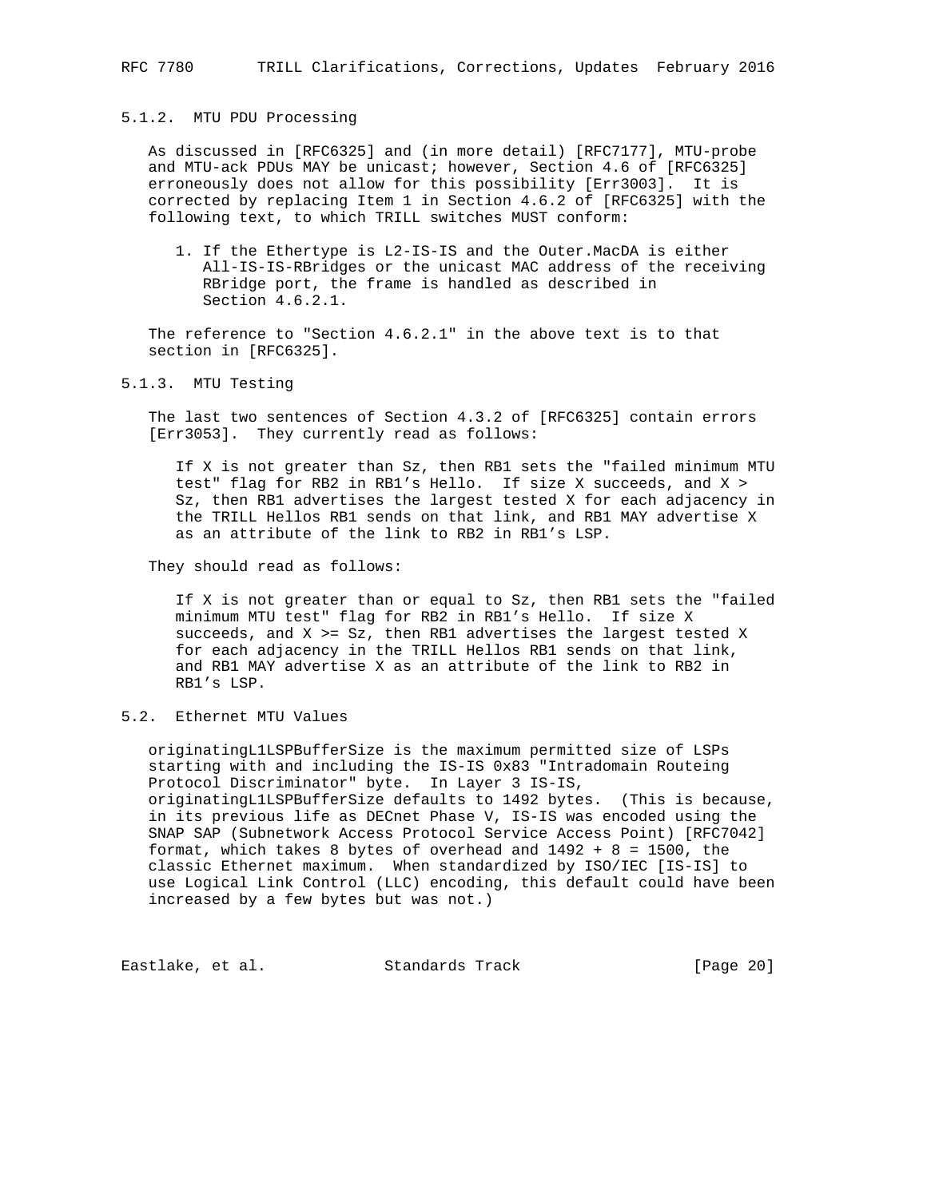### 5.1.2. MTU PDU Processing

As discussed in [RFC6325] and (in more detail) [RFC7177], MTU-probe and MTU-ack PDUs MAY be unicast; however, Section 4.6 of [RFC6325] erroneously does not allow for this possibility [Err3003]. It is corrected by replacing Item 1 in Section 4.6.2 of [RFC6325] with the following text, to which TRILL switches MUST conform:

> 1. If the Ethertype is L2-IS-IS and the Outer.MacDA is either All-IS-IS-RBridges or the unicast MAC address of the receiving RBridge port, the frame is handled as described in Section 4.6.2.1.

The reference to "Section 4.6.2.1" in the above text is to that section in [RFC6325].

### 5.1.3. MTU Testing

The last two sentences of Section 4.3.2 of [RFC6325] contain errors [Err3053]. They currently read as follows:

> If X is not greater than Sz, then RB1 sets the "failed minimum MTU test" flag for RB2 in RB1's Hello. If size X succeeds, and X > Sz, then RB1 advertises the largest tested X for each adjacency in the TRILL Hellos RB1 sends on that link, and RB1 MAY advertise X as an attribute of the link to RB2 in RB1's LSP.

They should read as follows:

> If X is not greater than or equal to Sz, then RB1 sets the "failed minimum MTU test" flag for RB2 in RB1's Hello. If size X succeeds, and X >= Sz, then RB1 advertises the largest tested X for each adjacency in the TRILL Hellos RB1 sends on that link, and RB1 MAY advertise X as an attribute of the link to RB2 in RB1's LSP.

## 5.2. Ethernet MTU Values

originatingL1LSPBufferSize is the maximum permitted size of LSPs starting with and including the IS-IS 0x83 "Intradomain Routeing Protocol Discriminator" byte. In Layer 3 IS-IS, originatingL1LSPBufferSize defaults to 1492 bytes. (This is because, in its previous life as DECnet Phase V, IS-IS was encoded using the SNAP SAP (Subnetwork Access Protocol Service Access Point) [RFC7042] format, which takes 8 bytes of overhead and 1492 + 8 = 1500, the classic Ethernet maximum. When standardized by ISO/IEC [IS-IS] to use Logical Link Control (LLC) encoding, this default could have been increased by a few bytes but was not.)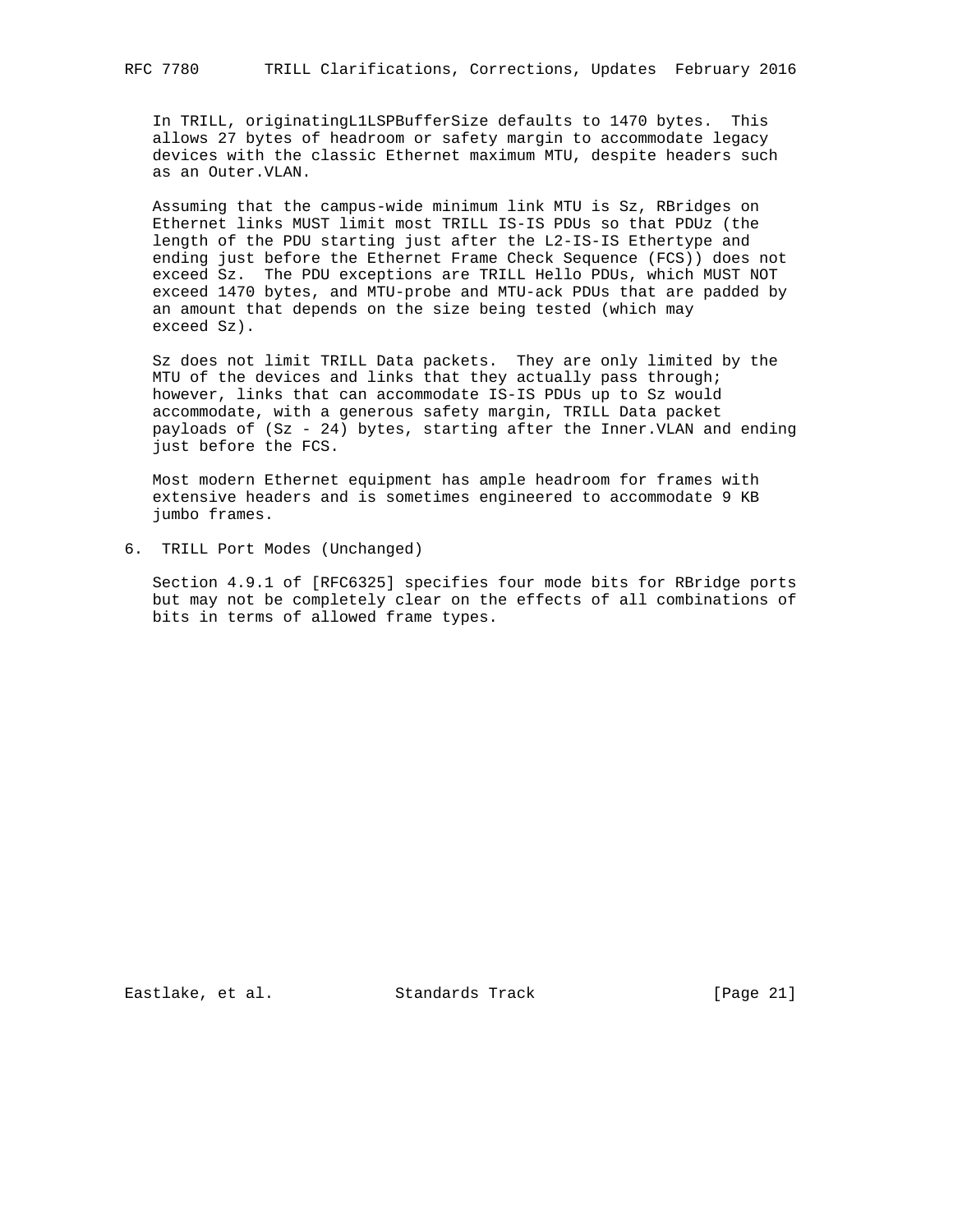In TRILL, originatingL1LSPBufferSize defaults to 1470 bytes. This allows 27 bytes of headroom or safety margin to accommodate legacy devices with the classic Ethernet maximum MTU, despite headers such as an Outer.VLAN.

Assuming that the campus-wide minimum link MTU is Sz, RBridges on Ethernet links MUST limit most TRILL IS-IS PDUs so that PDUz (the length of the PDU starting just after the L2-IS-IS Ethertype and ending just before the Ethernet Frame Check Sequence (FCS)) does not exceed Sz. The PDU exceptions are TRILL Hello PDUs, which MUST NOT exceed 1470 bytes, and MTU-probe and MTU-ack PDUs that are padded by an amount that depends on the size being tested (which may exceed Sz).

Sz does not limit TRILL Data packets. They are only limited by the MTU of the devices and links that they actually pass through; however, links that can accommodate IS-IS PDUs up to Sz would accommodate, with a generous safety margin, TRILL Data packet payloads of (Sz - 24) bytes, starting after the Inner.VLAN and ending just before the FCS.

Most modern Ethernet equipment has ample headroom for frames with extensive headers and is sometimes engineered to accommodate 9 KB jumbo frames.

## 6. TRILL Port Modes (Unchanged)

Section 4.9.1 of [RFC6325] specifies four mode bits for RBridge ports but may not be completely clear on the effects of all combinations of bits in terms of allowed frame types.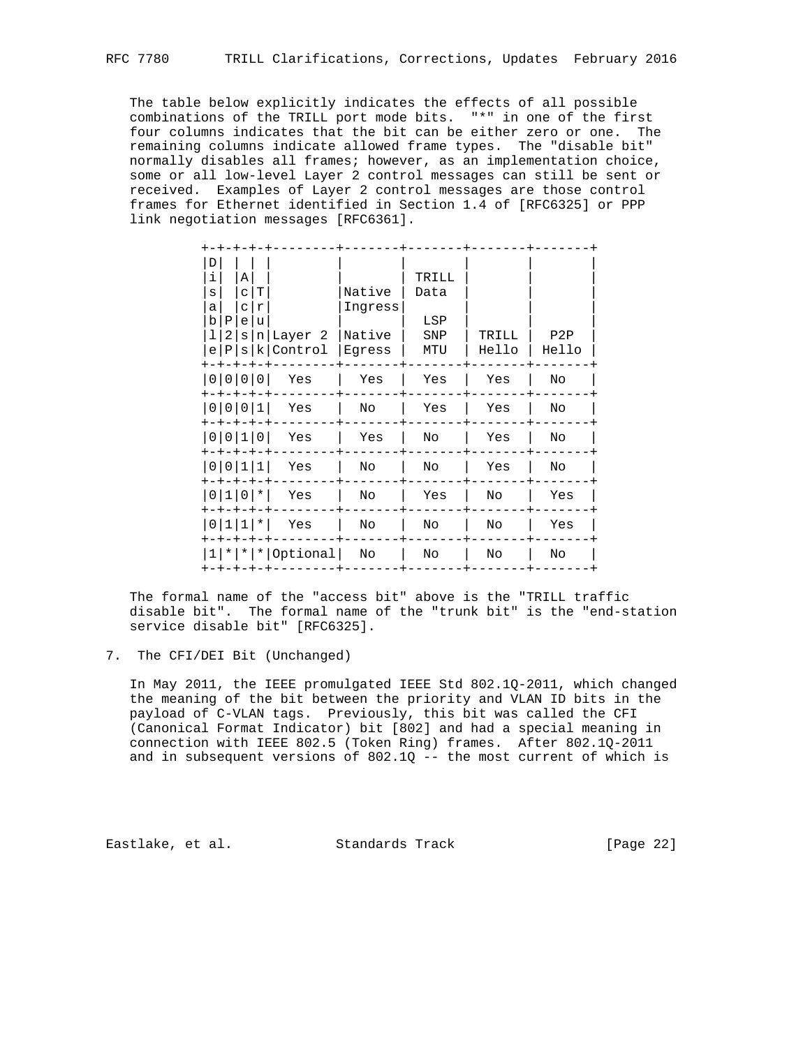The table below explicitly indicates the effects of all possible combinations of the TRILL port mode bits. "*" in one of the first four columns indicates that the bit can be either zero or one. The remaining columns indicate allowed frame types. The "disable bit" normally disables all frames; however, as an implementation choice, some or all low-level Layer 2 control messages can still be sent or received. Examples of Layer 2 control messages are those control frames for Ethernet identified in Section 1.4 of [RFC6325] or PPP link negotiation messages [RFC6361].

| Disable | P2P | Access | Trunk | Layer 2 Control | Native Ingress Native Egress | TRILL Data LSP SNP MTU | TRILL Hello | P2P Hello |
|---|---|---|---|---|---|---|---|---|
| 0 | 0 | 0 | 0 | Yes | Yes | Yes | Yes | No |
| 0 | 0 | 0 | 1 | Yes | No | Yes | Yes | No |
| 0 | 0 | 1 | 0 | Yes | Yes | No | Yes | No |
| 0 | 0 | 1 | 1 | Yes | No | No | Yes | No |
| 0 | 1 | 0 | * | Yes | No | Yes | No | Yes |
| 0 | 1 | 1 | * | Yes | No | No | No | Yes |
| 1 | * | * | * | Optional | No | No | No | No |

The formal name of the "access bit" above is the "TRILL traffic disable bit". The formal name of the "trunk bit" is the "end-station service disable bit" [RFC6325].

## 7. The CFI/DEI Bit (Unchanged)

In May 2011, the IEEE promulgated IEEE Std 802.1Q-2011, which changed the meaning of the bit between the priority and VLAN ID bits in the payload of C-VLAN tags. Previously, this bit was called the CFI (Canonical Format Indicator) bit [802] and had a special meaning in connection with IEEE 802.5 (Token Ring) frames. After 802.1Q-2011 and in subsequent versions of 802.1Q -- the most current of which is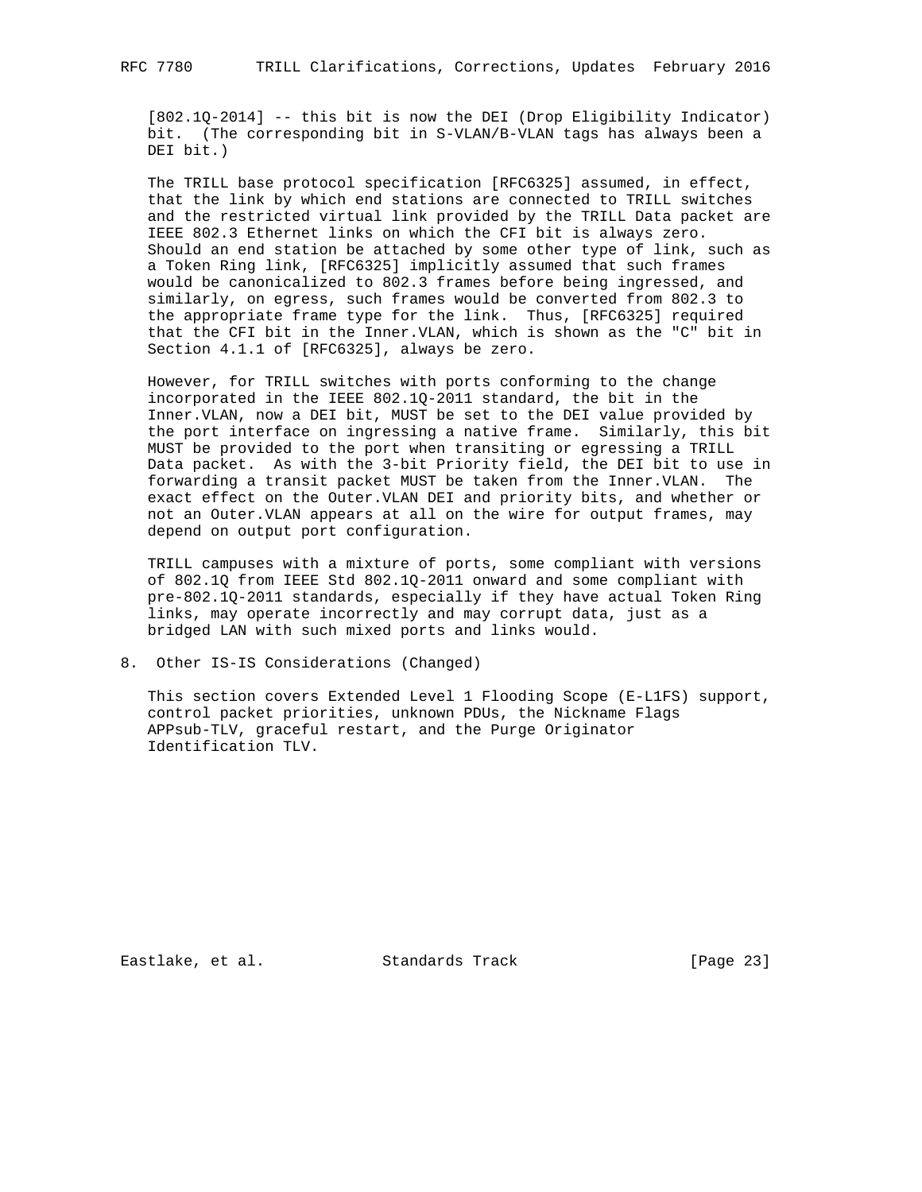[802.1Q-2014] -- this bit is now the DEI (Drop Eligibility Indicator) bit. (The corresponding bit in S-VLAN/B-VLAN tags has always been a DEI bit.)

The TRILL base protocol specification [RFC6325] assumed, in effect, that the link by which end stations are connected to TRILL switches and the restricted virtual link provided by the TRILL Data packet are IEEE 802.3 Ethernet links on which the CFI bit is always zero. Should an end station be attached by some other type of link, such as a Token Ring link, [RFC6325] implicitly assumed that such frames would be canonicalized to 802.3 frames before being ingressed, and similarly, on egress, such frames would be converted from 802.3 to the appropriate frame type for the link. Thus, [RFC6325] required that the CFI bit in the Inner.VLAN, which is shown as the "C" bit in Section 4.1.1 of [RFC6325], always be zero.

However, for TRILL switches with ports conforming to the change incorporated in the IEEE 802.1Q-2011 standard, the bit in the Inner.VLAN, now a DEI bit, MUST be set to the DEI value provided by the port interface on ingressing a native frame. Similarly, this bit MUST be provided to the port when transiting or egressing a TRILL Data packet. As with the 3-bit Priority field, the DEI bit to use in forwarding a transit packet MUST be taken from the Inner.VLAN. The exact effect on the Outer.VLAN DEI and priority bits, and whether or not an Outer.VLAN appears at all on the wire for output frames, may depend on output port configuration.

TRILL campuses with a mixture of ports, some compliant with versions of 802.1Q from IEEE Std 802.1Q-2011 onward and some compliant with pre-802.1Q-2011 standards, especially if they have actual Token Ring links, may operate incorrectly and may corrupt data, just as a bridged LAN with such mixed ports and links would.

# 8. Other IS-IS Considerations (Changed)

This section covers Extended Level 1 Flooding Scope (E-L1FS) support, control packet priorities, unknown PDUs, the Nickname Flags APPsub-TLV, graceful restart, and the Purge Originator Identification TLV.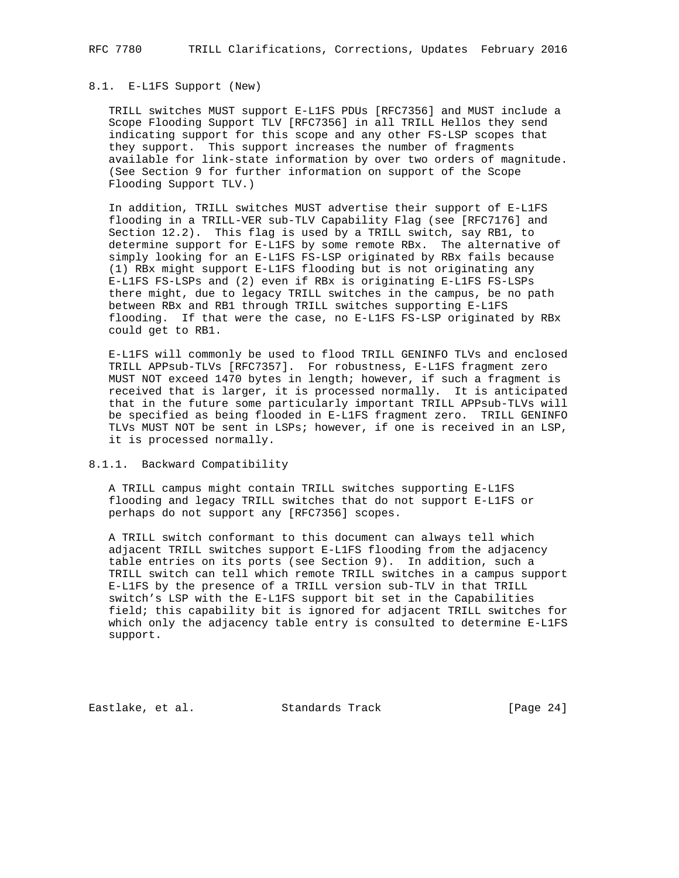### 8.1. E-L1FS Support (New)

TRILL switches MUST support E-L1FS PDUs [RFC7356] and MUST include a Scope Flooding Support TLV [RFC7356] in all TRILL Hellos they send indicating support for this scope and any other FS-LSP scopes that they support. This support increases the number of fragments available for link-state information by over two orders of magnitude. (See Section 9 for further information on support of the Scope Flooding Support TLV.)

In addition, TRILL switches MUST advertise their support of E-L1FS flooding in a TRILL-VER sub-TLV Capability Flag (see [RFC7176] and Section 12.2). This flag is used by a TRILL switch, say RB1, to determine support for E-L1FS by some remote RBx. The alternative of simply looking for an E-L1FS FS-LSP originated by RBx fails because (1) RBx might support E-L1FS flooding but is not originating any E-L1FS FS-LSPs and (2) even if RBx is originating E-L1FS FS-LSPs there might, due to legacy TRILL switches in the campus, be no path between RBx and RB1 through TRILL switches supporting E-L1FS flooding. If that were the case, no E-L1FS FS-LSP originated by RBx could get to RB1.

E-L1FS will commonly be used to flood TRILL GENINFO TLVs and enclosed TRILL APPsub-TLVs [RFC7357]. For robustness, E-L1FS fragment zero MUST NOT exceed 1470 bytes in length; however, if such a fragment is received that is larger, it is processed normally. It is anticipated that in the future some particularly important TRILL APPsub-TLVs will be specified as being flooded in E-L1FS fragment zero. TRILL GENINFO TLVs MUST NOT be sent in LSPs; however, if one is received in an LSP, it is processed normally.

#### 8.1.1. Backward Compatibility

A TRILL campus might contain TRILL switches supporting E-L1FS flooding and legacy TRILL switches that do not support E-L1FS or perhaps do not support any [RFC7356] scopes.

A TRILL switch conformant to this document can always tell which adjacent TRILL switches support E-L1FS flooding from the adjacency table entries on its ports (see Section 9). In addition, such a TRILL switch can tell which remote TRILL switches in a campus support E-L1FS by the presence of a TRILL version sub-TLV in that TRILL switch's LSP with the E-L1FS support bit set in the Capabilities field; this capability bit is ignored for adjacent TRILL switches for which only the adjacency table entry is consulted to determine E-L1FS support.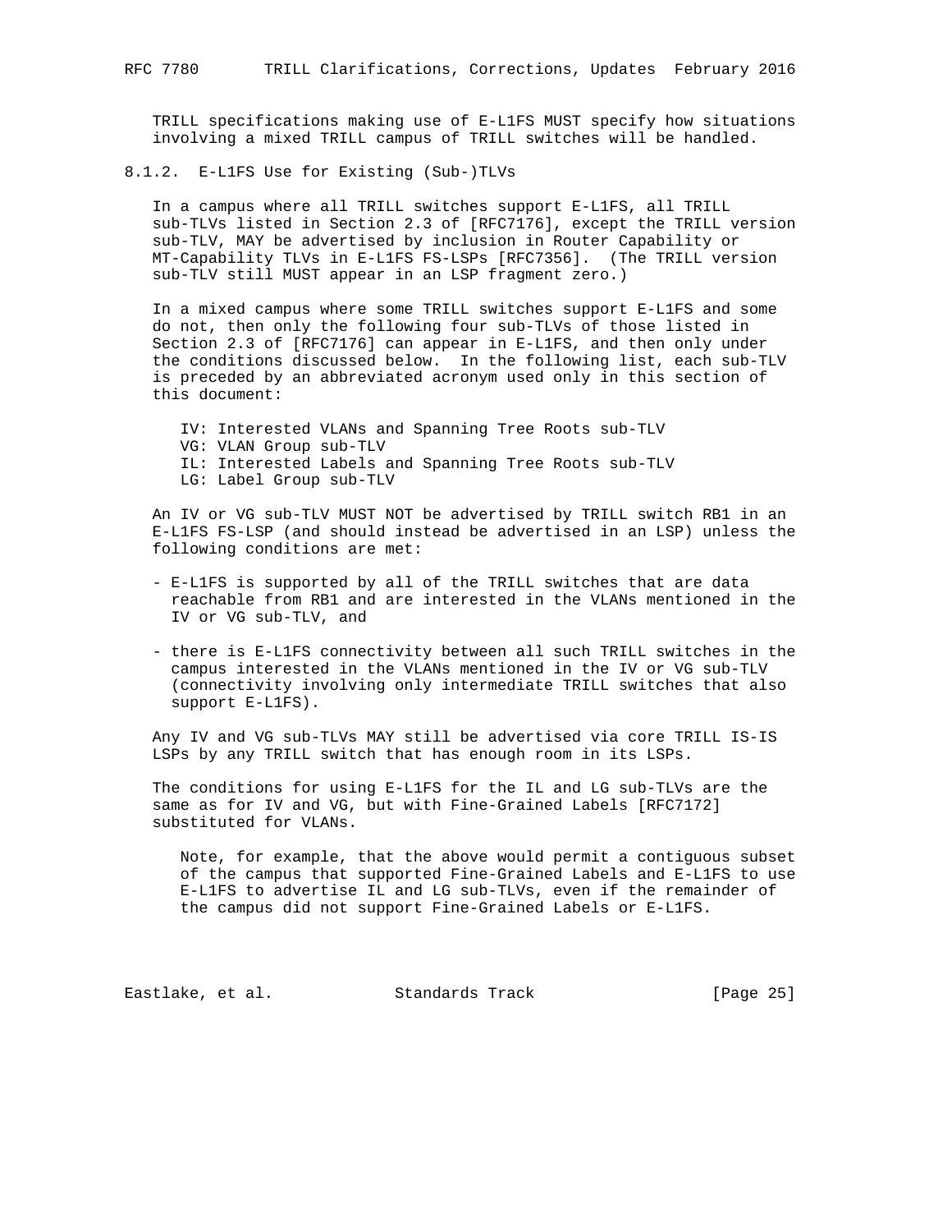TRILL specifications making use of E-L1FS MUST specify how situations involving a mixed TRILL campus of TRILL switches will be handled.

### 8.1.2. E-L1FS Use for Existing (Sub-)TLVs

In a campus where all TRILL switches support E-L1FS, all TRILL sub-TLVs listed in Section 2.3 of [RFC7176], except the TRILL version sub-TLV, MAY be advertised by inclusion in Router Capability or MT-Capability TLVs in E-L1FS FS-LSPs [RFC7356]. (The TRILL version sub-TLV still MUST appear in an LSP fragment zero.)

In a mixed campus where some TRILL switches support E-L1FS and some do not, then only the following four sub-TLVs of those listed in Section 2.3 of [RFC7176] can appear in E-L1FS, and then only under the conditions discussed below. In the following list, each sub-TLV is preceded by an abbreviated acronym used only in this section of this document:

- IV: Interested VLANs and Spanning Tree Roots sub-TLV
- VG: VLAN Group sub-TLV
- IL: Interested Labels and Spanning Tree Roots sub-TLV
- LG: Label Group sub-TLV

An IV or VG sub-TLV MUST NOT be advertised by TRILL switch RB1 in an E-L1FS FS-LSP (and should instead be advertised in an LSP) unless the following conditions are met:

- E-L1FS is supported by all of the TRILL switches that are data reachable from RB1 and are interested in the VLANs mentioned in the IV or VG sub-TLV, and
- there is E-L1FS connectivity between all such TRILL switches in the campus interested in the VLANs mentioned in the IV or VG sub-TLV (connectivity involving only intermediate TRILL switches that also support E-L1FS).

Any IV and VG sub-TLVs MAY still be advertised via core TRILL IS-IS LSPs by any TRILL switch that has enough room in its LSPs.

The conditions for using E-L1FS for the IL and LG sub-TLVs are the same as for IV and VG, but with Fine-Grained Labels [RFC7172] substituted for VLANs.

> Note, for example, that the above would permit a contiguous subset of the campus that supported Fine-Grained Labels and E-L1FS to use E-L1FS to advertise IL and LG sub-TLVs, even if the remainder of the campus did not support Fine-Grained Labels or E-L1FS.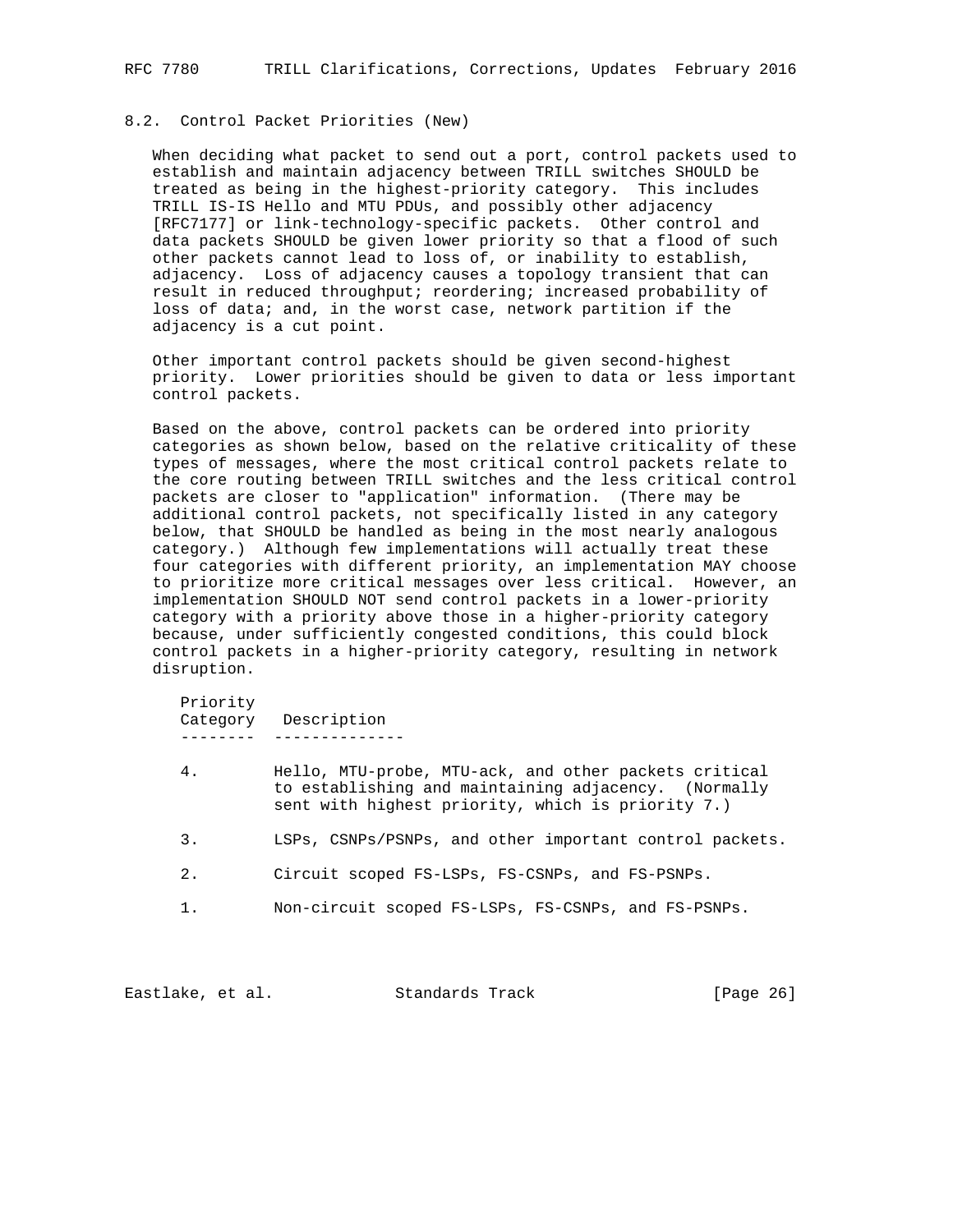### 8.2. Control Packet Priorities (New)

When deciding what packet to send out a port, control packets used to establish and maintain adjacency between TRILL switches SHOULD be treated as being in the highest-priority category. This includes TRILL IS-IS Hello and MTU PDUs, and possibly other adjacency [RFC7177] or link-technology-specific packets. Other control and data packets SHOULD be given lower priority so that a flood of such other packets cannot lead to loss of, or inability to establish, adjacency. Loss of adjacency causes a topology transient that can result in reduced throughput; reordering; increased probability of loss of data; and, in the worst case, network partition if the adjacency is a cut point.

Other important control packets should be given second-highest priority. Lower priorities should be given to data or less important control packets.

Based on the above, control packets can be ordered into priority categories as shown below, based on the relative criticality of these types of messages, where the most critical control packets relate to the core routing between TRILL switches and the less critical control packets are closer to "application" information. (There may be additional control packets, not specifically listed in any category below, that SHOULD be handled as being in the most nearly analogous category.) Although few implementations will actually treat these four categories with different priority, an implementation MAY choose to prioritize more critical messages over less critical. However, an implementation SHOULD NOT send control packets in a lower-priority category with a priority above those in a higher-priority category because, under sufficiently congested conditions, this could block control packets in a higher-priority category, resulting in network disruption.

| Priority Category | Description |
|---|---|
| 4. | Hello, MTU-probe, MTU-ack, and other packets critical to establishing and maintaining adjacency. (Normally sent with highest priority, which is priority 7.) |
| 3. | LSPs, CSNPs/PSNPs, and other important control packets. |
| 2. | Circuit scoped FS-LSPs, FS-CSNPs, and FS-PSNPs. |
| 1. | Non-circuit scoped FS-LSPs, FS-CSNPs, and FS-PSNPs. |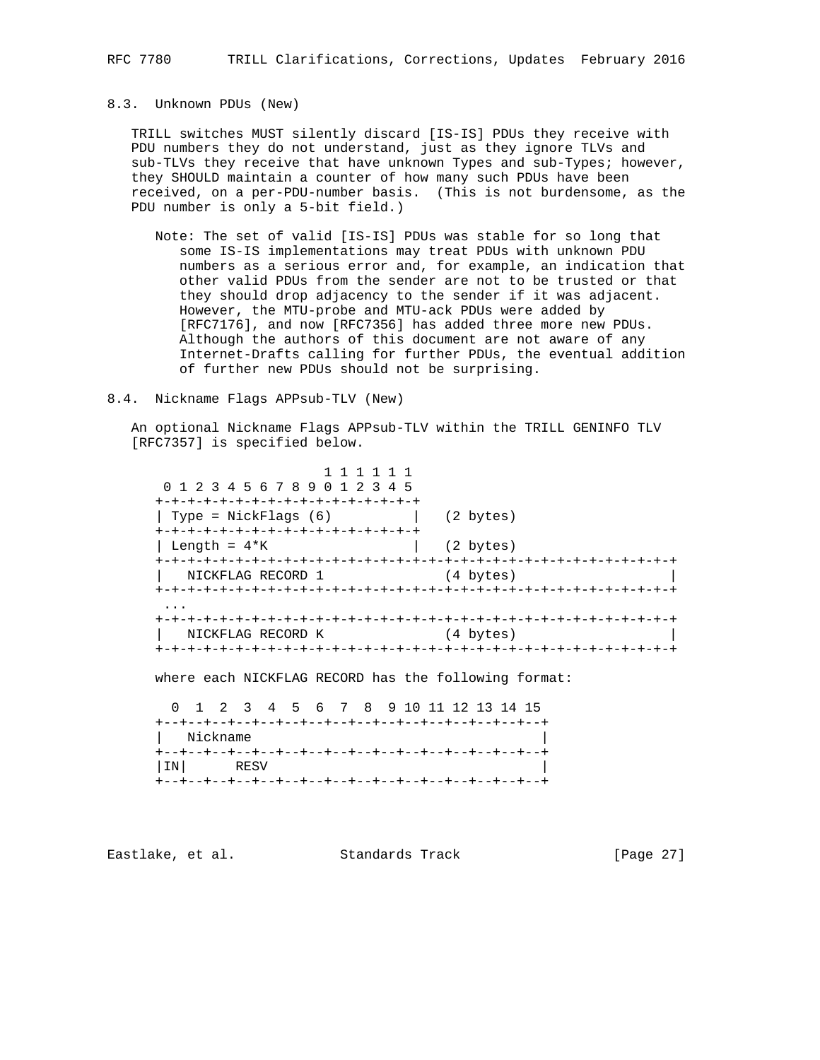## 8.3. Unknown PDUs (New)

TRILL switches MUST silently discard [IS-IS] PDUs they receive with PDU numbers they do not understand, just as they ignore TLVs and sub-TLVs they receive that have unknown Types and sub-Types; however, they SHOULD maintain a counter of how many such PDUs have been received, on a per-PDU-number basis. (This is not burdensome, as the PDU number is only a 5-bit field.)

Note: The set of valid [IS-IS] PDUs was stable for so long that some IS-IS implementations may treat PDUs with unknown PDU numbers as a serious error and, for example, an indication that other valid PDUs from the sender are not to be trusted or that they should drop adjacency to the sender if it was adjacent. However, the MTU-probe and MTU-ack PDUs were added by [RFC7176], and now [RFC7356] has added three more new PDUs. Although the authors of this document are not aware of any Internet-Drafts calling for further PDUs, the eventual addition of further new PDUs should not be surprising.

## 8.4. Nickname Flags APPsub-TLV (New)

An optional Nickname Flags APPsub-TLV within the TRILL GENINFO TLV [RFC7357] is specified below.

```
                     1 1 1 1 1 1
 0 1 2 3 4 5 6 7 8 9 0 1 2 3 4 5
+-+-+-+-+-+-+-+-+-+-+-+-+-+-+-+-+
| Type = NickFlags (6)          |   (2 bytes)
+-+-+-+-+-+-+-+-+-+-+-+-+-+-+-+-+
| Length = 4*K                  |   (2 bytes)
+-+-+-+-+-+-+-+-+-+-+-+-+-+-+-+-+-+-+-+-+-+-+-+-+-+-+-+-+-+-+-+-+
|   NICKFLAG RECORD 1               (4 bytes)                   |
+-+-+-+-+-+-+-+-+-+-+-+-+-+-+-+-+-+-+-+-+-+-+-+-+-+-+-+-+-+-+-+-+
 ...
+-+-+-+-+-+-+-+-+-+-+-+-+-+-+-+-+-+-+-+-+-+-+-+-+-+-+-+-+-+-+-+-+
|   NICKFLAG RECORD K               (4 bytes)                   |
+-+-+-+-+-+-+-+-+-+-+-+-+-+-+-+-+-+-+-+-+-+-+-+-+-+-+-+-+-+-+-+-+
```

where each NICKFLAG RECORD has the following format:

```
  0  1  2  3  4  5  6  7  8  9 10 11 12 13 14 15
+--+--+--+--+--+--+--+--+--+--+--+--+--+--+--+--+
|   Nickname                                    |
+--+--+--+--+--+--+--+--+--+--+--+--+--+--+--+--+
|IN|      RESV                                  |
+--+--+--+--+--+--+--+--+--+--+--+--+--+--+--+--+
```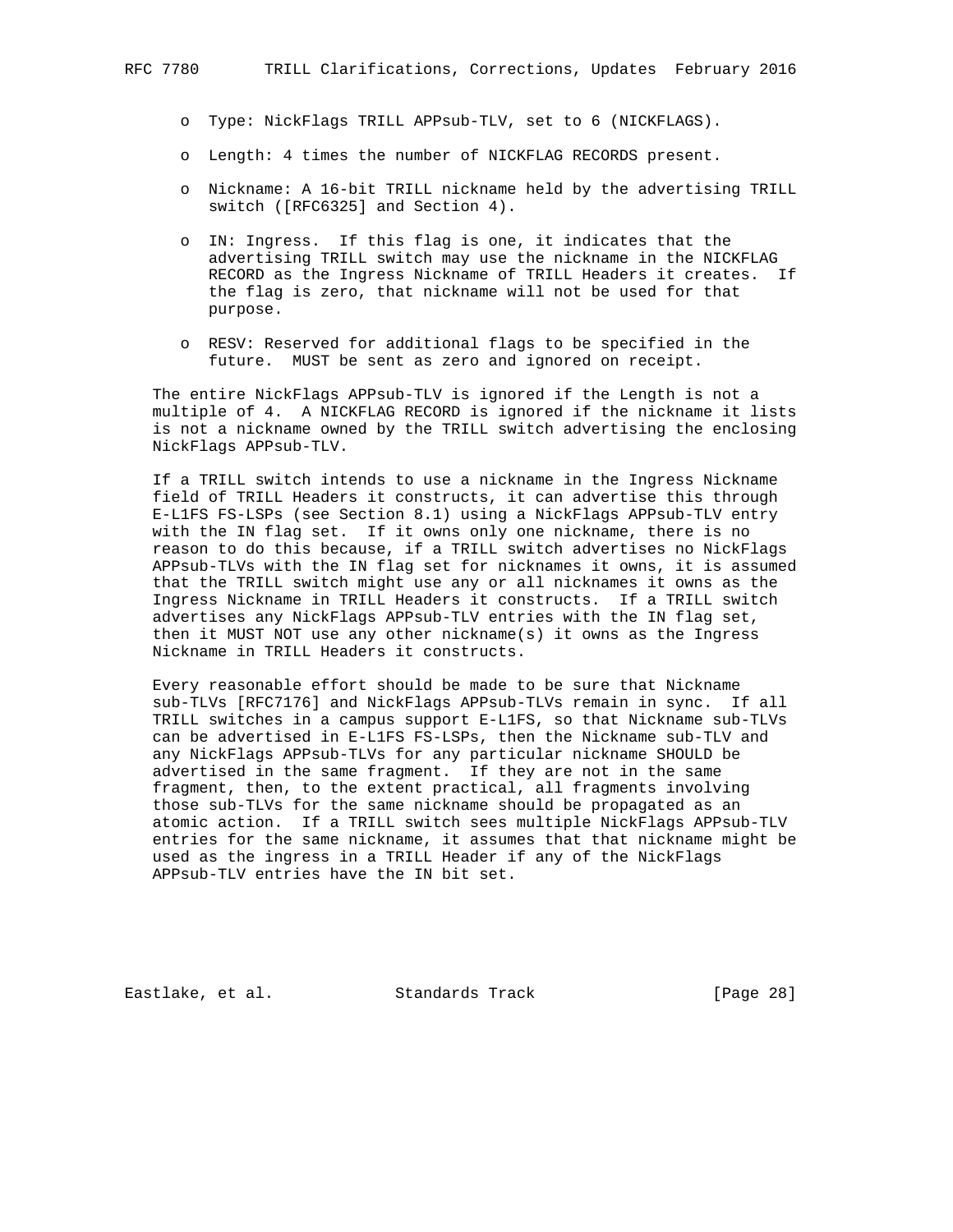- Type: NickFlags TRILL APPsub-TLV, set to 6 (NICKFLAGS).
- Length: 4 times the number of NICKFLAG RECORDS present.
- Nickname: A 16-bit TRILL nickname held by the advertising TRILL switch ([RFC6325] and Section 4).
- IN: Ingress. If this flag is one, it indicates that the advertising TRILL switch may use the nickname in the NICKFLAG RECORD as the Ingress Nickname of TRILL Headers it creates. If the flag is zero, that nickname will not be used for that purpose.
- RESV: Reserved for additional flags to be specified in the future. MUST be sent as zero and ignored on receipt.

The entire NickFlags APPsub-TLV is ignored if the Length is not a multiple of 4. A NICKFLAG RECORD is ignored if the nickname it lists is not a nickname owned by the TRILL switch advertising the enclosing NickFlags APPsub-TLV.

If a TRILL switch intends to use a nickname in the Ingress Nickname field of TRILL Headers it constructs, it can advertise this through E-L1FS FS-LSPs (see Section 8.1) using a NickFlags APPsub-TLV entry with the IN flag set. If it owns only one nickname, there is no reason to do this because, if a TRILL switch advertises no NickFlags APPsub-TLVs with the IN flag set for nicknames it owns, it is assumed that the TRILL switch might use any or all nicknames it owns as the Ingress Nickname in TRILL Headers it constructs. If a TRILL switch advertises any NickFlags APPsub-TLV entries with the IN flag set, then it MUST NOT use any other nickname(s) it owns as the Ingress Nickname in TRILL Headers it constructs.

Every reasonable effort should be made to be sure that Nickname sub-TLVs [RFC7176] and NickFlags APPsub-TLVs remain in sync. If all TRILL switches in a campus support E-L1FS, so that Nickname sub-TLVs can be advertised in E-L1FS FS-LSPs, then the Nickname sub-TLV and any NickFlags APPsub-TLVs for any particular nickname SHOULD be advertised in the same fragment. If they are not in the same fragment, then, to the extent practical, all fragments involving those sub-TLVs for the same nickname should be propagated as an atomic action. If a TRILL switch sees multiple NickFlags APPsub-TLV entries for the same nickname, it assumes that that nickname might be used as the ingress in a TRILL Header if any of the NickFlags APPsub-TLV entries have the IN bit set.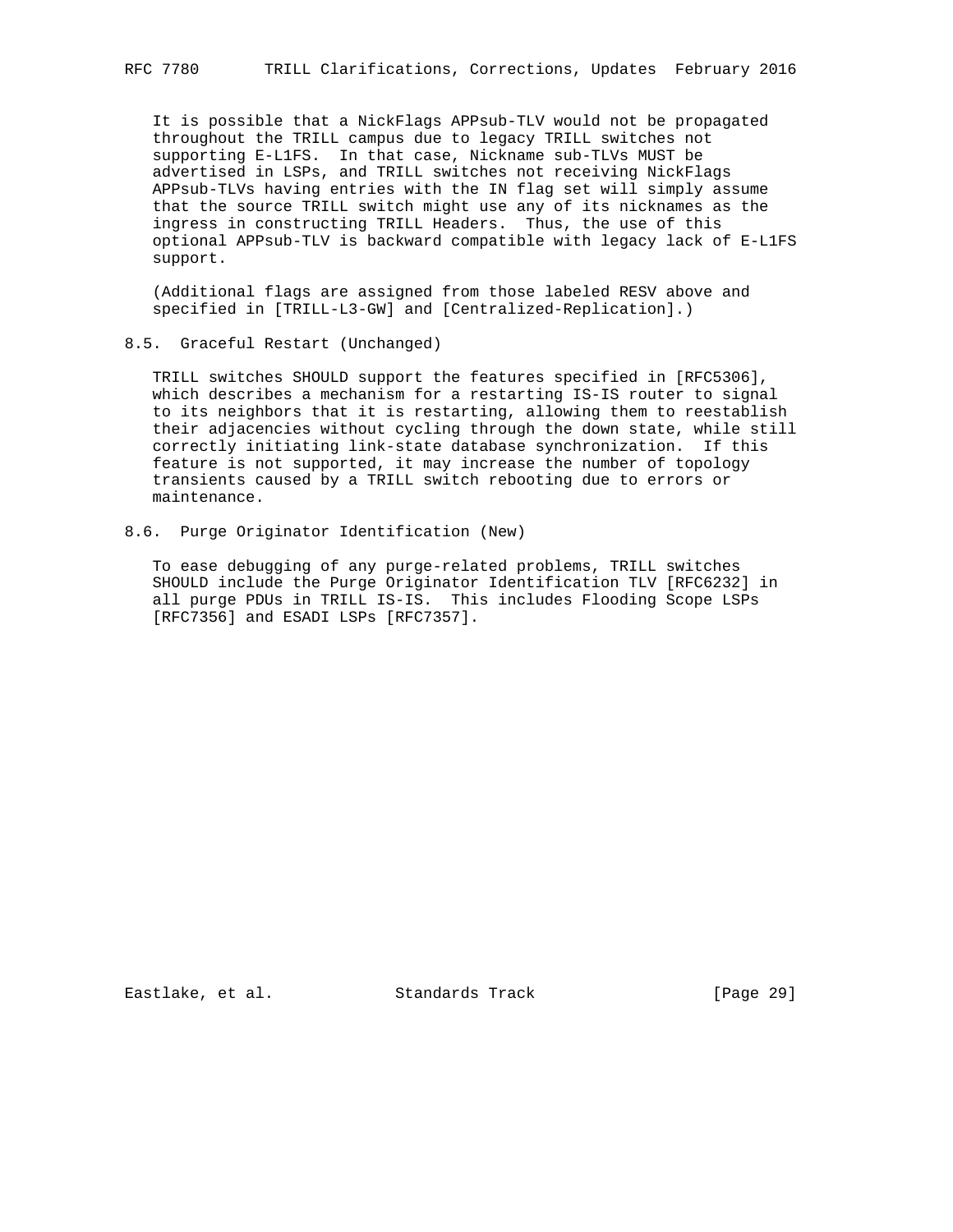It is possible that a NickFlags APPsub-TLV would not be propagated throughout the TRILL campus due to legacy TRILL switches not supporting E-L1FS. In that case, Nickname sub-TLVs MUST be advertised in LSPs, and TRILL switches not receiving NickFlags APPsub-TLVs having entries with the IN flag set will simply assume that the source TRILL switch might use any of its nicknames as the ingress in constructing TRILL Headers. Thus, the use of this optional APPsub-TLV is backward compatible with legacy lack of E-L1FS support.

(Additional flags are assigned from those labeled RESV above and specified in [TRILL-L3-GW] and [Centralized-Replication].)

### 8.5. Graceful Restart (Unchanged)

TRILL switches SHOULD support the features specified in [RFC5306], which describes a mechanism for a restarting IS-IS router to signal to its neighbors that it is restarting, allowing them to reestablish their adjacencies without cycling through the down state, while still correctly initiating link-state database synchronization. If this feature is not supported, it may increase the number of topology transients caused by a TRILL switch rebooting due to errors or maintenance.

### 8.6. Purge Originator Identification (New)

To ease debugging of any purge-related problems, TRILL switches SHOULD include the Purge Originator Identification TLV [RFC6232] in all purge PDUs in TRILL IS-IS. This includes Flooding Scope LSPs [RFC7356] and ESADI LSPs [RFC7357].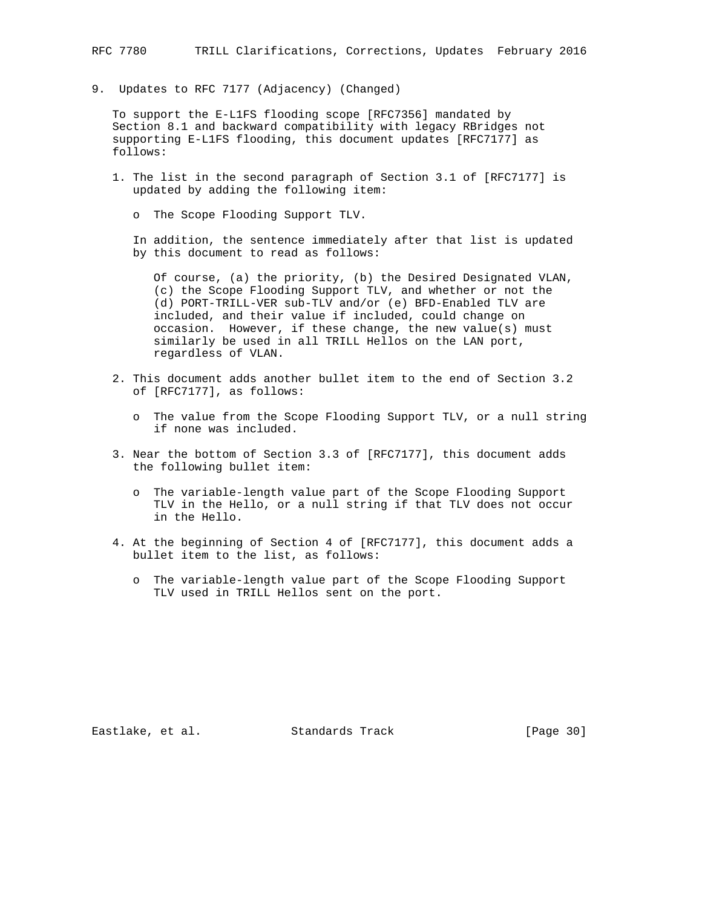## 9. Updates to RFC 7177 (Adjacency) (Changed)

To support the E-L1FS flooding scope [RFC7356] mandated by Section 8.1 and backward compatibility with legacy RBridges not supporting E-L1FS flooding, this document updates [RFC7177] as follows:

1. The list in the second paragraph of Section 3.1 of [RFC7177] is updated by adding the following item:

   - The Scope Flooding Support TLV.

   In addition, the sentence immediately after that list is updated by this document to read as follows:

   > Of course, (a) the priority, (b) the Desired Designated VLAN, (c) the Scope Flooding Support TLV, and whether or not the (d) PORT-TRILL-VER sub-TLV and/or (e) BFD-Enabled TLV are included, and their value if included, could change on occasion. However, if these change, the new value(s) must similarly be used in all TRILL Hellos on the LAN port, regardless of VLAN.

2. This document adds another bullet item to the end of Section 3.2 of [RFC7177], as follows:

   - The value from the Scope Flooding Support TLV, or a null string if none was included.

3. Near the bottom of Section 3.3 of [RFC7177], this document adds the following bullet item:

   - The variable-length value part of the Scope Flooding Support TLV in the Hello, or a null string if that TLV does not occur in the Hello.

4. At the beginning of Section 4 of [RFC7177], this document adds a bullet item to the list, as follows:

   - The variable-length value part of the Scope Flooding Support TLV used in TRILL Hellos sent on the port.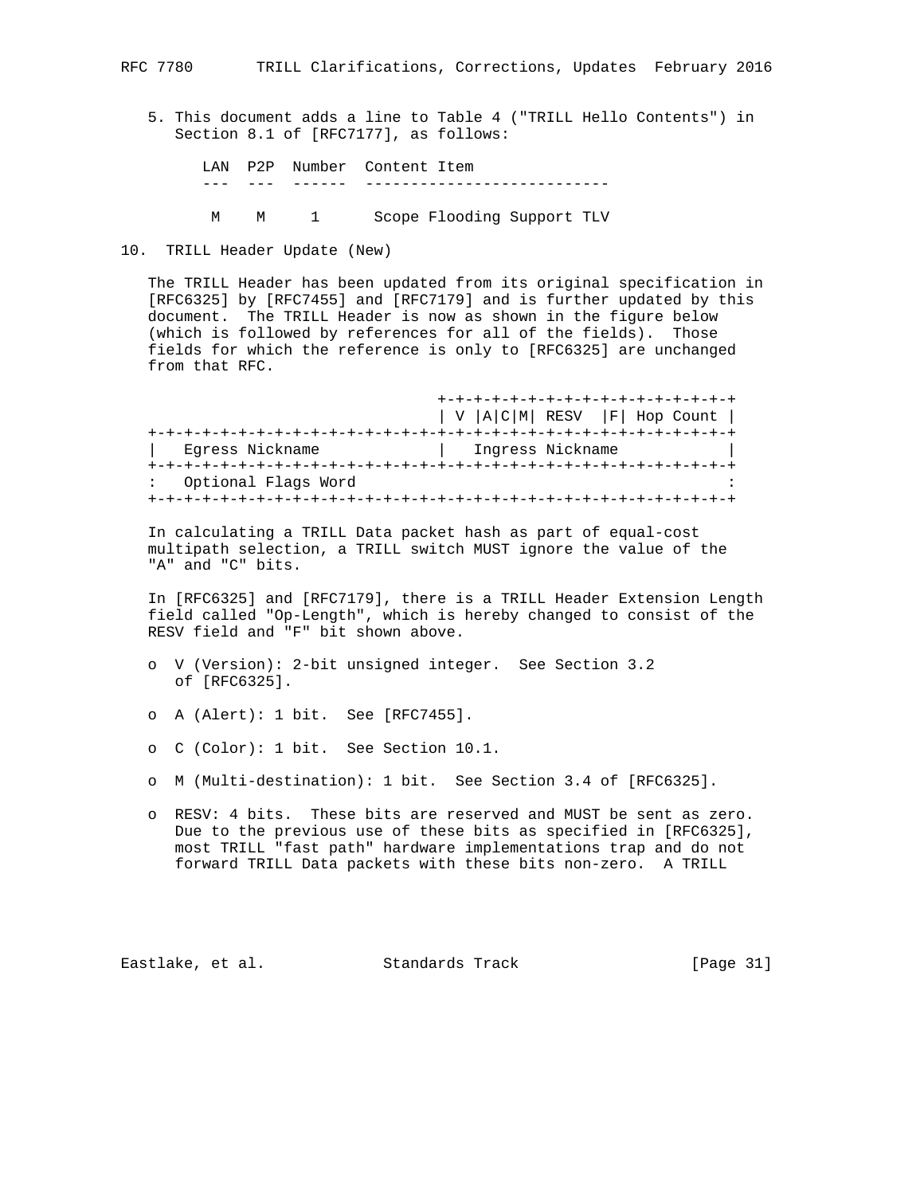5. This document adds a line to Table 4 ("TRILL Hello Contents") in Section 8.1 of [RFC7177], as follows:

| LAN | P2P | Number | Content Item |
|---|---|---|---|
| M | M | 1 | Scope Flooding Support TLV |

## 10. TRILL Header Update (New)

The TRILL Header has been updated from its original specification in [RFC6325] by [RFC7455] and [RFC7179] and is further updated by this document. The TRILL Header is now as shown in the figure below (which is followed by references for all of the fields). Those fields for which the reference is only to [RFC6325] are unchanged from that RFC.

```
                                +-+-+-+-+-+-+-+-+-+-+-+-+-+-+-+-+
                                | V |A|C|M| RESV  |F| Hop Count |
+-+-+-+-+-+-+-+-+-+-+-+-+-+-+-+-+-+-+-+-+-+-+-+-+-+-+-+-+-+-+-+-+
|   Egress Nickname             |   Ingress Nickname            |
+-+-+-+-+-+-+-+-+-+-+-+-+-+-+-+-+-+-+-+-+-+-+-+-+-+-+-+-+-+-+-+-+
:   Optional Flags Word                                         :
+-+-+-+-+-+-+-+-+-+-+-+-+-+-+-+-+-+-+-+-+-+-+-+-+-+-+-+-+-+-+-+-+
```

In calculating a TRILL Data packet hash as part of equal-cost multipath selection, a TRILL switch MUST ignore the value of the "A" and "C" bits.

In [RFC6325] and [RFC7179], there is a TRILL Header Extension Length field called "Op-Length", which is hereby changed to consist of the RESV field and "F" bit shown above.

- o V (Version): 2-bit unsigned integer. See Section 3.2 of [RFC6325].
- o A (Alert): 1 bit. See [RFC7455].
- o C (Color): 1 bit. See Section 10.1.
- o M (Multi-destination): 1 bit. See Section 3.4 of [RFC6325].
- o RESV: 4 bits. These bits are reserved and MUST be sent as zero. Due to the previous use of these bits as specified in [RFC6325], most TRILL "fast path" hardware implementations trap and do not forward TRILL Data packets with these bits non-zero. A TRILL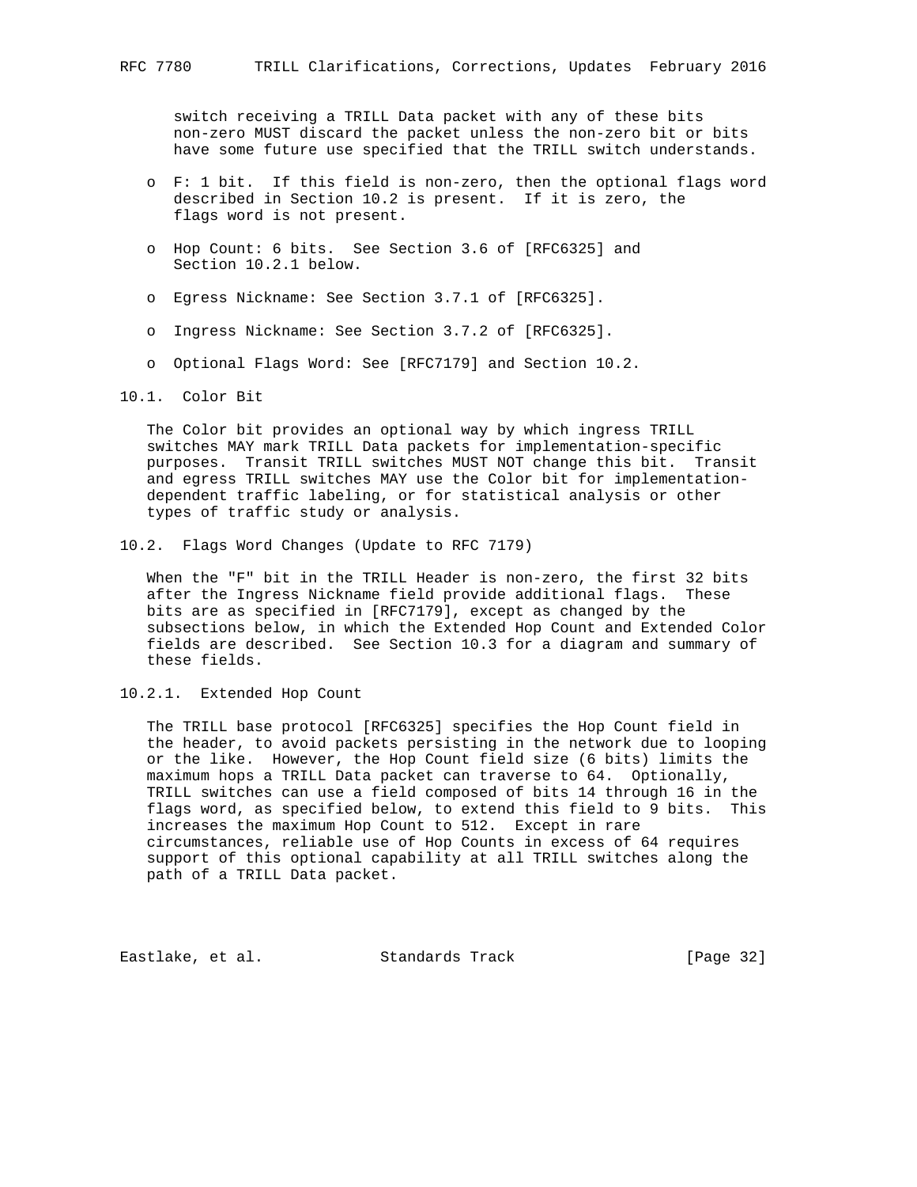switch receiving a TRILL Data packet with any of these bits non-zero MUST discard the packet unless the non-zero bit or bits have some future use specified that the TRILL switch understands.

- F: 1 bit. If this field is non-zero, then the optional flags word described in Section 10.2 is present. If it is zero, the flags word is not present.

- Hop Count: 6 bits. See Section 3.6 of [RFC6325] and Section 10.2.1 below.

- Egress Nickname: See Section 3.7.1 of [RFC6325].

- Ingress Nickname: See Section 3.7.2 of [RFC6325].

- Optional Flags Word: See [RFC7179] and Section 10.2.

## 10.1. Color Bit

The Color bit provides an optional way by which ingress TRILL switches MAY mark TRILL Data packets for implementation-specific purposes. Transit TRILL switches MUST NOT change this bit. Transit and egress TRILL switches MAY use the Color bit for implementation-dependent traffic labeling, or for statistical analysis or other types of traffic study or analysis.

## 10.2. Flags Word Changes (Update to RFC 7179)

When the "F" bit in the TRILL Header is non-zero, the first 32 bits after the Ingress Nickname field provide additional flags. These bits are as specified in [RFC7179], except as changed by the subsections below, in which the Extended Hop Count and Extended Color fields are described. See Section 10.3 for a diagram and summary of these fields.

### 10.2.1. Extended Hop Count

The TRILL base protocol [RFC6325] specifies the Hop Count field in the header, to avoid packets persisting in the network due to looping or the like. However, the Hop Count field size (6 bits) limits the maximum hops a TRILL Data packet can traverse to 64. Optionally, TRILL switches can use a field composed of bits 14 through 16 in the flags word, as specified below, to extend this field to 9 bits. This increases the maximum Hop Count to 512. Except in rare circumstances, reliable use of Hop Counts in excess of 64 requires support of this optional capability at all TRILL switches along the path of a TRILL Data packet.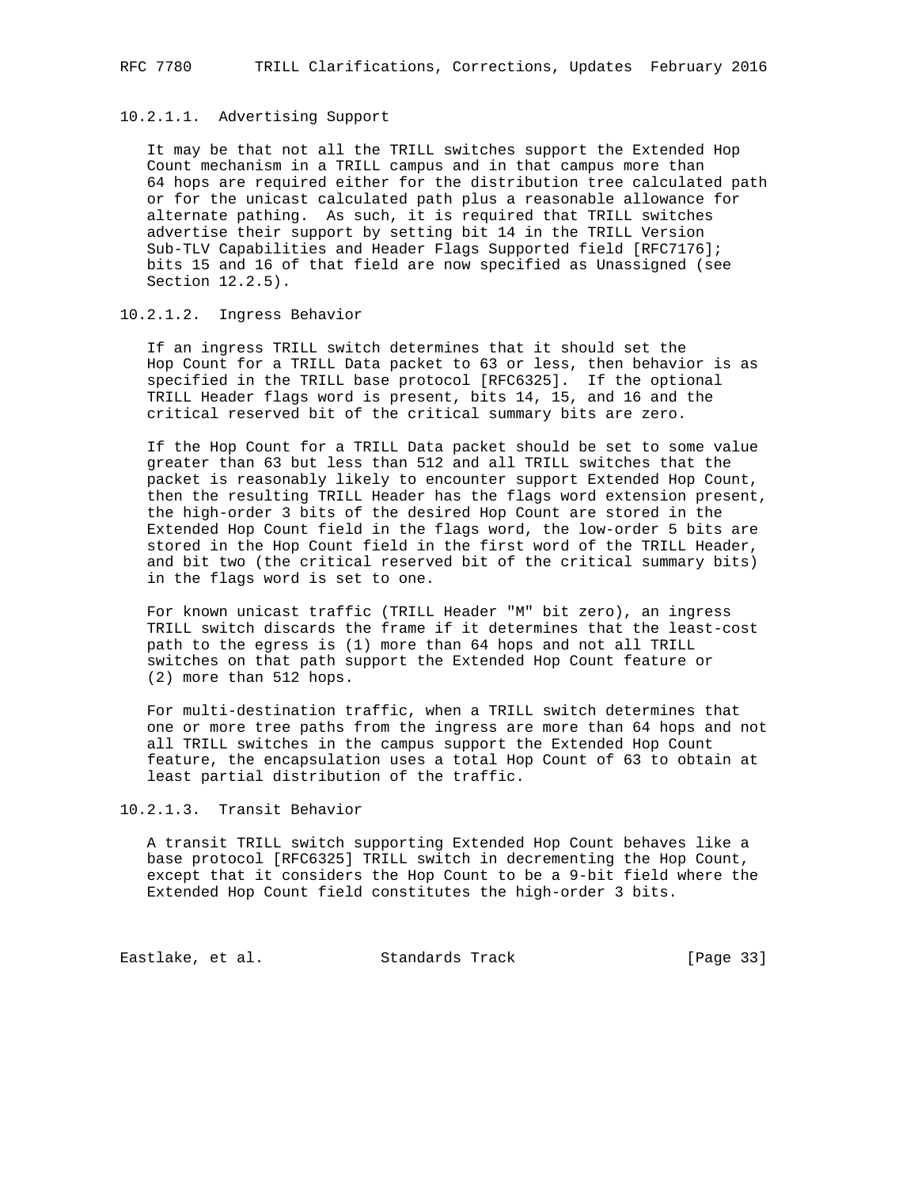#### 10.2.1.1. Advertising Support

It may be that not all the TRILL switches support the Extended Hop Count mechanism in a TRILL campus and in that campus more than 64 hops are required either for the distribution tree calculated path or for the unicast calculated path plus a reasonable allowance for alternate pathing. As such, it is required that TRILL switches advertise their support by setting bit 14 in the TRILL Version Sub-TLV Capabilities and Header Flags Supported field [RFC7176]; bits 15 and 16 of that field are now specified as Unassigned (see Section 12.2.5).

#### 10.2.1.2. Ingress Behavior

If an ingress TRILL switch determines that it should set the Hop Count for a TRILL Data packet to 63 or less, then behavior is as specified in the TRILL base protocol [RFC6325]. If the optional TRILL Header flags word is present, bits 14, 15, and 16 and the critical reserved bit of the critical summary bits are zero.

If the Hop Count for a TRILL Data packet should be set to some value greater than 63 but less than 512 and all TRILL switches that the packet is reasonably likely to encounter support Extended Hop Count, then the resulting TRILL Header has the flags word extension present, the high-order 3 bits of the desired Hop Count are stored in the Extended Hop Count field in the flags word, the low-order 5 bits are stored in the Hop Count field in the first word of the TRILL Header, and bit two (the critical reserved bit of the critical summary bits) in the flags word is set to one.

For known unicast traffic (TRILL Header "M" bit zero), an ingress TRILL switch discards the frame if it determines that the least-cost path to the egress is (1) more than 64 hops and not all TRILL switches on that path support the Extended Hop Count feature or (2) more than 512 hops.

For multi-destination traffic, when a TRILL switch determines that one or more tree paths from the ingress are more than 64 hops and not all TRILL switches in the campus support the Extended Hop Count feature, the encapsulation uses a total Hop Count of 63 to obtain at least partial distribution of the traffic.

#### 10.2.1.3. Transit Behavior

A transit TRILL switch supporting Extended Hop Count behaves like a base protocol [RFC6325] TRILL switch in decrementing the Hop Count, except that it considers the Hop Count to be a 9-bit field where the Extended Hop Count field constitutes the high-order 3 bits.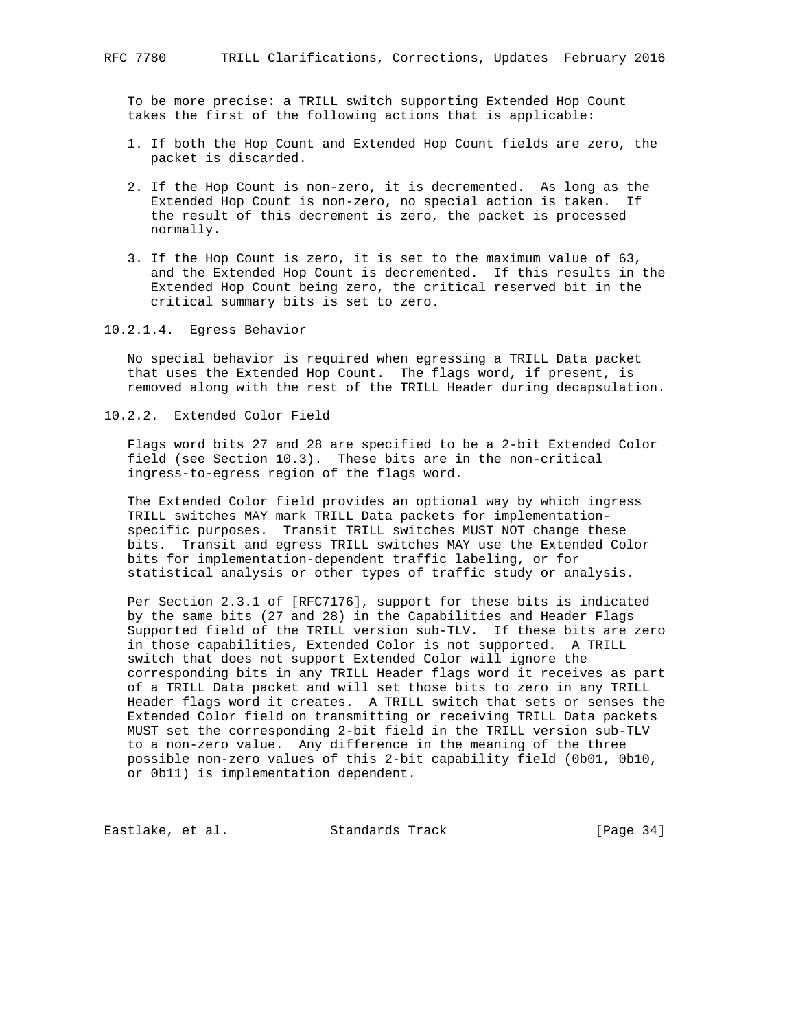To be more precise: a TRILL switch supporting Extended Hop Count takes the first of the following actions that is applicable:

1. If both the Hop Count and Extended Hop Count fields are zero, the packet is discarded.

2. If the Hop Count is non-zero, it is decremented. As long as the Extended Hop Count is non-zero, no special action is taken. If the result of this decrement is zero, the packet is processed normally.

3. If the Hop Count is zero, it is set to the maximum value of 63, and the Extended Hop Count is decremented. If this results in the Extended Hop Count being zero, the critical reserved bit in the critical summary bits is set to zero.

#### 10.2.1.4. Egress Behavior

No special behavior is required when egressing a TRILL Data packet that uses the Extended Hop Count. The flags word, if present, is removed along with the rest of the TRILL Header during decapsulation.

### 10.2.2. Extended Color Field

Flags word bits 27 and 28 are specified to be a 2-bit Extended Color field (see Section 10.3). These bits are in the non-critical ingress-to-egress region of the flags word.

The Extended Color field provides an optional way by which ingress TRILL switches MAY mark TRILL Data packets for implementation-specific purposes. Transit TRILL switches MUST NOT change these bits. Transit and egress TRILL switches MAY use the Extended Color bits for implementation-dependent traffic labeling, or for statistical analysis or other types of traffic study or analysis.

Per Section 2.3.1 of [RFC7176], support for these bits is indicated by the same bits (27 and 28) in the Capabilities and Header Flags Supported field of the TRILL version sub-TLV. If these bits are zero in those capabilities, Extended Color is not supported. A TRILL switch that does not support Extended Color will ignore the corresponding bits in any TRILL Header flags word it receives as part of a TRILL Data packet and will set those bits to zero in any TRILL Header flags word it creates. A TRILL switch that sets or senses the Extended Color field on transmitting or receiving TRILL Data packets MUST set the corresponding 2-bit field in the TRILL version sub-TLV to a non-zero value. Any difference in the meaning of the three possible non-zero values of this 2-bit capability field (0b01, 0b10, or 0b11) is implementation dependent.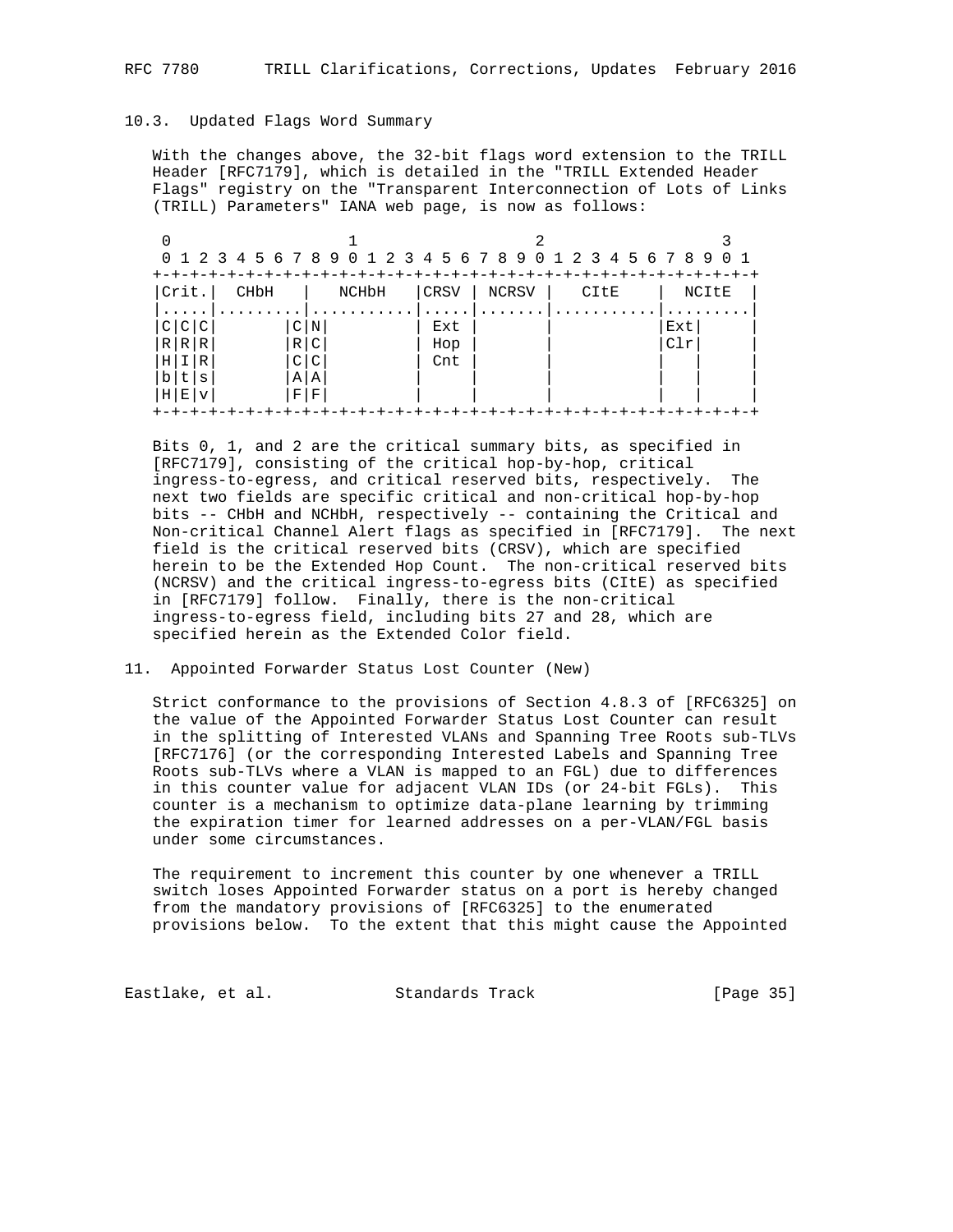## 10.3. Updated Flags Word Summary

With the changes above, the 32-bit flags word extension to the TRILL Header [RFC7179], which is detailed in the "TRILL Extended Header Flags" registry on the "Transparent Interconnection of Lots of Links (TRILL) Parameters" IANA web page, is now as follows:

```
 0                   1                   2                   3
 0 1 2 3 4 5 6 7 8 9 0 1 2 3 4 5 6 7 8 9 0 1 2 3 4 5 6 7 8 9 0 1
+-+-+-+-+-+-+-+-+-+-+-+-+-+-+-+-+-+-+-+-+-+-+-+-+-+-+-+-+-+-+-+-+
|Crit.|  CHbH   |   NCHbH   |CRSV | NCRSV |   CItE    |  NCItE  |
|.....|.........|...........|.....|.......|...........|.........|
|C|C|C|       |C|N|         | Ext |       |           |Ext|     |
|R|R|R|       |R|C|         | Hop |       |           |Clr|     |
|H|I|R|       |C|C|         | Cnt |       |           |   |     |
|b|t|s|       |A|A|         |     |       |           |   |     |
|H|E|v|       |F|F|         |     |       |           |   |     |
+-+-+-+-+-+-+-+-+-+-+-+-+-+-+-+-+-+-+-+-+-+-+-+-+-+-+-+-+-+-+-+-+
```

Bits 0, 1, and 2 are the critical summary bits, as specified in [RFC7179], consisting of the critical hop-by-hop, critical ingress-to-egress, and critical reserved bits, respectively. The next two fields are specific critical and non-critical hop-by-hop bits -- CHbH and NCHbH, respectively -- containing the Critical and Non-critical Channel Alert flags as specified in [RFC7179]. The next field is the critical reserved bits (CRSV), which are specified herein to be the Extended Hop Count. The non-critical reserved bits (NCRSV) and the critical ingress-to-egress bits (CItE) as specified in [RFC7179] follow. Finally, there is the non-critical ingress-to-egress field, including bits 27 and 28, which are specified herein as the Extended Color field.

# 11. Appointed Forwarder Status Lost Counter (New)

Strict conformance to the provisions of Section 4.8.3 of [RFC6325] on the value of the Appointed Forwarder Status Lost Counter can result in the splitting of Interested VLANs and Spanning Tree Roots sub-TLVs [RFC7176] (or the corresponding Interested Labels and Spanning Tree Roots sub-TLVs where a VLAN is mapped to an FGL) due to differences in this counter value for adjacent VLAN IDs (or 24-bit FGLs). This counter is a mechanism to optimize data-plane learning by trimming the expiration timer for learned addresses on a per-VLAN/FGL basis under some circumstances.

The requirement to increment this counter by one whenever a TRILL switch loses Appointed Forwarder status on a port is hereby changed from the mandatory provisions of [RFC6325] to the enumerated provisions below. To the extent that this might cause the Appointed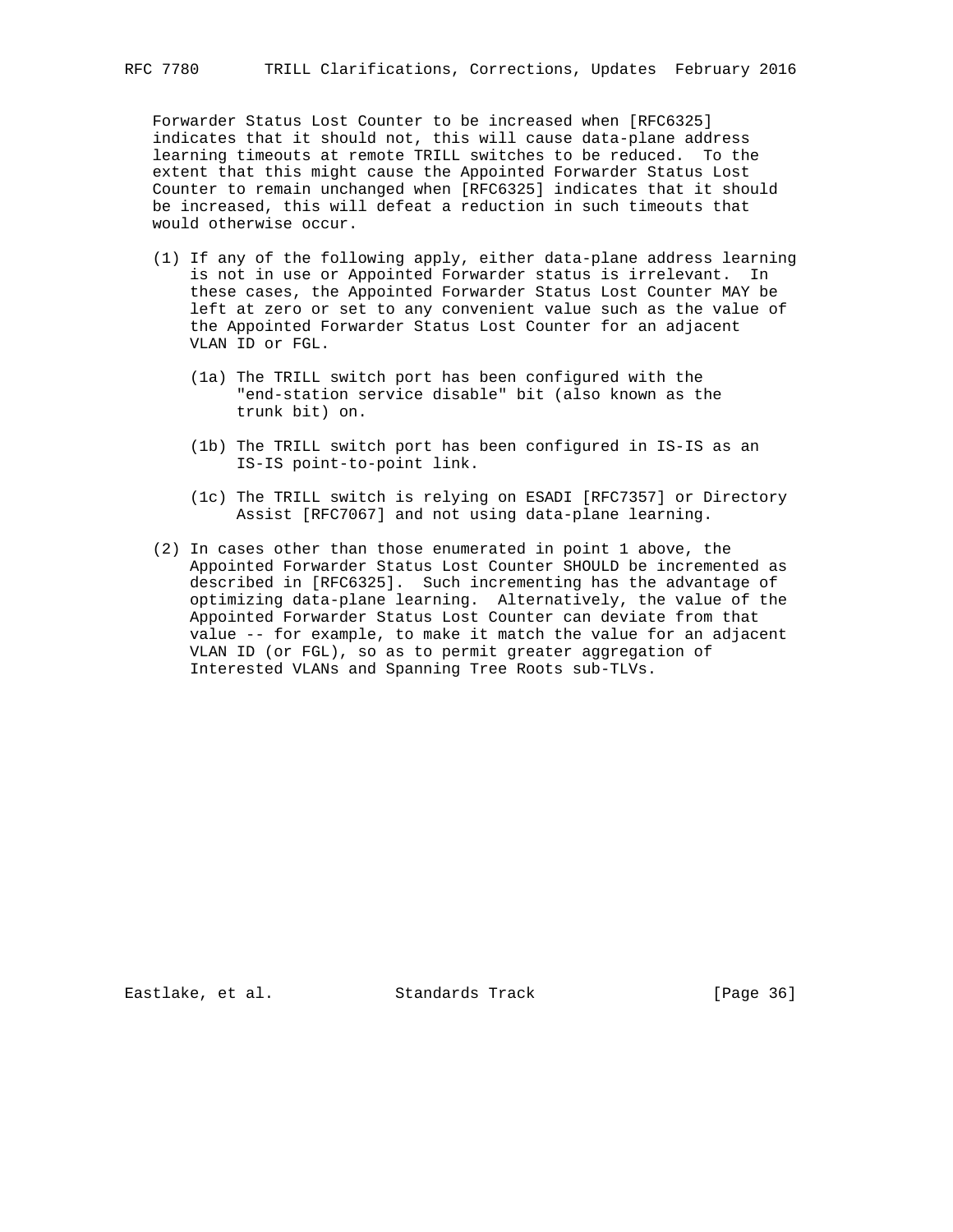Forwarder Status Lost Counter to be increased when [RFC6325] indicates that it should not, this will cause data-plane address learning timeouts at remote TRILL switches to be reduced. To the extent that this might cause the Appointed Forwarder Status Lost Counter to remain unchanged when [RFC6325] indicates that it should be increased, this will defeat a reduction in such timeouts that would otherwise occur.

(1) If any of the following apply, either data-plane address learning is not in use or Appointed Forwarder status is irrelevant. In these cases, the Appointed Forwarder Status Lost Counter MAY be left at zero or set to any convenient value such as the value of the Appointed Forwarder Status Lost Counter for an adjacent VLAN ID or FGL.

   (1a) The TRILL switch port has been configured with the "end-station service disable" bit (also known as the trunk bit) on.

   (1b) The TRILL switch port has been configured in IS-IS as an IS-IS point-to-point link.

   (1c) The TRILL switch is relying on ESADI [RFC7357] or Directory Assist [RFC7067] and not using data-plane learning.

(2) In cases other than those enumerated in point 1 above, the Appointed Forwarder Status Lost Counter SHOULD be incremented as described in [RFC6325]. Such incrementing has the advantage of optimizing data-plane learning. Alternatively, the value of the Appointed Forwarder Status Lost Counter can deviate from that value -- for example, to make it match the value for an adjacent VLAN ID (or FGL), so as to permit greater aggregation of Interested VLANs and Spanning Tree Roots sub-TLVs.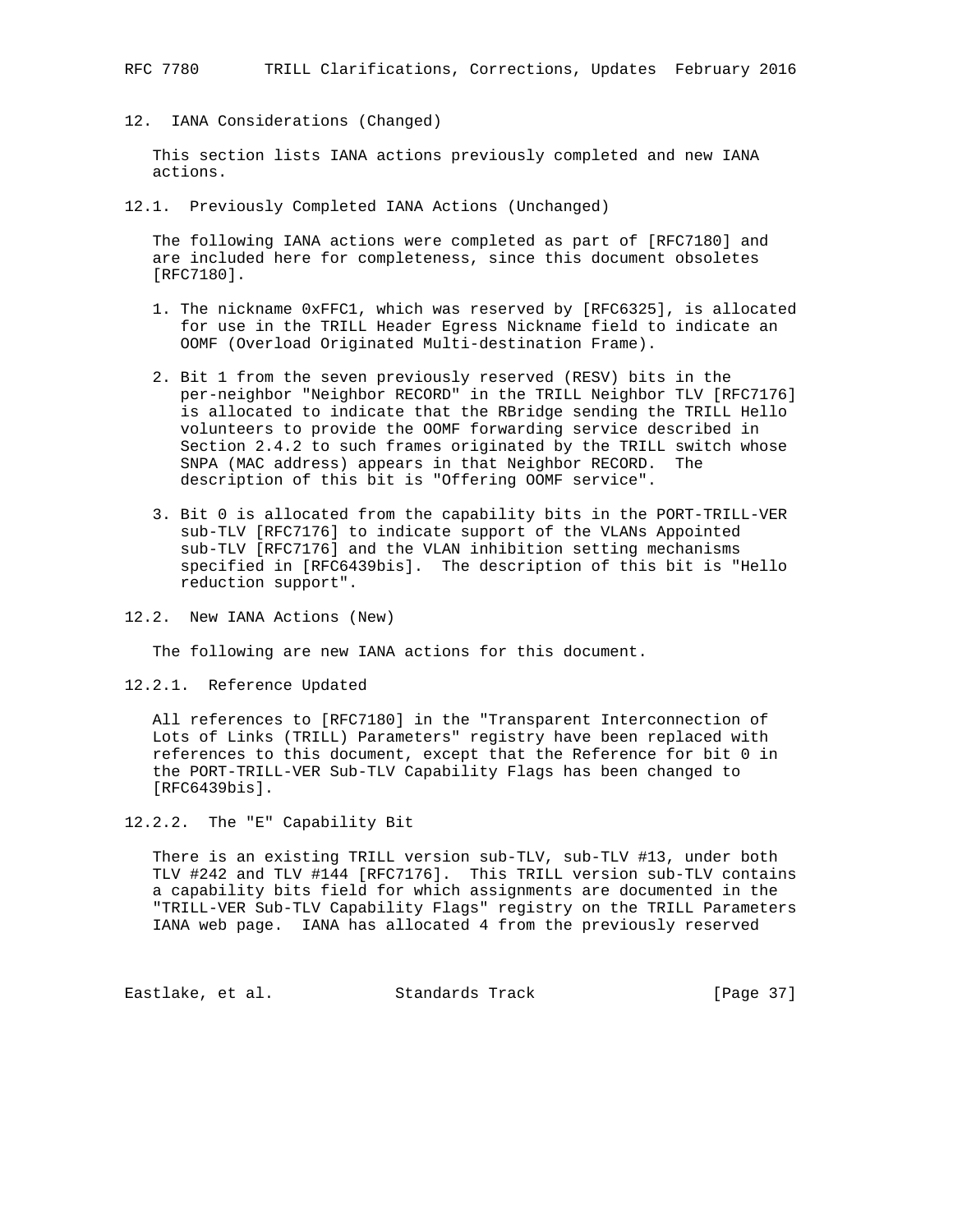## 12. IANA Considerations (Changed)

This section lists IANA actions previously completed and new IANA actions.

### 12.1. Previously Completed IANA Actions (Unchanged)

The following IANA actions were completed as part of [RFC7180] and are included here for completeness, since this document obsoletes [RFC7180].

1. The nickname 0xFFC1, which was reserved by [RFC6325], is allocated for use in the TRILL Header Egress Nickname field to indicate an OOMF (Overload Originated Multi-destination Frame).

2. Bit 1 from the seven previously reserved (RESV) bits in the per-neighbor "Neighbor RECORD" in the TRILL Neighbor TLV [RFC7176] is allocated to indicate that the RBridge sending the TRILL Hello volunteers to provide the OOMF forwarding service described in Section 2.4.2 to such frames originated by the TRILL switch whose SNPA (MAC address) appears in that Neighbor RECORD. The description of this bit is "Offering OOMF service".

3. Bit 0 is allocated from the capability bits in the PORT-TRILL-VER sub-TLV [RFC7176] to indicate support of the VLANs Appointed sub-TLV [RFC7176] and the VLAN inhibition setting mechanisms specified in [RFC6439bis]. The description of this bit is "Hello reduction support".

### 12.2. New IANA Actions (New)

The following are new IANA actions for this document.

#### 12.2.1. Reference Updated

All references to [RFC7180] in the "Transparent Interconnection of Lots of Links (TRILL) Parameters" registry have been replaced with references to this document, except that the Reference for bit 0 in the PORT-TRILL-VER Sub-TLV Capability Flags has been changed to [RFC6439bis].

#### 12.2.2. The "E" Capability Bit

There is an existing TRILL version sub-TLV, sub-TLV #13, under both TLV #242 and TLV #144 [RFC7176]. This TRILL version sub-TLV contains a capability bits field for which assignments are documented in the "TRILL-VER Sub-TLV Capability Flags" registry on the TRILL Parameters IANA web page. IANA has allocated 4 from the previously reserved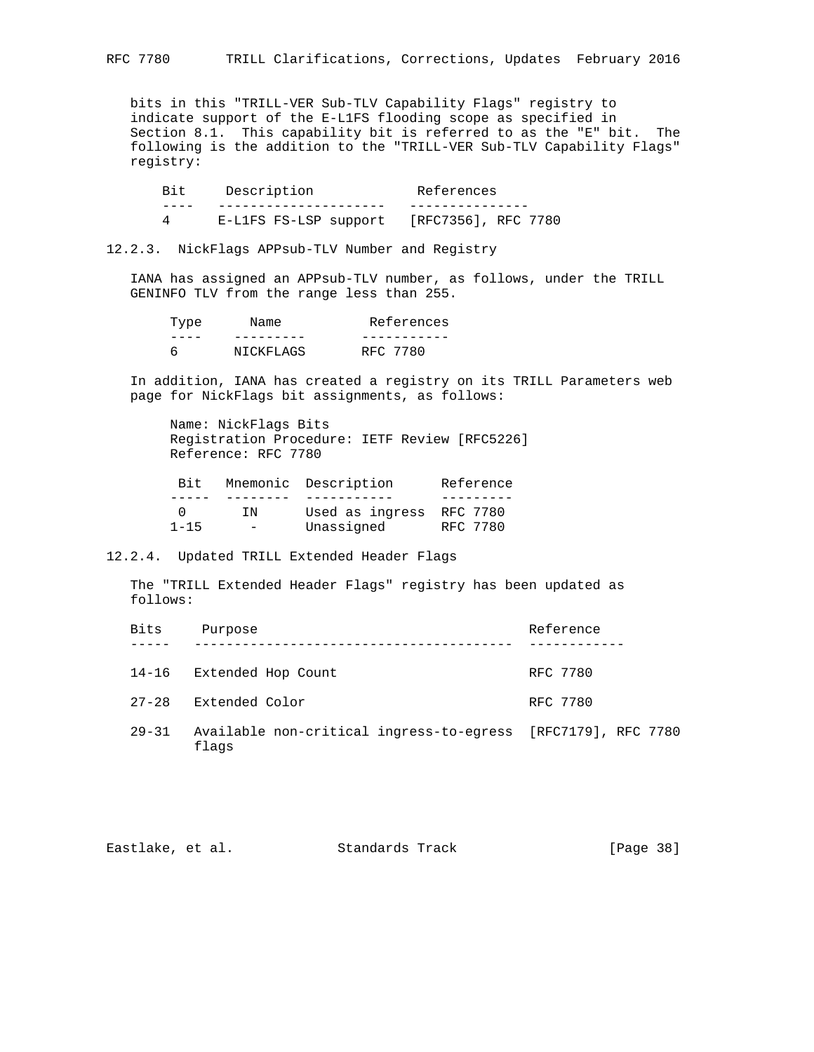bits in this "TRILL-VER Sub-TLV Capability Flags" registry to indicate support of the E-L1FS flooding scope as specified in Section 8.1. This capability bit is referred to as the "E" bit. The following is the addition to the "TRILL-VER Sub-TLV Capability Flags" registry:

| Bit | Description | References |
|---|---|---|
| 4 | E-L1FS FS-LSP support | [RFC7356], RFC 7780 |

### 12.2.3. NickFlags APPsub-TLV Number and Registry

IANA has assigned an APPsub-TLV number, as follows, under the TRILL GENINFO TLV from the range less than 255.

| Type | Name | References |
|---|---|---|
| 6 | NICKFLAGS | RFC 7780 |

In addition, IANA has created a registry on its TRILL Parameters web page for NickFlags bit assignments, as follows:

Name: NickFlags Bits
Registration Procedure: IETF Review [RFC5226]
Reference: RFC 7780

| Bit | Mnemonic | Description | Reference |
|---|---|---|---|
| 0 | IN | Used as ingress | RFC 7780 |
| 1-15 | - | Unassigned | RFC 7780 |

### 12.2.4. Updated TRILL Extended Header Flags

The "TRILL Extended Header Flags" registry has been updated as follows:

| Bits | Purpose | Reference |
|---|---|---|
| 14-16 | Extended Hop Count | RFC 7780 |
| 27-28 | Extended Color | RFC 7780 |
| 29-31 | Available non-critical ingress-to-egress flags | [RFC7179], RFC 7780 |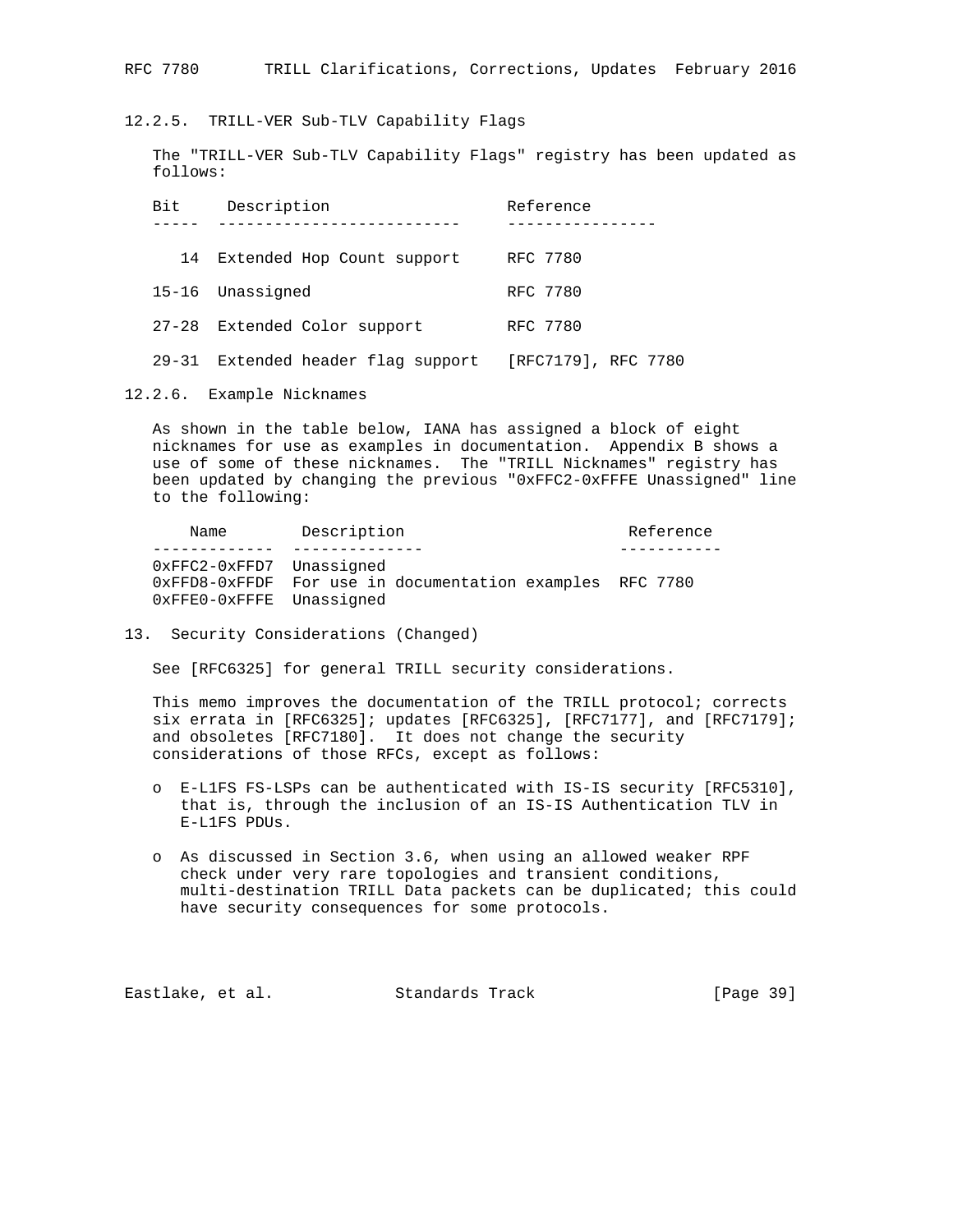### 12.2.5. TRILL-VER Sub-TLV Capability Flags

The "TRILL-VER Sub-TLV Capability Flags" registry has been updated as follows:

| Bit | Description | Reference |
| --- | --- | --- |
| 14 | Extended Hop Count support | RFC 7780 |
| 15-16 | Unassigned | RFC 7780 |
| 27-28 | Extended Color support | RFC 7780 |
| 29-31 | Extended header flag support | [RFC7179], RFC 7780 |

### 12.2.6. Example Nicknames

As shown in the table below, IANA has assigned a block of eight nicknames for use as examples in documentation. Appendix B shows a use of some of these nicknames. The "TRILL Nicknames" registry has been updated by changing the previous "0xFFC2-0xFFFE Unassigned" line to the following:

| Name | Description | Reference |
| --- | --- | --- |
| 0xFFC2-0xFFD7 | Unassigned | |
| 0xFFD8-0xFFDF | For use in documentation examples | RFC 7780 |
| 0xFFE0-0xFFFE | Unassigned | |

## 13. Security Considerations (Changed)

See [RFC6325] for general TRILL security considerations.

This memo improves the documentation of the TRILL protocol; corrects six errata in [RFC6325]; updates [RFC6325], [RFC7177], and [RFC7179]; and obsoletes [RFC7180]. It does not change the security considerations of those RFCs, except as follows:

- E-L1FS FS-LSPs can be authenticated with IS-IS security [RFC5310], that is, through the inclusion of an IS-IS Authentication TLV in E-L1FS PDUs.
- As discussed in Section 3.6, when using an allowed weaker RPF check under very rare topologies and transient conditions, multi-destination TRILL Data packets can be duplicated; this could have security consequences for some protocols.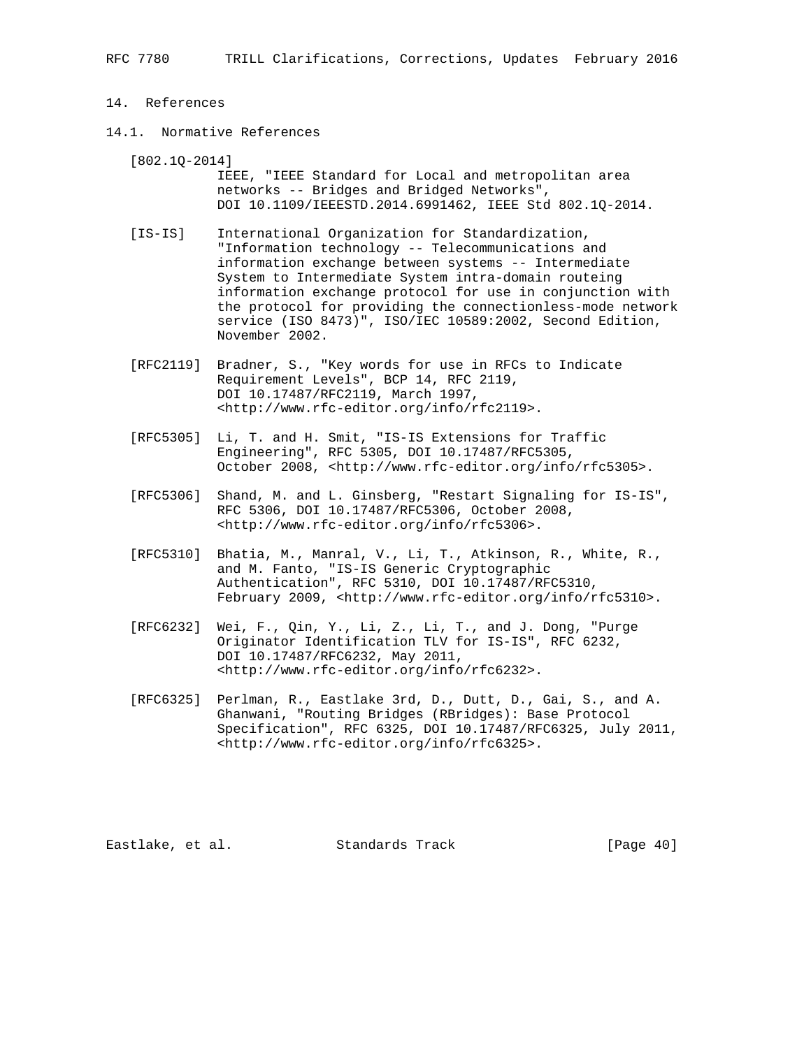# 14. References

## 14.1. Normative References

[802.1Q-2014]
IEEE, "IEEE Standard for Local and metropolitan area networks -- Bridges and Bridged Networks", DOI 10.1109/IEEESTD.2014.6991462, IEEE Std 802.1Q-2014.

[IS-IS] International Organization for Standardization, "Information technology -- Telecommunications and information exchange between systems -- Intermediate System to Intermediate System intra-domain routeing information exchange protocol for use in conjunction with the protocol for providing the connectionless-mode network service (ISO 8473)", ISO/IEC 10589:2002, Second Edition, November 2002.

[RFC2119] Bradner, S., "Key words for use in RFCs to Indicate Requirement Levels", BCP 14, RFC 2119, DOI 10.17487/RFC2119, March 1997, <http://www.rfc-editor.org/info/rfc2119>.

[RFC5305] Li, T. and H. Smit, "IS-IS Extensions for Traffic Engineering", RFC 5305, DOI 10.17487/RFC5305, October 2008, <http://www.rfc-editor.org/info/rfc5305>.

[RFC5306] Shand, M. and L. Ginsberg, "Restart Signaling for IS-IS", RFC 5306, DOI 10.17487/RFC5306, October 2008, <http://www.rfc-editor.org/info/rfc5306>.

[RFC5310] Bhatia, M., Manral, V., Li, T., Atkinson, R., White, R., and M. Fanto, "IS-IS Generic Cryptographic Authentication", RFC 5310, DOI 10.17487/RFC5310, February 2009, <http://www.rfc-editor.org/info/rfc5310>.

[RFC6232] Wei, F., Qin, Y., Li, Z., Li, T., and J. Dong, "Purge Originator Identification TLV for IS-IS", RFC 6232, DOI 10.17487/RFC6232, May 2011, <http://www.rfc-editor.org/info/rfc6232>.

[RFC6325] Perlman, R., Eastlake 3rd, D., Dutt, D., Gai, S., and A. Ghanwani, "Routing Bridges (RBridges): Base Protocol Specification", RFC 6325, DOI 10.17487/RFC6325, July 2011, <http://www.rfc-editor.org/info/rfc6325>.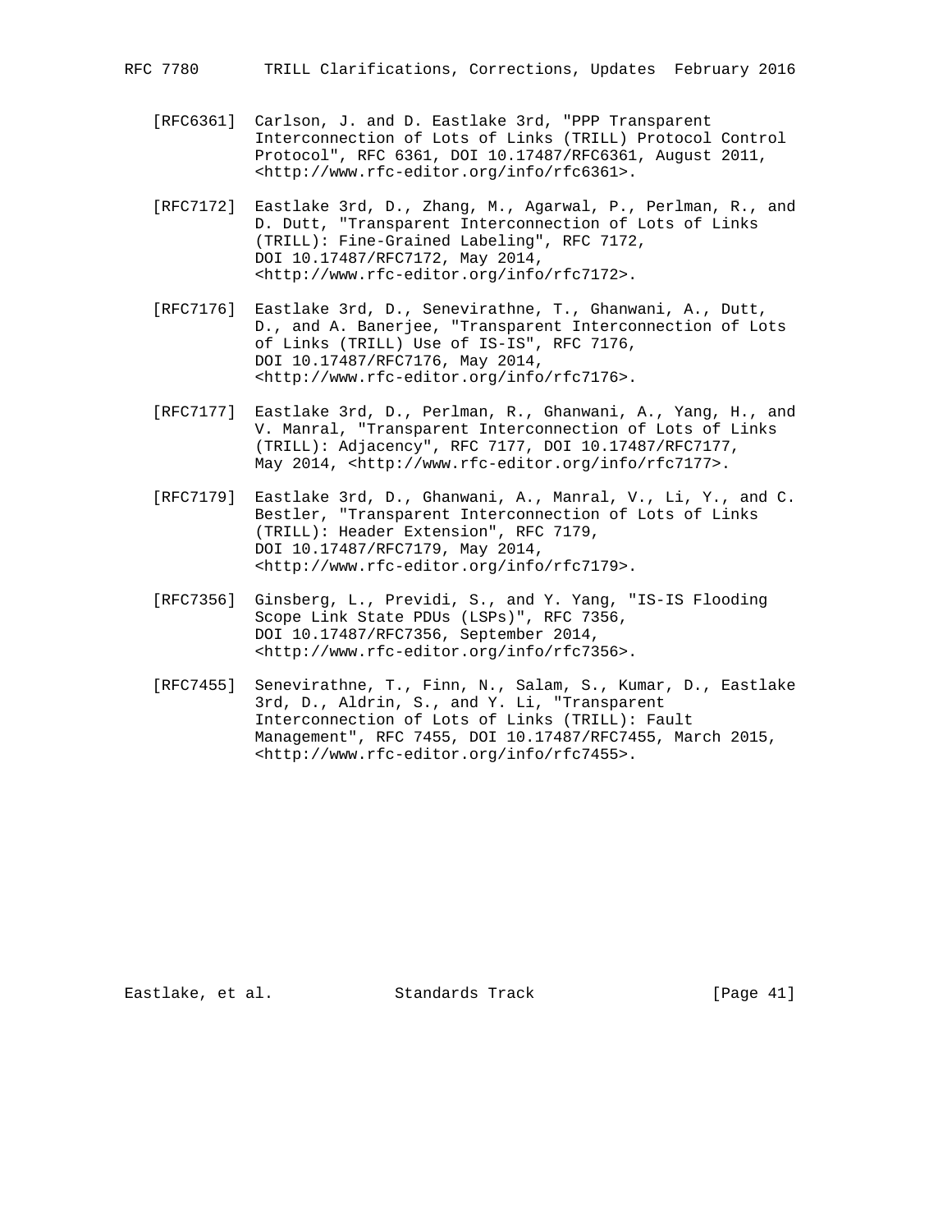[RFC6361] Carlson, J. and D. Eastlake 3rd, "PPP Transparent Interconnection of Lots of Links (TRILL) Protocol Control Protocol", RFC 6361, DOI 10.17487/RFC6361, August 2011, <http://www.rfc-editor.org/info/rfc6361>.

[RFC7172] Eastlake 3rd, D., Zhang, M., Agarwal, P., Perlman, R., and D. Dutt, "Transparent Interconnection of Lots of Links (TRILL): Fine-Grained Labeling", RFC 7172, DOI 10.17487/RFC7172, May 2014, <http://www.rfc-editor.org/info/rfc7172>.

[RFC7176] Eastlake 3rd, D., Senevirathne, T., Ghanwani, A., Dutt, D., and A. Banerjee, "Transparent Interconnection of Lots of Links (TRILL) Use of IS-IS", RFC 7176, DOI 10.17487/RFC7176, May 2014, <http://www.rfc-editor.org/info/rfc7176>.

[RFC7177] Eastlake 3rd, D., Perlman, R., Ghanwani, A., Yang, H., and V. Manral, "Transparent Interconnection of Lots of Links (TRILL): Adjacency", RFC 7177, DOI 10.17487/RFC7177, May 2014, <http://www.rfc-editor.org/info/rfc7177>.

[RFC7179] Eastlake 3rd, D., Ghanwani, A., Manral, V., Li, Y., and C. Bestler, "Transparent Interconnection of Lots of Links (TRILL): Header Extension", RFC 7179, DOI 10.17487/RFC7179, May 2014, <http://www.rfc-editor.org/info/rfc7179>.

[RFC7356] Ginsberg, L., Previdi, S., and Y. Yang, "IS-IS Flooding Scope Link State PDUs (LSPs)", RFC 7356, DOI 10.17487/RFC7356, September 2014, <http://www.rfc-editor.org/info/rfc7356>.

[RFC7455] Senevirathne, T., Finn, N., Salam, S., Kumar, D., Eastlake 3rd, D., Aldrin, S., and Y. Li, "Transparent Interconnection of Lots of Links (TRILL): Fault Management", RFC 7455, DOI 10.17487/RFC7455, March 2015, <http://www.rfc-editor.org/info/rfc7455>.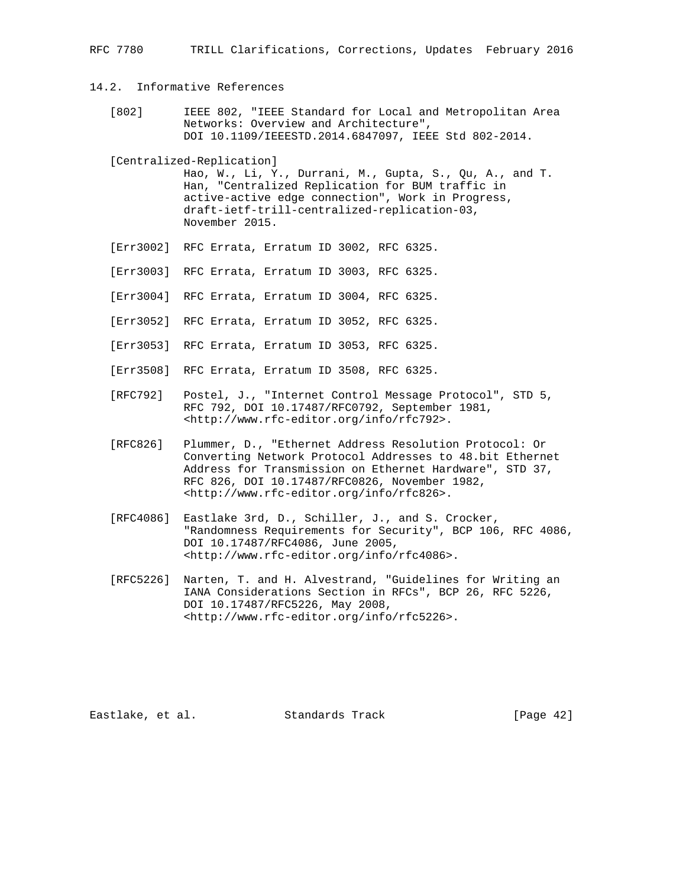## 14.2. Informative References

[802] IEEE 802, "IEEE Standard for Local and Metropolitan Area Networks: Overview and Architecture", DOI 10.1109/IEEESTD.2014.6847097, IEEE Std 802-2014.

[Centralized-Replication] Hao, W., Li, Y., Durrani, M., Gupta, S., Qu, A., and T. Han, "Centralized Replication for BUM traffic in active-active edge connection", Work in Progress, draft-ietf-trill-centralized-replication-03, November 2015.

[Err3002] RFC Errata, Erratum ID 3002, RFC 6325.

[Err3003] RFC Errata, Erratum ID 3003, RFC 6325.

[Err3004] RFC Errata, Erratum ID 3004, RFC 6325.

[Err3052] RFC Errata, Erratum ID 3052, RFC 6325.

[Err3053] RFC Errata, Erratum ID 3053, RFC 6325.

[Err3508] RFC Errata, Erratum ID 3508, RFC 6325.

[RFC792] Postel, J., "Internet Control Message Protocol", STD 5, RFC 792, DOI 10.17487/RFC0792, September 1981, <http://www.rfc-editor.org/info/rfc792>.

[RFC826] Plummer, D., "Ethernet Address Resolution Protocol: Or Converting Network Protocol Addresses to 48.bit Ethernet Address for Transmission on Ethernet Hardware", STD 37, RFC 826, DOI 10.17487/RFC0826, November 1982, <http://www.rfc-editor.org/info/rfc826>.

[RFC4086] Eastlake 3rd, D., Schiller, J., and S. Crocker, "Randomness Requirements for Security", BCP 106, RFC 4086, DOI 10.17487/RFC4086, June 2005, <http://www.rfc-editor.org/info/rfc4086>.

[RFC5226] Narten, T. and H. Alvestrand, "Guidelines for Writing an IANA Considerations Section in RFCs", BCP 26, RFC 5226, DOI 10.17487/RFC5226, May 2008, <http://www.rfc-editor.org/info/rfc5226>.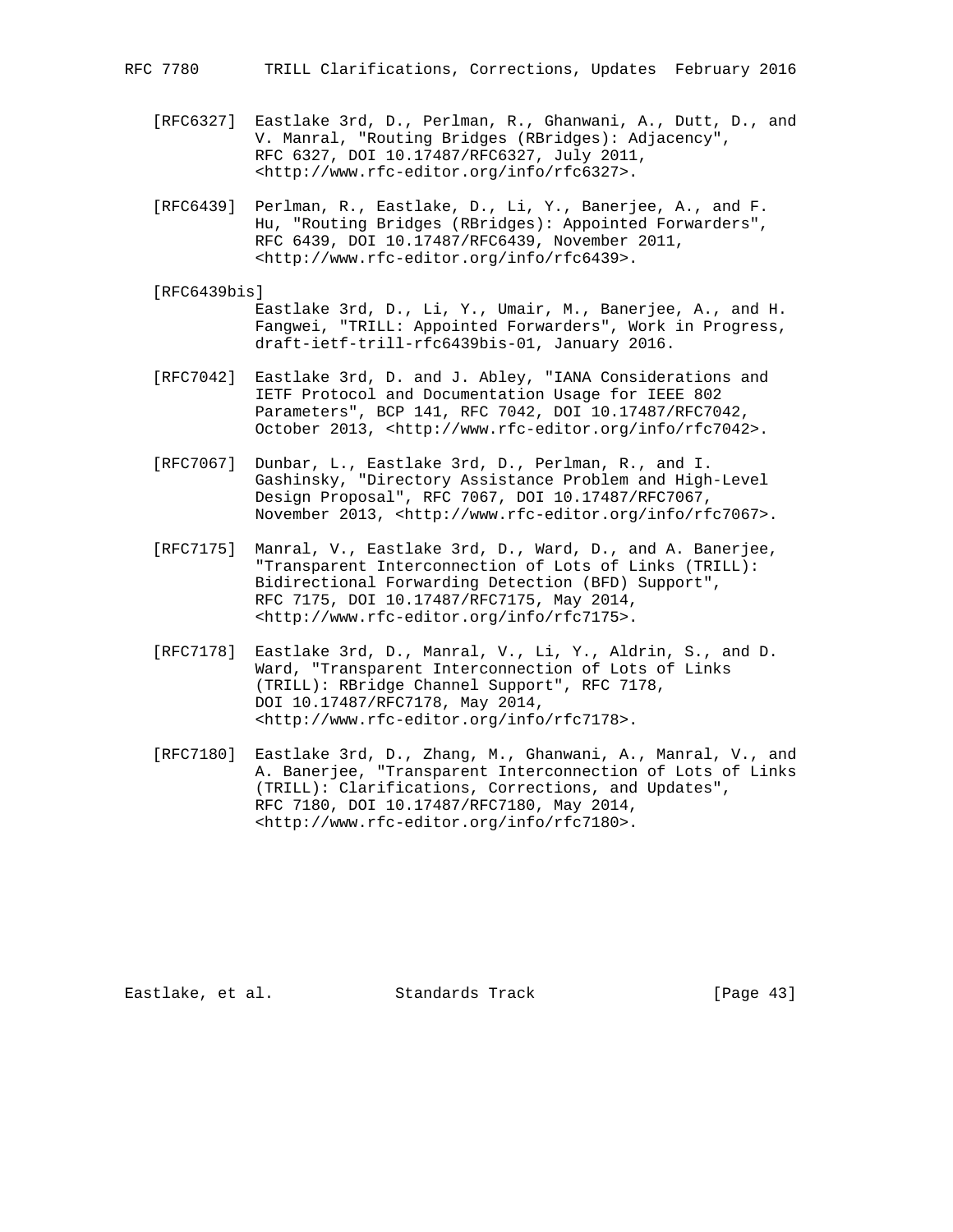[RFC6327] Eastlake 3rd, D., Perlman, R., Ghanwani, A., Dutt, D., and V. Manral, "Routing Bridges (RBridges): Adjacency", RFC 6327, DOI 10.17487/RFC6327, July 2011, <http://www.rfc-editor.org/info/rfc6327>.

[RFC6439] Perlman, R., Eastlake, D., Li, Y., Banerjee, A., and F. Hu, "Routing Bridges (RBridges): Appointed Forwarders", RFC 6439, DOI 10.17487/RFC6439, November 2011, <http://www.rfc-editor.org/info/rfc6439>.

[RFC6439bis] Eastlake 3rd, D., Li, Y., Umair, M., Banerjee, A., and H. Fangwei, "TRILL: Appointed Forwarders", Work in Progress, draft-ietf-trill-rfc6439bis-01, January 2016.

[RFC7042] Eastlake 3rd, D. and J. Abley, "IANA Considerations and IETF Protocol and Documentation Usage for IEEE 802 Parameters", BCP 141, RFC 7042, DOI 10.17487/RFC7042, October 2013, <http://www.rfc-editor.org/info/rfc7042>.

[RFC7067] Dunbar, L., Eastlake 3rd, D., Perlman, R., and I. Gashinsky, "Directory Assistance Problem and High-Level Design Proposal", RFC 7067, DOI 10.17487/RFC7067, November 2013, <http://www.rfc-editor.org/info/rfc7067>.

[RFC7175] Manral, V., Eastlake 3rd, D., Ward, D., and A. Banerjee, "Transparent Interconnection of Lots of Links (TRILL): Bidirectional Forwarding Detection (BFD) Support", RFC 7175, DOI 10.17487/RFC7175, May 2014, <http://www.rfc-editor.org/info/rfc7175>.

[RFC7178] Eastlake 3rd, D., Manral, V., Li, Y., Aldrin, S., and D. Ward, "Transparent Interconnection of Lots of Links (TRILL): RBridge Channel Support", RFC 7178, DOI 10.17487/RFC7178, May 2014, <http://www.rfc-editor.org/info/rfc7178>.

[RFC7180] Eastlake 3rd, D., Zhang, M., Ghanwani, A., Manral, V., and A. Banerjee, "Transparent Interconnection of Lots of Links (TRILL): Clarifications, Corrections, and Updates", RFC 7180, DOI 10.17487/RFC7180, May 2014, <http://www.rfc-editor.org/info/rfc7180>.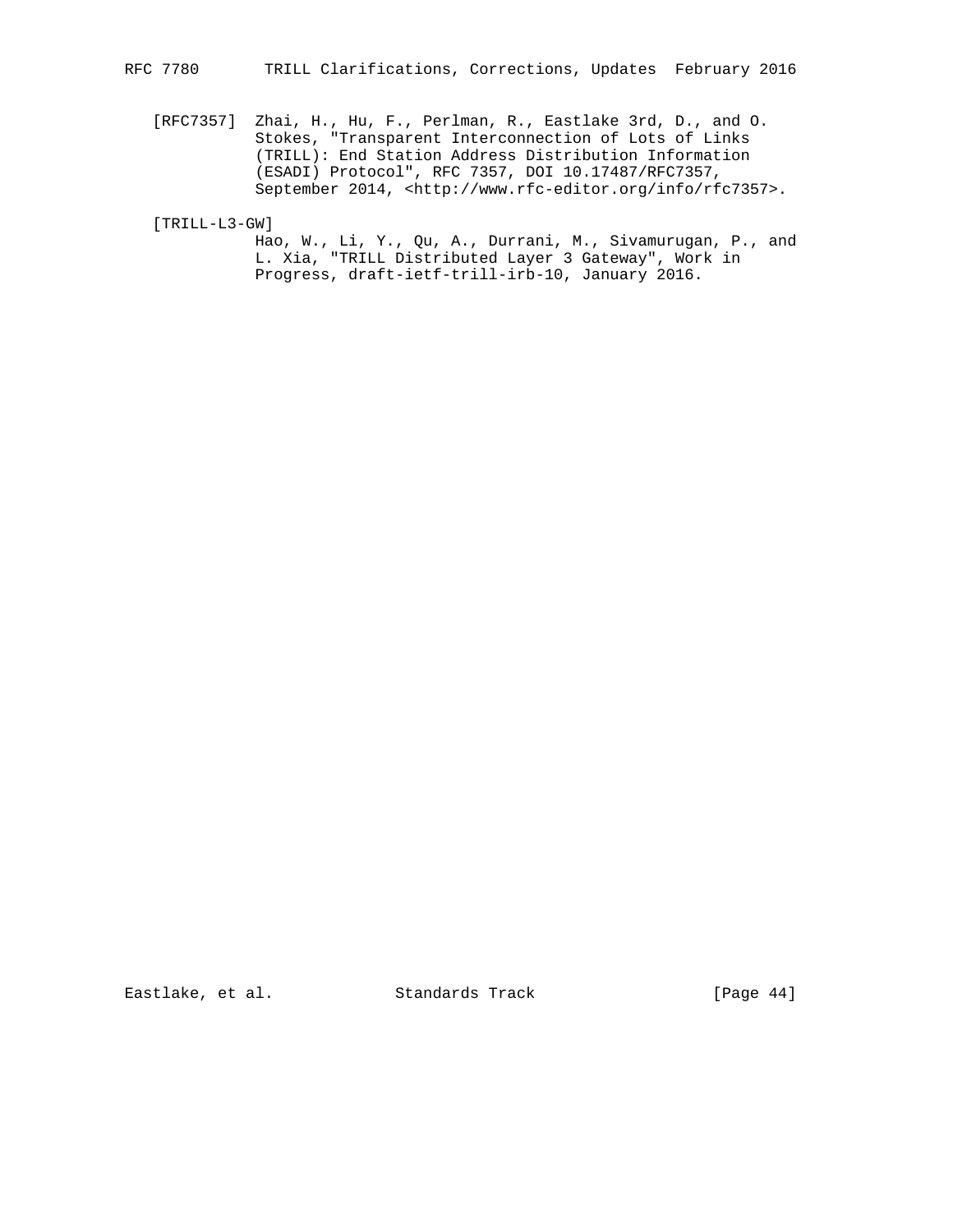[RFC7357] Zhai, H., Hu, F., Perlman, R., Eastlake 3rd, D., and O. Stokes, "Transparent Interconnection of Lots of Links (TRILL): End Station Address Distribution Information (ESADI) Protocol", RFC 7357, DOI 10.17487/RFC7357, September 2014, <http://www.rfc-editor.org/info/rfc7357>.

[TRILL-L3-GW] Hao, W., Li, Y., Qu, A., Durrani, M., Sivamurugan, P., and L. Xia, "TRILL Distributed Layer 3 Gateway", Work in Progress, draft-ietf-trill-irb-10, January 2016.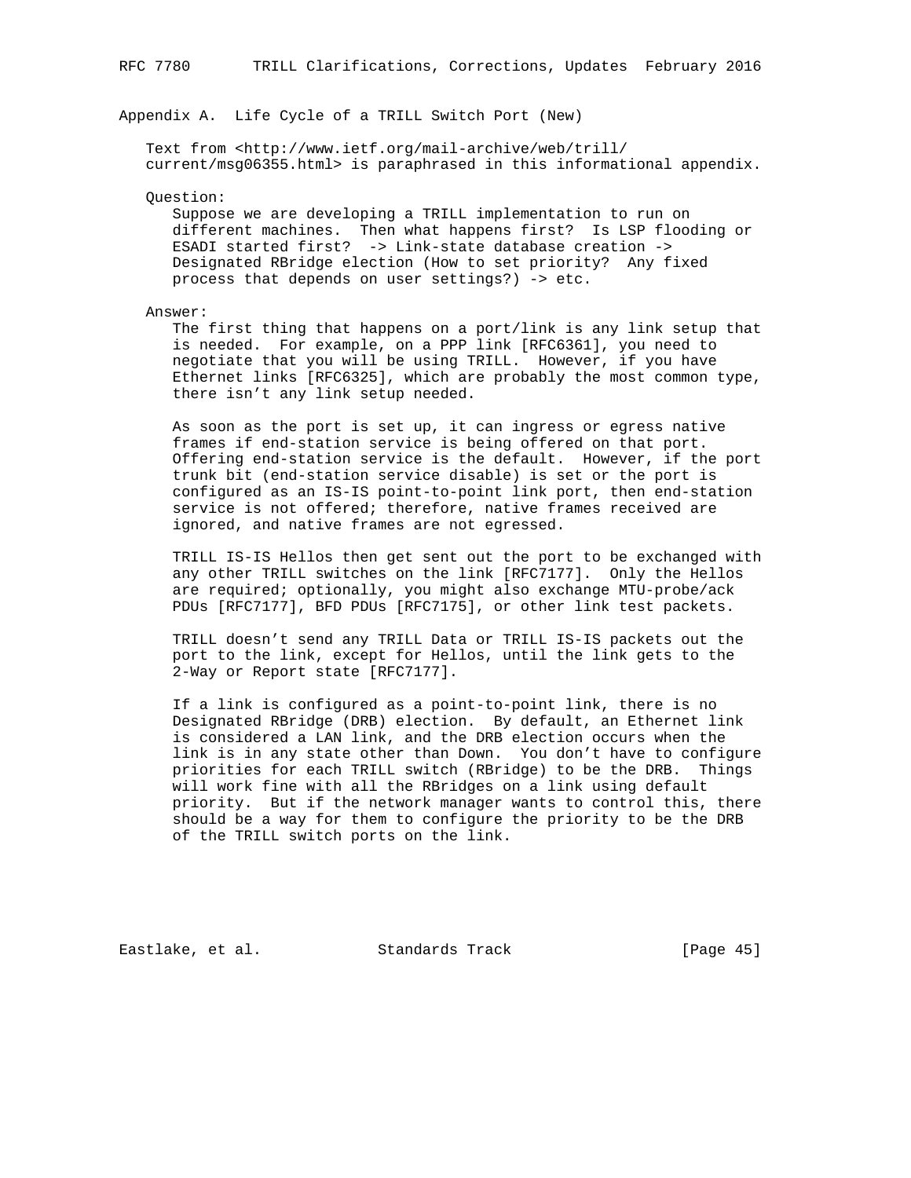## Appendix A. Life Cycle of a TRILL Switch Port (New)

Text from <http://www.ietf.org/mail-archive/web/trill/current/msg06355.html> is paraphrased in this informational appendix.

Question:

Suppose we are developing a TRILL implementation to run on different machines. Then what happens first? Is LSP flooding or ESADI started first? -> Link-state database creation -> Designated RBridge election (How to set priority? Any fixed process that depends on user settings?) -> etc.

Answer:

The first thing that happens on a port/link is any link setup that is needed. For example, on a PPP link [RFC6361], you need to negotiate that you will be using TRILL. However, if you have Ethernet links [RFC6325], which are probably the most common type, there isn't any link setup needed.

As soon as the port is set up, it can ingress or egress native frames if end-station service is being offered on that port. Offering end-station service is the default. However, if the port trunk bit (end-station service disable) is set or the port is configured as an IS-IS point-to-point link port, then end-station service is not offered; therefore, native frames received are ignored, and native frames are not egressed.

TRILL IS-IS Hellos then get sent out the port to be exchanged with any other TRILL switches on the link [RFC7177]. Only the Hellos are required; optionally, you might also exchange MTU-probe/ack PDUs [RFC7177], BFD PDUs [RFC7175], or other link test packets.

TRILL doesn't send any TRILL Data or TRILL IS-IS packets out the port to the link, except for Hellos, until the link gets to the 2-Way or Report state [RFC7177].

If a link is configured as a point-to-point link, there is no Designated RBridge (DRB) election. By default, an Ethernet link is considered a LAN link, and the DRB election occurs when the link is in any state other than Down. You don't have to configure priorities for each TRILL switch (RBridge) to be the DRB. Things will work fine with all the RBridges on a link using default priority. But if the network manager wants to control this, there should be a way for them to configure the priority to be the DRB of the TRILL switch ports on the link.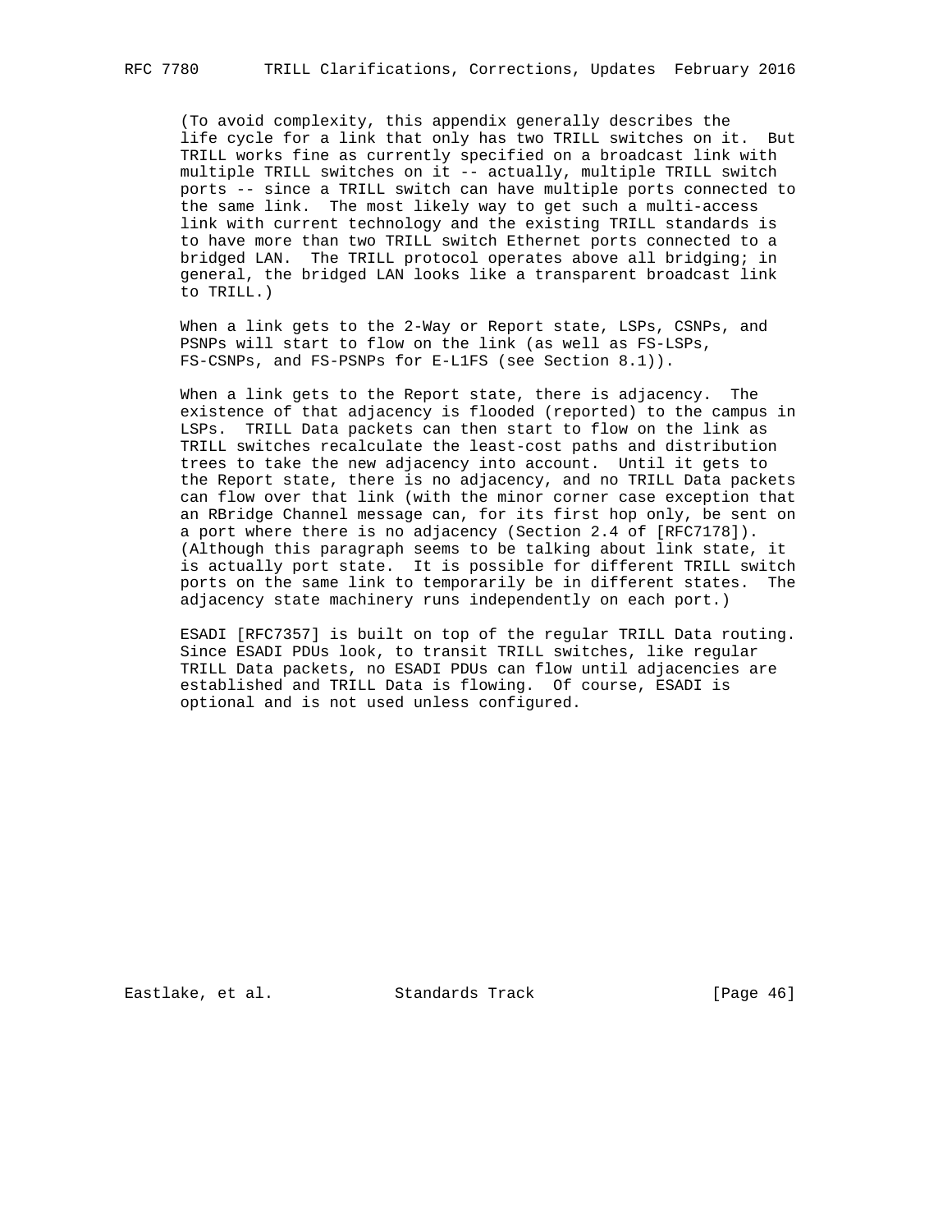(To avoid complexity, this appendix generally describes the life cycle for a link that only has two TRILL switches on it. But TRILL works fine as currently specified on a broadcast link with multiple TRILL switches on it -- actually, multiple TRILL switch ports -- since a TRILL switch can have multiple ports connected to the same link. The most likely way to get such a multi-access link with current technology and the existing TRILL standards is to have more than two TRILL switch Ethernet ports connected to a bridged LAN. The TRILL protocol operates above all bridging; in general, the bridged LAN looks like a transparent broadcast link to TRILL.)

When a link gets to the 2-Way or Report state, LSPs, CSNPs, and PSNPs will start to flow on the link (as well as FS-LSPs, FS-CSNPs, and FS-PSNPs for E-L1FS (see Section 8.1)).

When a link gets to the Report state, there is adjacency. The existence of that adjacency is flooded (reported) to the campus in LSPs. TRILL Data packets can then start to flow on the link as TRILL switches recalculate the least-cost paths and distribution trees to take the new adjacency into account. Until it gets to the Report state, there is no adjacency, and no TRILL Data packets can flow over that link (with the minor corner case exception that an RBridge Channel message can, for its first hop only, be sent on a port where there is no adjacency (Section 2.4 of [RFC7178]). (Although this paragraph seems to be talking about link state, it is actually port state. It is possible for different TRILL switch ports on the same link to temporarily be in different states. The adjacency state machinery runs independently on each port.)

ESADI [RFC7357] is built on top of the regular TRILL Data routing. Since ESADI PDUs look, to transit TRILL switches, like regular TRILL Data packets, no ESADI PDUs can flow until adjacencies are established and TRILL Data is flowing. Of course, ESADI is optional and is not used unless configured.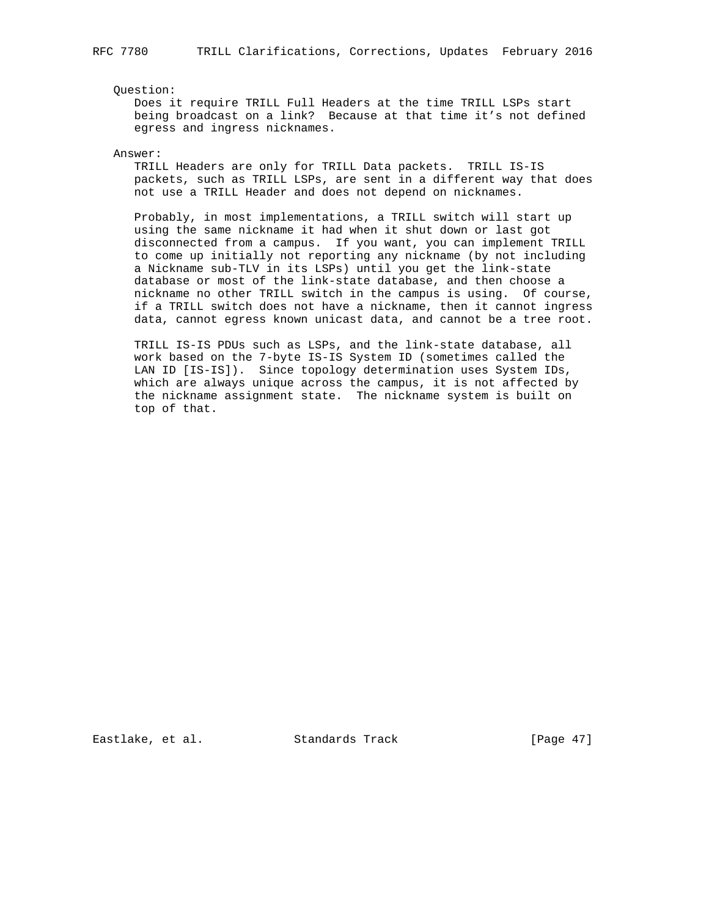Question:

Does it require TRILL Full Headers at the time TRILL LSPs start being broadcast on a link? Because at that time it's not defined egress and ingress nicknames.

Answer:

TRILL Headers are only for TRILL Data packets. TRILL IS-IS packets, such as TRILL LSPs, are sent in a different way that does not use a TRILL Header and does not depend on nicknames.

Probably, in most implementations, a TRILL switch will start up using the same nickname it had when it shut down or last got disconnected from a campus. If you want, you can implement TRILL to come up initially not reporting any nickname (by not including a Nickname sub-TLV in its LSPs) until you get the link-state database or most of the link-state database, and then choose a nickname no other TRILL switch in the campus is using. Of course, if a TRILL switch does not have a nickname, then it cannot ingress data, cannot egress known unicast data, and cannot be a tree root.

TRILL IS-IS PDUs such as LSPs, and the link-state database, all work based on the 7-byte IS-IS System ID (sometimes called the LAN ID [IS-IS]). Since topology determination uses System IDs, which are always unique across the campus, it is not affected by the nickname assignment state. The nickname system is built on top of that.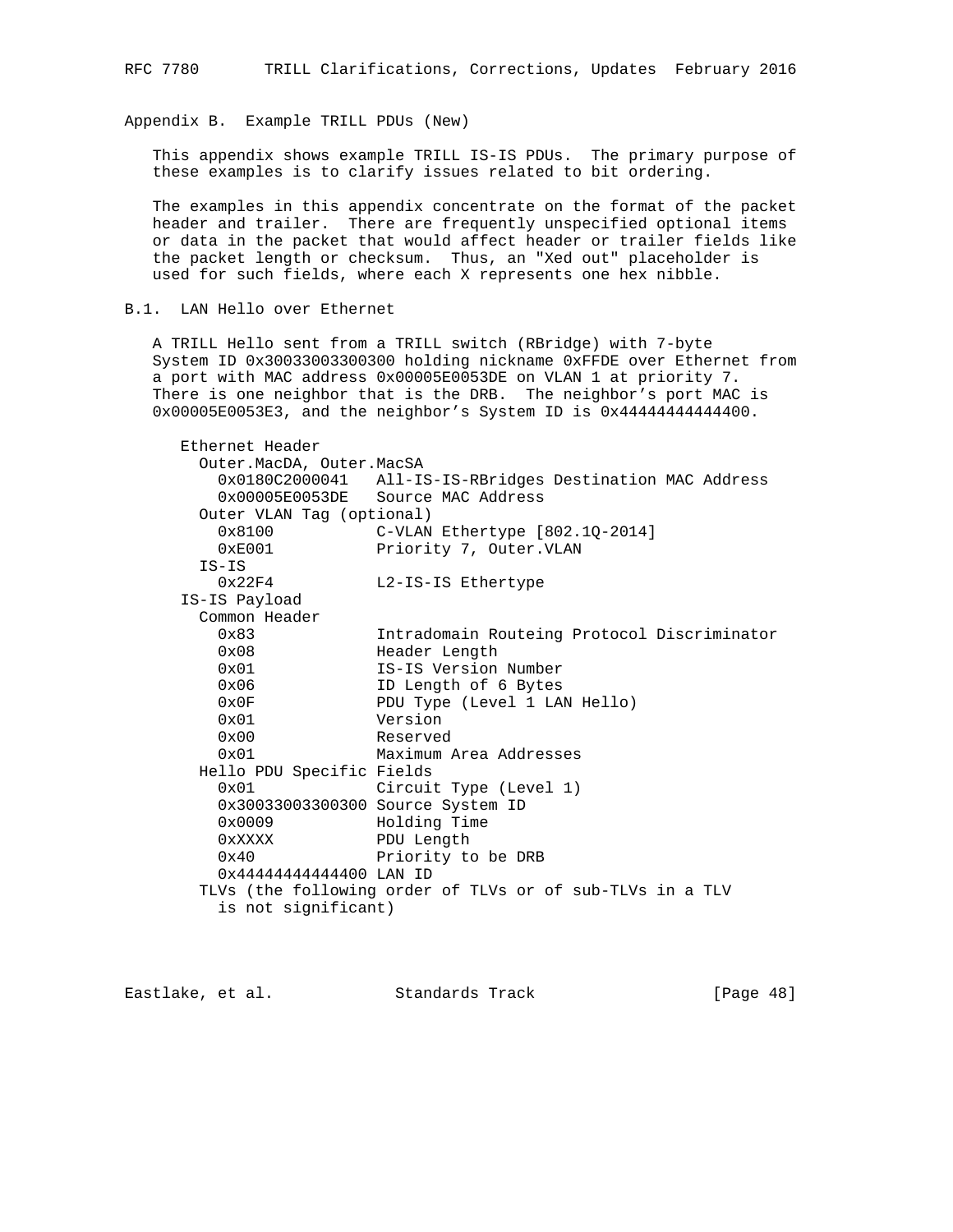## Appendix B. Example TRILL PDUs (New)

This appendix shows example TRILL IS-IS PDUs. The primary purpose of these examples is to clarify issues related to bit ordering.

The examples in this appendix concentrate on the format of the packet header and trailer. There are frequently unspecified optional items or data in the packet that would affect header or trailer fields like the packet length or checksum. Thus, an "Xed out" placeholder is used for such fields, where each X represents one hex nibble.

### B.1. LAN Hello over Ethernet

A TRILL Hello sent from a TRILL switch (RBridge) with 7-byte System ID 0x30033003300300 holding nickname 0xFFDE over Ethernet from a port with MAC address 0x00005E0053DE on VLAN 1 at priority 7. There is one neighbor that is the DRB. The neighbor's port MAC is 0x00005E0053E3, and the neighbor's System ID is 0x44444444444400.

```
   Ethernet Header
     Outer.MacDA, Outer.MacSA
       0x0180C2000041   All-IS-IS-RBridges Destination MAC Address
       0x00005E0053DE   Source MAC Address
     Outer VLAN Tag (optional)
       0x8100           C-VLAN Ethertype [802.1Q-2014]
       0xE001           Priority 7, Outer.VLAN
     IS-IS
       0x22F4           L2-IS-IS Ethertype
   IS-IS Payload
     Common Header
       0x83             Intradomain Routeing Protocol Discriminator
       0x08             Header Length
       0x01             IS-IS Version Number
       0x06             ID Length of 6 Bytes
       0x0F             PDU Type (Level 1 LAN Hello)
       0x01             Version
       0x00             Reserved
       0x01             Maximum Area Addresses
     Hello PDU Specific Fields
       0x01             Circuit Type (Level 1)
       0x30033003300300 Source System ID
       0x0009           Holding Time
       0xXXXX           PDU Length
       0x40             Priority to be DRB
       0x44444444444400 LAN ID
     TLVs (the following order of TLVs or of sub-TLVs in a TLV
       is not significant)
```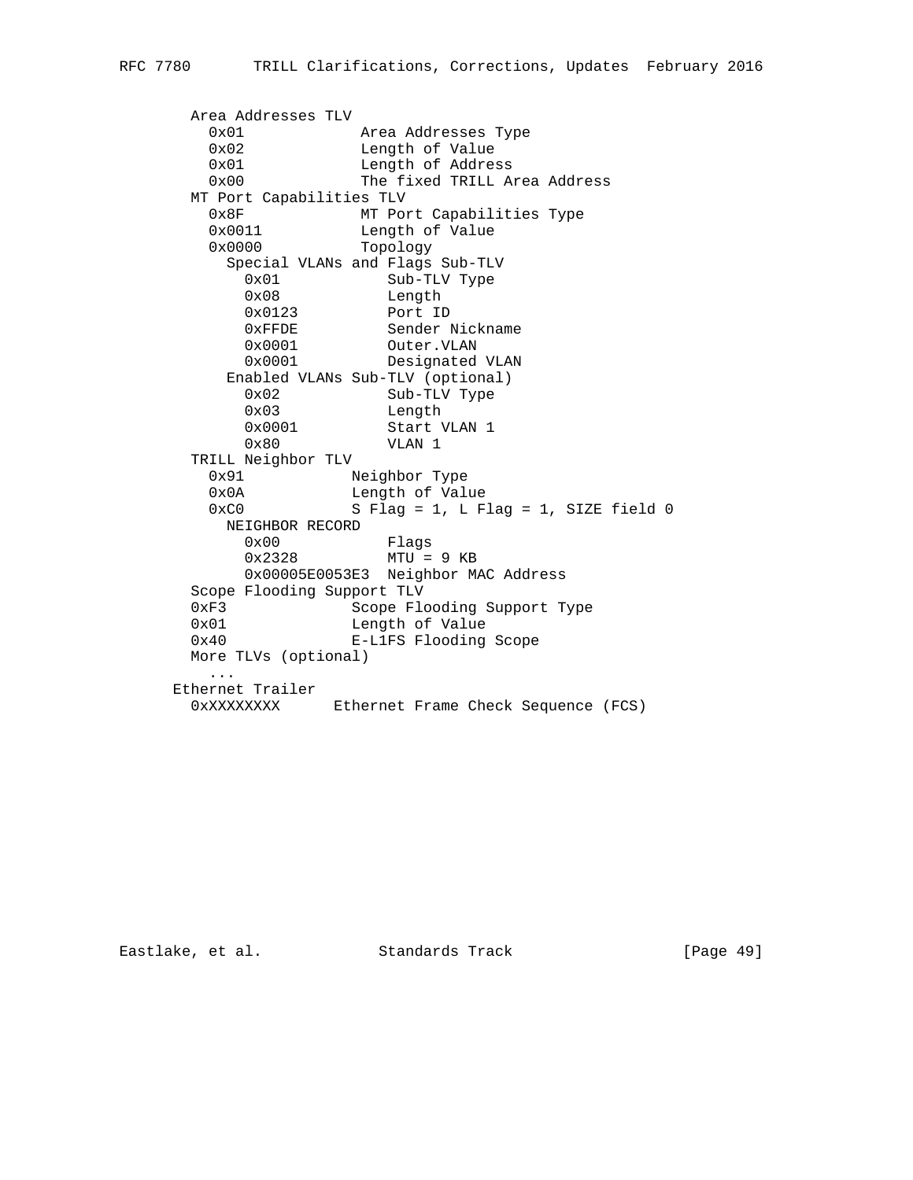```
        Area Addresses TLV
          0x01            Area Addresses Type
          0x02            Length of Value
          0x01            Length of Address
          0x00            The fixed TRILL Area Address
        MT Port Capabilities TLV
          0x8F            MT Port Capabilities Type
          0x0011          Length of Value
          0x0000          Topology
            Special VLANs and Flags Sub-TLV
              0x01            Sub-TLV Type
              0x08            Length
              0x0123          Port ID
              0xFFDE          Sender Nickname
              0x0001          Outer.VLAN
              0x0001          Designated VLAN
            Enabled VLANs Sub-TLV (optional)
              0x02            Sub-TLV Type
              0x03            Length
              0x0001          Start VLAN 1
              0x80            VLAN 1
        TRILL Neighbor TLV
          0x91            Neighbor Type
          0x0A            Length of Value
          0xC0            S Flag = 1, L Flag = 1, SIZE field 0
            NEIGHBOR RECORD
              0x00            Flags
              0x2328          MTU = 9 KB
              0x00005E0053E3  Neighbor MAC Address
        Scope Flooding Support TLV
        0xF3              Scope Flooding Support Type
        0x01              Length of Value
        0x40              E-L1FS Flooding Scope
        More TLVs (optional)
          ...
      Ethernet Trailer
        0xXXXXXXXX      Ethernet Frame Check Sequence (FCS)
```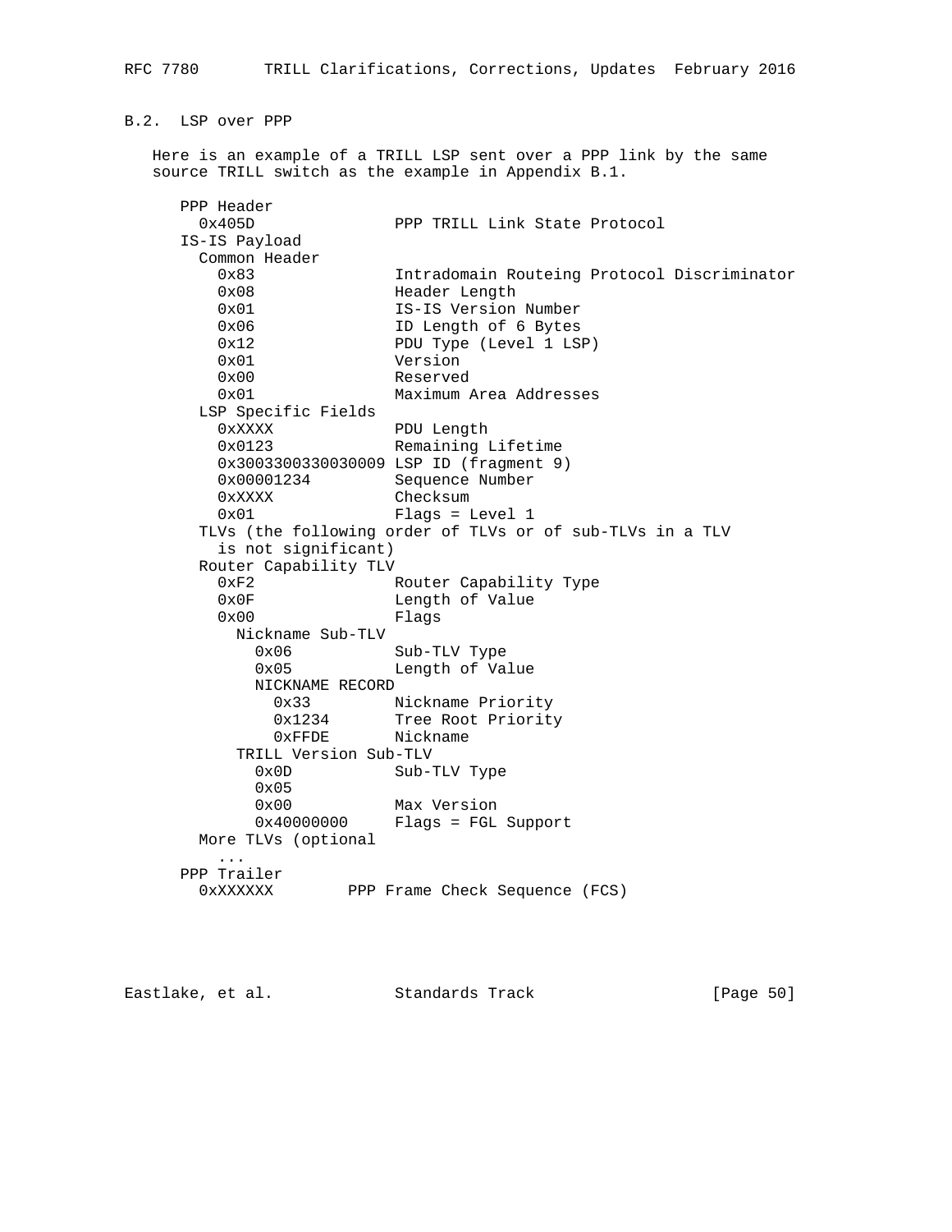## B.2. LSP over PPP

Here is an example of a TRILL LSP sent over a PPP link by the same source TRILL switch as the example in Appendix B.1.

```
   PPP Header
     0x405D              PPP TRILL Link State Protocol
   IS-IS Payload
     Common Header
       0x83              Intradomain Routeing Protocol Discriminator
       0x08              Header Length
       0x01              IS-IS Version Number
       0x06              ID Length of 6 Bytes
       0x12              PDU Type (Level 1 LSP)
       0x01              Version
       0x00              Reserved
       0x01              Maximum Area Addresses
     LSP Specific Fields
       0xXXXX            PDU Length
       0x0123            Remaining Lifetime
       0x3003300330030009 LSP ID (fragment 9)
       0x00001234        Sequence Number
       0xXXXX            Checksum
       0x01              Flags = Level 1
     TLVs (the following order of TLVs or of sub-TLVs in a TLV
       is not significant)
     Router Capability TLV
       0xF2              Router Capability Type
       0x0F              Length of Value
       0x00              Flags
         Nickname Sub-TLV
           0x06          Sub-TLV Type
           0x05          Length of Value
           NICKNAME RECORD
             0x33        Nickname Priority
             0x1234      Tree Root Priority
             0xFFDE      Nickname
         TRILL Version Sub-TLV
           0x0D          Sub-TLV Type
           0x05
           0x00          Max Version
           0x40000000    Flags = FGL Support
     More TLVs (optional
       ...
   PPP Trailer
     0xXXXXXX        PPP Frame Check Sequence (FCS)
```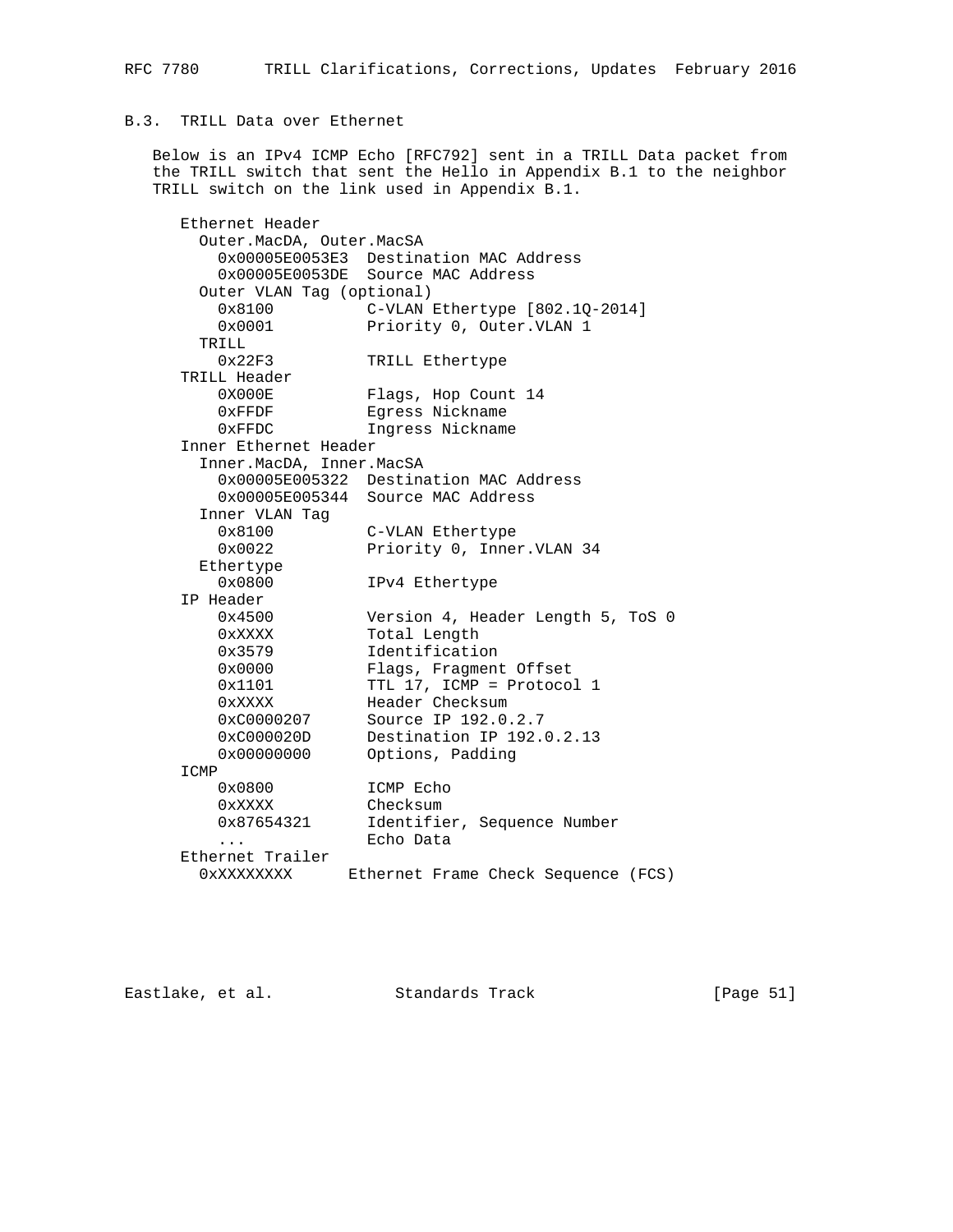### B.3. TRILL Data over Ethernet

Below is an IPv4 ICMP Echo [RFC792] sent in a TRILL Data packet from the TRILL switch that sent the Hello in Appendix B.1 to the neighbor TRILL switch on the link used in Appendix B.1.

```
   Ethernet Header
     Outer.MacDA, Outer.MacSA
       0x00005E0053E3  Destination MAC Address
       0x00005E0053DE  Source MAC Address
     Outer VLAN Tag (optional)
       0x8100          C-VLAN Ethertype [802.1Q-2014]
       0x0001          Priority 0, Outer.VLAN 1
     TRILL
       0x22F3          TRILL Ethertype
   TRILL Header
       0X000E          Flags, Hop Count 14
       0xFFDF          Egress Nickname
       0xFFDC          Ingress Nickname
   Inner Ethernet Header
     Inner.MacDA, Inner.MacSA
       0x00005E005322  Destination MAC Address
       0x00005E005344  Source MAC Address
     Inner VLAN Tag
       0x8100          C-VLAN Ethertype
       0x0022          Priority 0, Inner.VLAN 34
     Ethertype
       0x0800          IPv4 Ethertype
   IP Header
       0x4500          Version 4, Header Length 5, ToS 0
       0xXXXX          Total Length
       0x3579          Identification
       0x0000          Flags, Fragment Offset
       0x1101          TTL 17, ICMP = Protocol 1
       0xXXXX          Header Checksum
       0xC0000207      Source IP 192.0.2.7
       0xC000020D      Destination IP 192.0.2.13
       0x00000000      Options, Padding
   ICMP
       0x0800          ICMP Echo
       0xXXXX          Checksum
       0x87654321      Identifier, Sequence Number
       ...             Echo Data
   Ethernet Trailer
     0xXXXXXXXX      Ethernet Frame Check Sequence (FCS)
```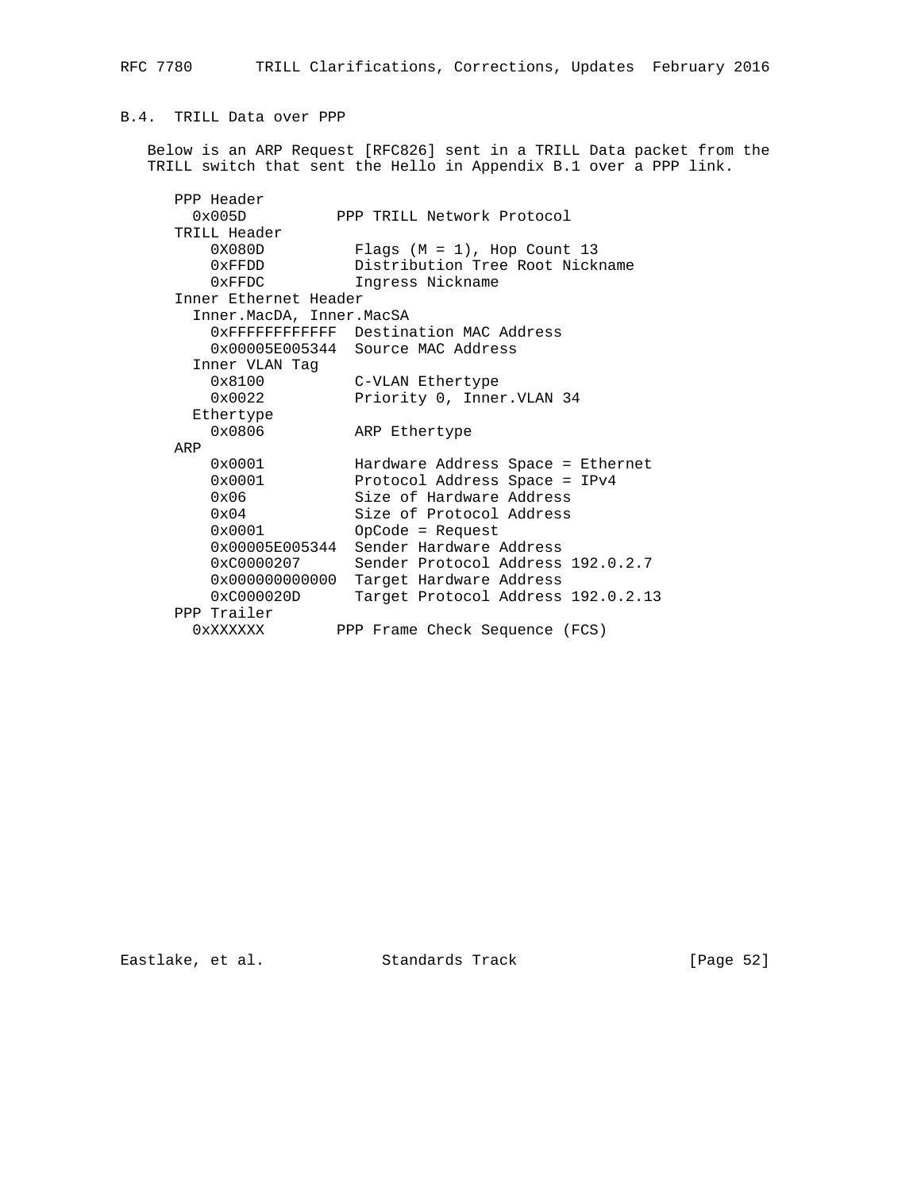### B.4. TRILL Data over PPP

Below is an ARP Request [RFC826] sent in a TRILL Data packet from the TRILL switch that sent the Hello in Appendix B.1 over a PPP link.

```
   PPP Header
     0x005D          PPP TRILL Network Protocol
   TRILL Header
       0X080D          Flags (M = 1), Hop Count 13
       0xFFDD          Distribution Tree Root Nickname
       0xFFDC          Ingress Nickname
   Inner Ethernet Header
     Inner.MacDA, Inner.MacSA
       0xFFFFFFFFFFFF  Destination MAC Address
       0x00005E005344  Source MAC Address
     Inner VLAN Tag
       0x8100          C-VLAN Ethertype
       0x0022          Priority 0, Inner.VLAN 34
     Ethertype
       0x0806          ARP Ethertype
   ARP
       0x0001          Hardware Address Space = Ethernet
       0x0001          Protocol Address Space = IPv4
       0x06            Size of Hardware Address
       0x04            Size of Protocol Address
       0x0001          OpCode = Request
       0x00005E005344  Sender Hardware Address
       0xC0000207      Sender Protocol Address 192.0.2.7
       0x000000000000  Target Hardware Address
       0xC000020D      Target Protocol Address 192.0.2.13
   PPP Trailer
     0xXXXXXX        PPP Frame Check Sequence (FCS)
```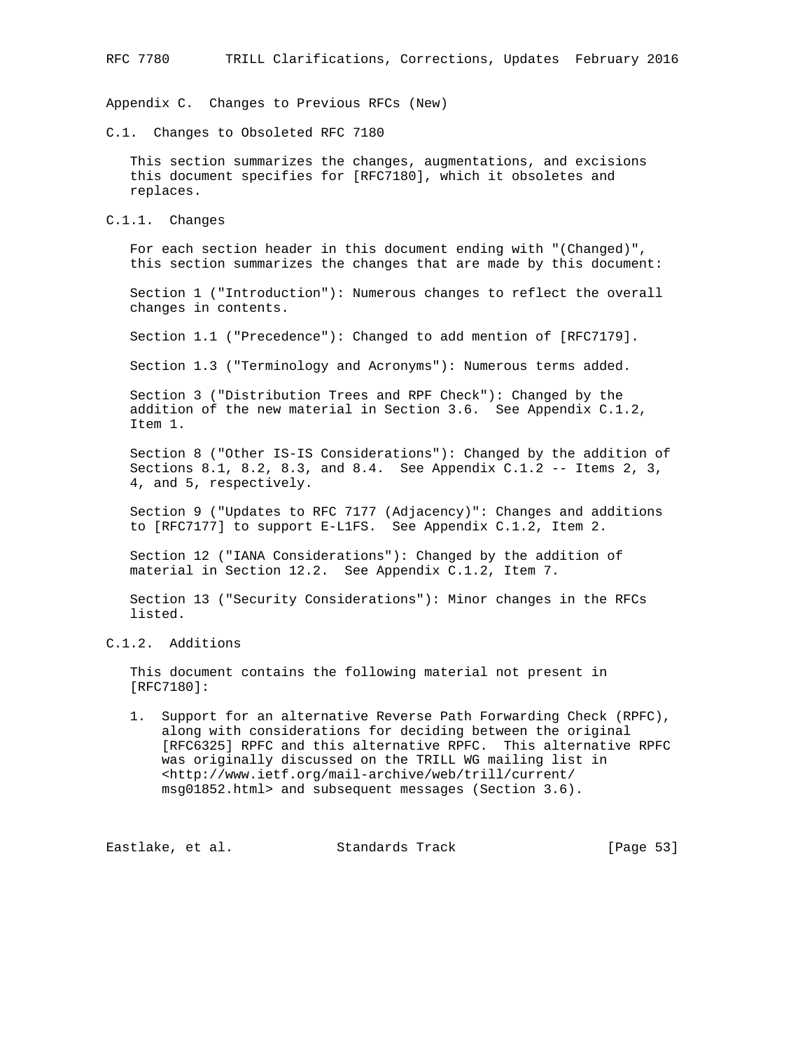# Appendix C. Changes to Previous RFCs (New)

## C.1. Changes to Obsoleted RFC 7180

This section summarizes the changes, augmentations, and excisions this document specifies for [RFC7180], which it obsoletes and replaces.

### C.1.1. Changes

For each section header in this document ending with "(Changed)", this section summarizes the changes that are made by this document:

Section 1 ("Introduction"): Numerous changes to reflect the overall changes in contents.

Section 1.1 ("Precedence"): Changed to add mention of [RFC7179].

Section 1.3 ("Terminology and Acronyms"): Numerous terms added.

Section 3 ("Distribution Trees and RPF Check"): Changed by the addition of the new material in Section 3.6. See Appendix C.1.2, Item 1.

Section 8 ("Other IS-IS Considerations"): Changed by the addition of Sections 8.1, 8.2, 8.3, and 8.4. See Appendix C.1.2 -- Items 2, 3, 4, and 5, respectively.

Section 9 ("Updates to RFC 7177 (Adjacency)": Changes and additions to [RFC7177] to support E-L1FS. See Appendix C.1.2, Item 2.

Section 12 ("IANA Considerations"): Changed by the addition of material in Section 12.2. See Appendix C.1.2, Item 7.

Section 13 ("Security Considerations"): Minor changes in the RFCs listed.

### C.1.2. Additions

This document contains the following material not present in [RFC7180]:

1. Support for an alternative Reverse Path Forwarding Check (RPFC), along with considerations for deciding between the original [RFC6325] RPFC and this alternative RPFC. This alternative RPFC was originally discussed on the TRILL WG mailing list in <http://www.ietf.org/mail-archive/web/trill/current/msg01852.html> and subsequent messages (Section 3.6).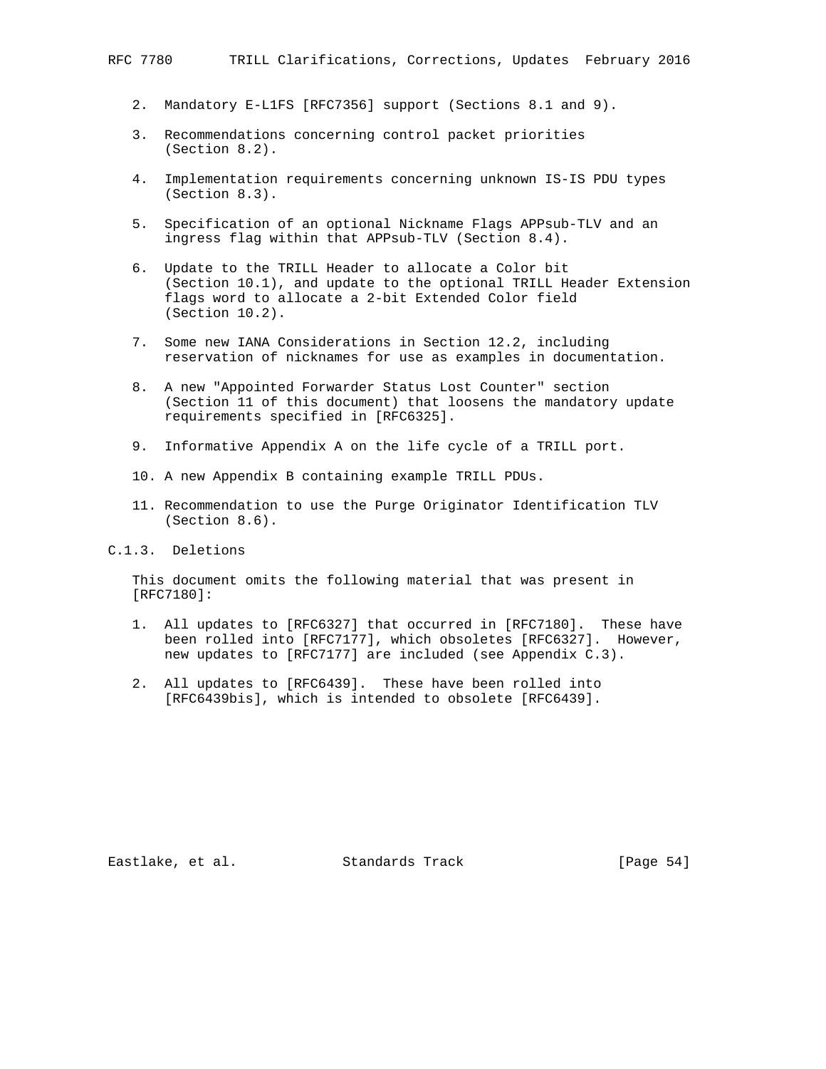2. Mandatory E-L1FS [RFC7356] support (Sections 8.1 and 9).

3. Recommendations concerning control packet priorities (Section 8.2).

4. Implementation requirements concerning unknown IS-IS PDU types (Section 8.3).

5. Specification of an optional Nickname Flags APPsub-TLV and an ingress flag within that APPsub-TLV (Section 8.4).

6. Update to the TRILL Header to allocate a Color bit (Section 10.1), and update to the optional TRILL Header Extension flags word to allocate a 2-bit Extended Color field (Section 10.2).

7. Some new IANA Considerations in Section 12.2, including reservation of nicknames for use as examples in documentation.

8. A new "Appointed Forwarder Status Lost Counter" section (Section 11 of this document) that loosens the mandatory update requirements specified in [RFC6325].

9. Informative Appendix A on the life cycle of a TRILL port.

10. A new Appendix B containing example TRILL PDUs.

11. Recommendation to use the Purge Originator Identification TLV (Section 8.6).

### C.1.3. Deletions

This document omits the following material that was present in [RFC7180]:

1. All updates to [RFC6327] that occurred in [RFC7180]. These have been rolled into [RFC7177], which obsoletes [RFC6327]. However, new updates to [RFC7177] are included (see Appendix C.3).

2. All updates to [RFC6439]. These have been rolled into [RFC6439bis], which is intended to obsolete [RFC6439].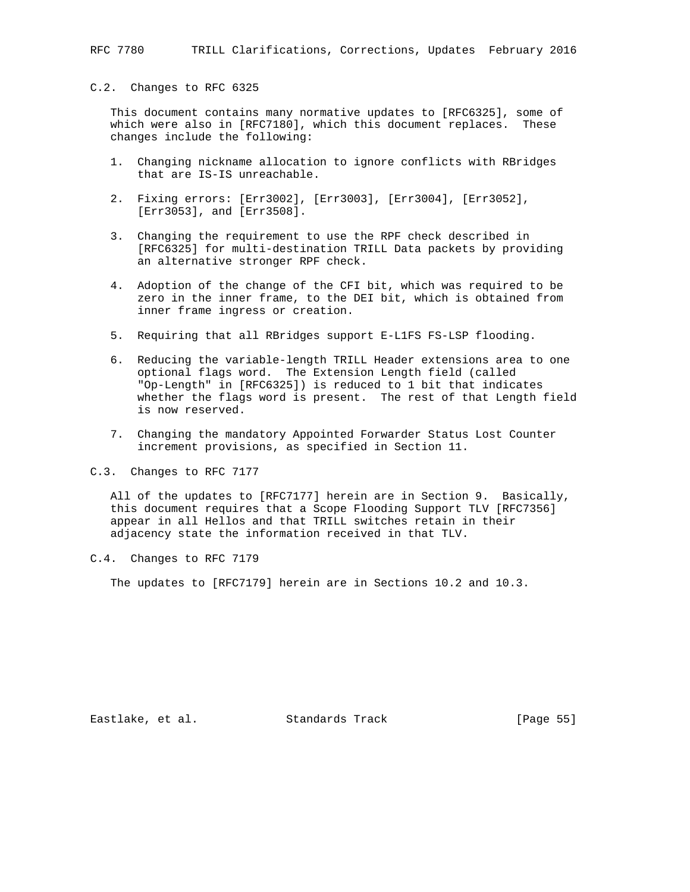### C.2. Changes to RFC 6325

This document contains many normative updates to [RFC6325], some of which were also in [RFC7180], which this document replaces. These changes include the following:

1. Changing nickname allocation to ignore conflicts with RBridges that are IS-IS unreachable.

2. Fixing errors: [Err3002], [Err3003], [Err3004], [Err3052], [Err3053], and [Err3508].

3. Changing the requirement to use the RPF check described in [RFC6325] for multi-destination TRILL Data packets by providing an alternative stronger RPF check.

4. Adoption of the change of the CFI bit, which was required to be zero in the inner frame, to the DEI bit, which is obtained from inner frame ingress or creation.

5. Requiring that all RBridges support E-L1FS FS-LSP flooding.

6. Reducing the variable-length TRILL Header extensions area to one optional flags word. The Extension Length field (called "Op-Length" in [RFC6325]) is reduced to 1 bit that indicates whether the flags word is present. The rest of that Length field is now reserved.

7. Changing the mandatory Appointed Forwarder Status Lost Counter increment provisions, as specified in Section 11.

### C.3. Changes to RFC 7177

All of the updates to [RFC7177] herein are in Section 9. Basically, this document requires that a Scope Flooding Support TLV [RFC7356] appear in all Hellos and that TRILL switches retain in their adjacency state the information received in that TLV.

### C.4. Changes to RFC 7179

The updates to [RFC7179] herein are in Sections 10.2 and 10.3.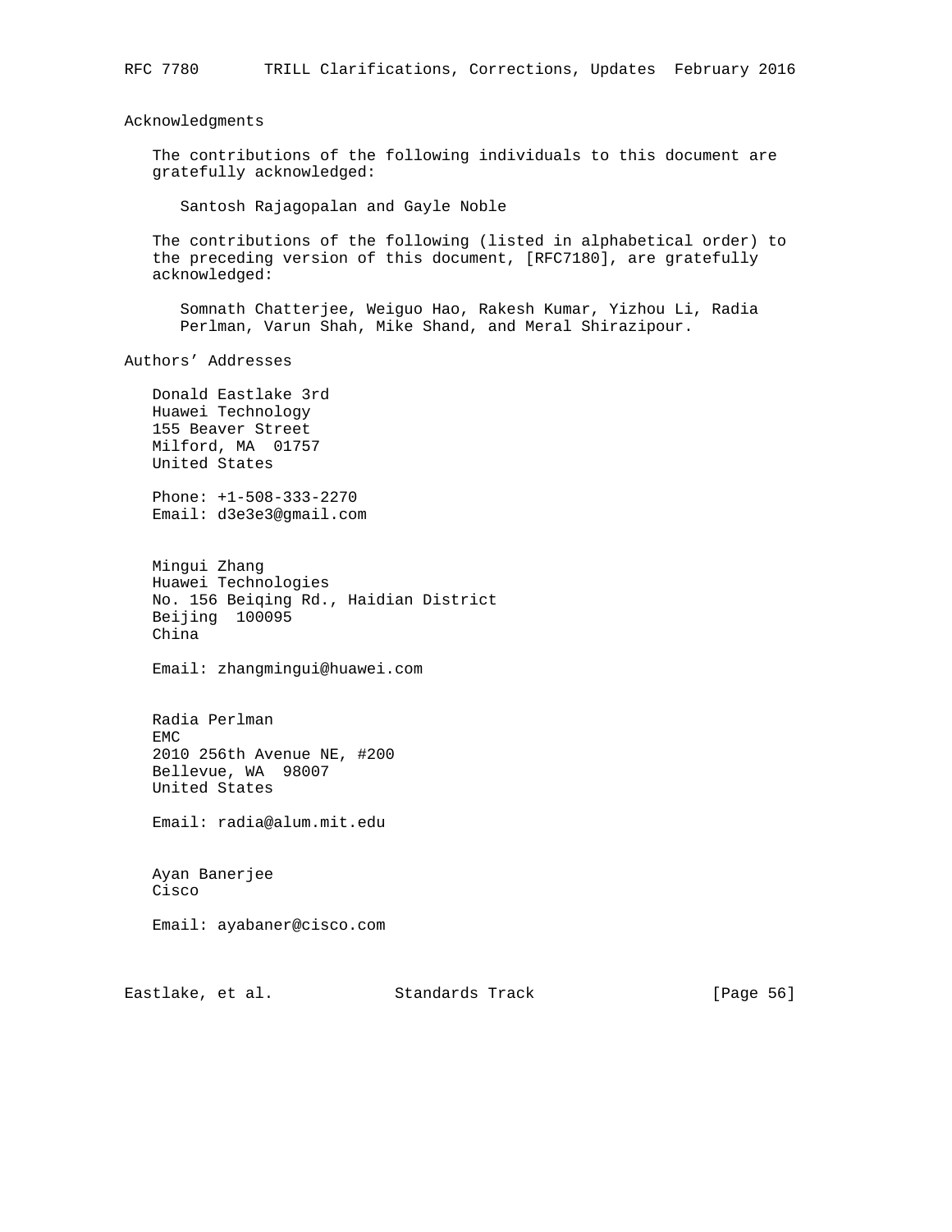## Acknowledgments

The contributions of the following individuals to this document are gratefully acknowledged:

Santosh Rajagopalan and Gayle Noble

The contributions of the following (listed in alphabetical order) to the preceding version of this document, [RFC7180], are gratefully acknowledged:

Somnath Chatterjee, Weiguo Hao, Rakesh Kumar, Yizhou Li, Radia Perlman, Varun Shah, Mike Shand, and Meral Shirazipour.

## Authors' Addresses

Donald Eastlake 3rd  
Huawei Technology  
155 Beaver Street  
Milford, MA 01757  
United States

Phone: +1-508-333-2270  
Email: d3e3e3@gmail.com

Mingui Zhang  
Huawei Technologies  
No. 156 Beiqing Rd., Haidian District  
Beijing 100095  
China

Email: zhangmingui@huawei.com

Radia Perlman  
EMC  
2010 256th Avenue NE, #200  
Bellevue, WA 98007  
United States

Email: radia@alum.mit.edu

Ayan Banerjee  
Cisco

Email: ayabaner@cisco.com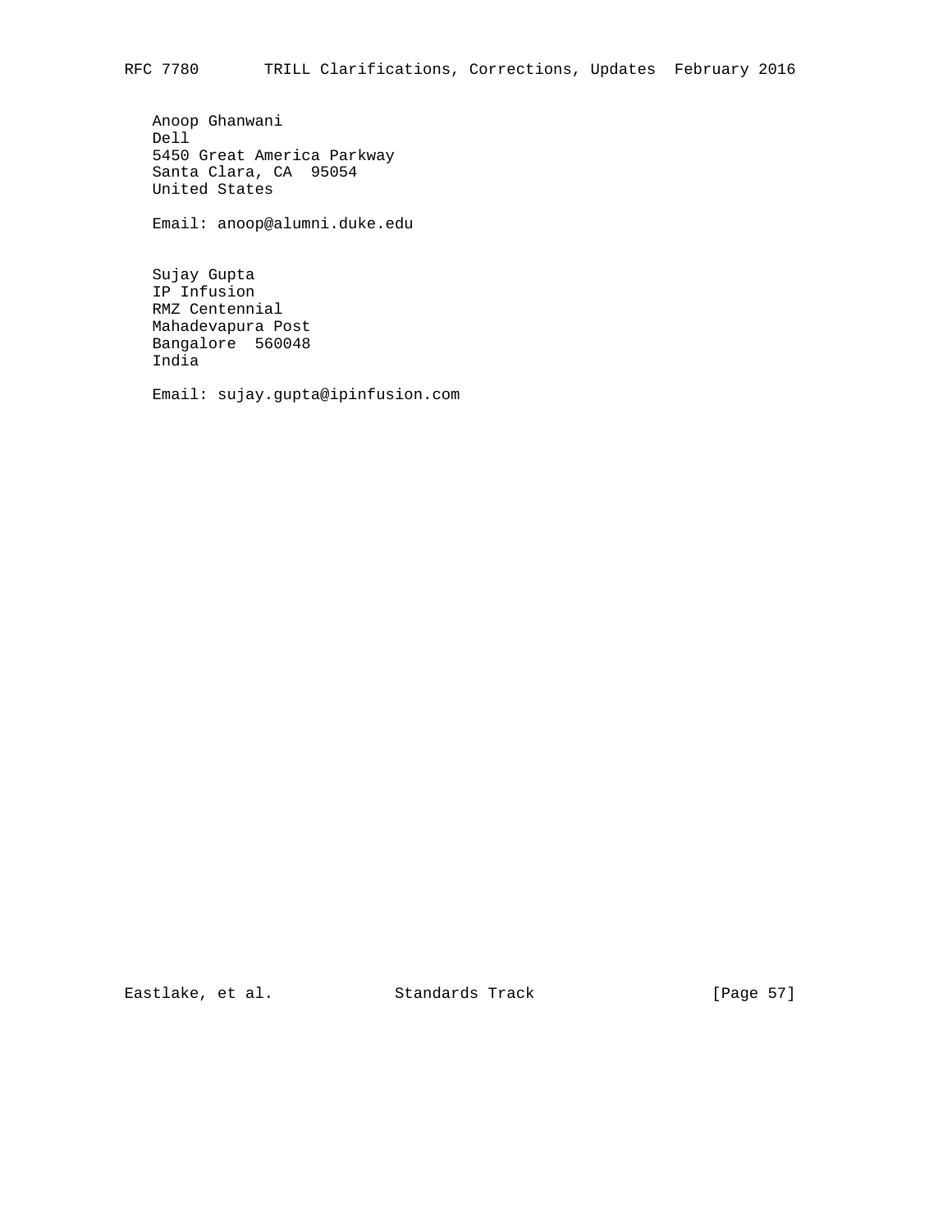Anoop Ghanwani
Dell
5450 Great America Parkway
Santa Clara, CA  95054
United States

Email: anoop@alumni.duke.edu

Sujay Gupta
IP Infusion
RMZ Centennial
Mahadevapura Post
Bangalore  560048
India

Email: sujay.gupta@ipinfusion.com